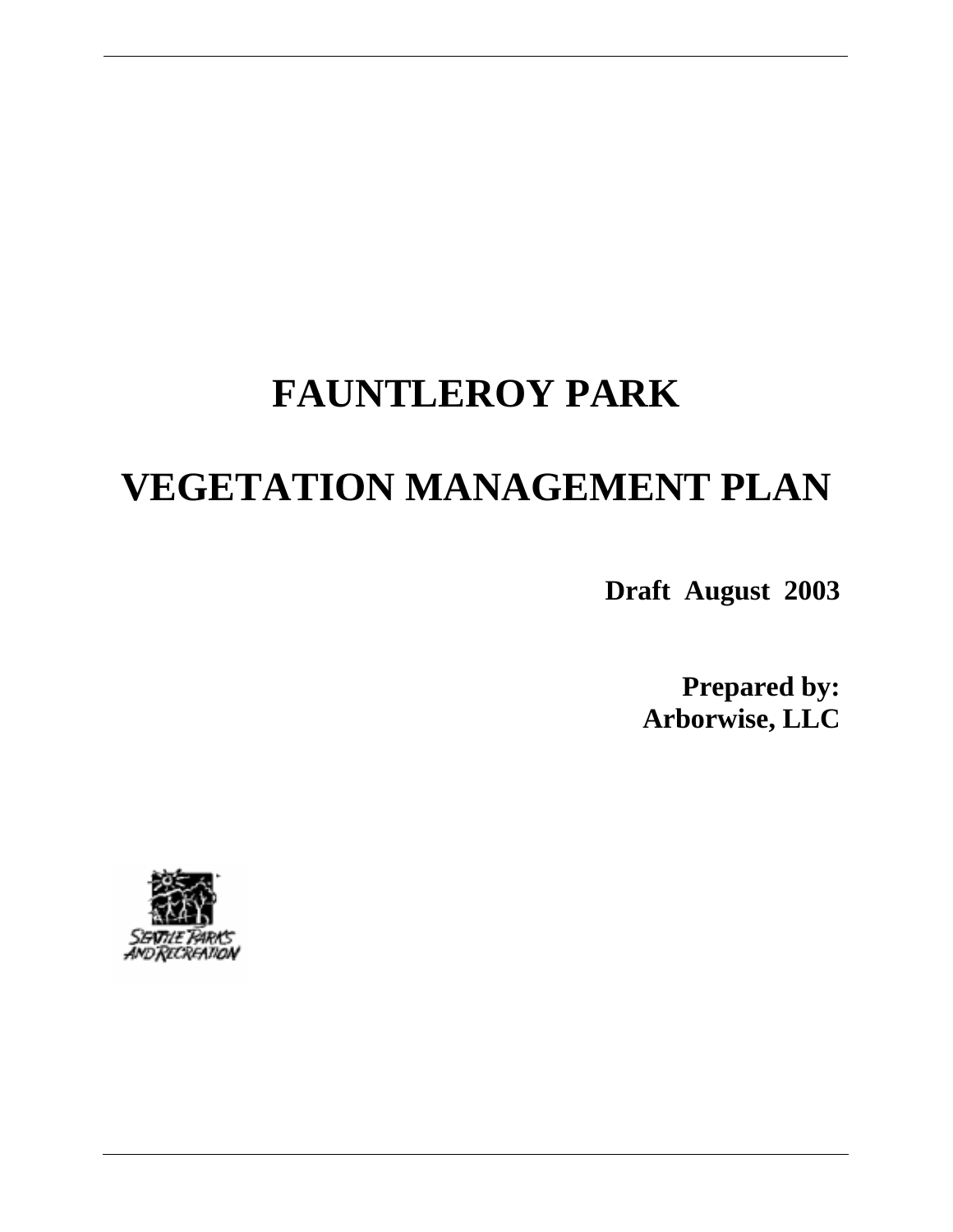# FAUNTLEROY PARK

# VEGETATION MANAGEMENT PLAN

**Draft August 2003**

**Prepared by:**
**Arborwise, LLC**

SEATTLE PARKS AND RECREATION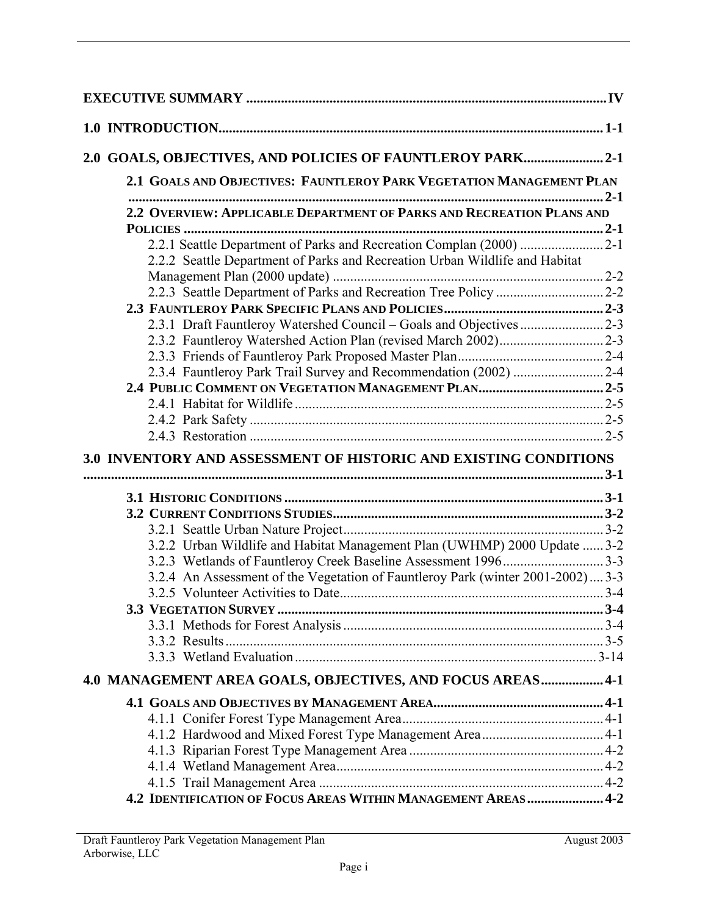**EXECUTIVE SUMMARY** ....................................................................................................... **IV**

**1.0 INTRODUCTION**.............................................................................................................. **1-1**

**2.0 GOALS, OBJECTIVES, AND POLICIES OF FAUNTLEROY PARK**....................... **2-1**

- **2.1 GOALS AND OBJECTIVES: FAUNTLEROY PARK VEGETATION MANAGEMENT PLAN** ....................................................................................................................... **2-1**
- **2.2 OVERVIEW: APPLICABLE DEPARTMENT OF PARKS AND RECREATION PLANS AND POLICIES** ........................................................................................................................ **2-1**
  - 2.2.1 Seattle Department of Parks and Recreation Complan (2000) ........................ 2-1
  - 2.2.2 Seattle Department of Parks and Recreation Urban Wildlife and Habitat Management Plan (2000 update) ............................................................................. 2-2
  - 2.2.3 Seattle Department of Parks and Recreation Tree Policy ............................... 2-2
- **2.3 FAUNTLEROY PARK SPECIFIC PLANS AND POLICIES**............................................. **2-3**
  - 2.3.1 Draft Fauntleroy Watershed Council – Goals and Objectives ........................ 2-3
  - 2.3.2 Fauntleroy Watershed Action Plan (revised March 2002).............................. 2-3
  - 2.3.3 Friends of Fauntleroy Park Proposed Master Plan.......................................... 2-4
  - 2.3.4 Fauntleroy Park Trail Survey and Recommendation (2002) .......................... 2-4
- **2.4 PUBLIC COMMENT ON VEGETATION MANAGEMENT PLAN**.................................... **2-5**
  - 2.4.1 Habitat for Wildlife ......................................................................................... 2-5
  - 2.4.2 Park Safety ..................................................................................................... 2-5
  - 2.4.3 Restoration ..................................................................................................... 2-5

**3.0 INVENTORY AND ASSESSMENT OF HISTORIC AND EXISTING CONDITIONS** ..................................................................................................................................... **3-1**

- **3.1 HISTORIC CONDITIONS** ........................................................................................... **3-1**
- **3.2 CURRENT CONDITIONS STUDIES**.............................................................................. **3-2**
  - 3.2.1 Seattle Urban Nature Project........................................................................... 3-2
  - 3.2.2 Urban Wildlife and Habitat Management Plan (UWHMP) 2000 Update ...... 3-2
  - 3.2.3 Wetlands of Fauntleroy Creek Baseline Assessment 1996............................. 3-3
  - 3.2.4 An Assessment of the Vegetation of Fauntleroy Park (winter 2001-2002).... 3-3
  - 3.2.5 Volunteer Activities to Date............................................................................ 3-4
- **3.3 VEGETATION SURVEY** ............................................................................................. **3-4**
  - 3.3.1 Methods for Forest Analysis ........................................................................... 3-4
  - 3.3.2 Results............................................................................................................. 3-5
  - 3.3.3 Wetland Evaluation ....................................................................................... 3-14

**4.0 MANAGEMENT AREA GOALS, OBJECTIVES, AND FOCUS AREAS**.................. **4-1**

- **4.1 GOALS AND OBJECTIVES BY MANAGEMENT AREA**................................................. **4-1**
  - 4.1.1 Conifer Forest Type Management Area.......................................................... 4-1
  - 4.1.2 Hardwood and Mixed Forest Type Management Area................................... 4-1
  - 4.1.3 Riparian Forest Type Management Area ........................................................ 4-2
  - 4.1.4 Wetland Management Area............................................................................. 4-2
  - 4.1.5 Trail Management Area .................................................................................. 4-2
- **4.2 IDENTIFICATION OF FOCUS AREAS WITHIN MANAGEMENT AREAS** ...................... **4-2**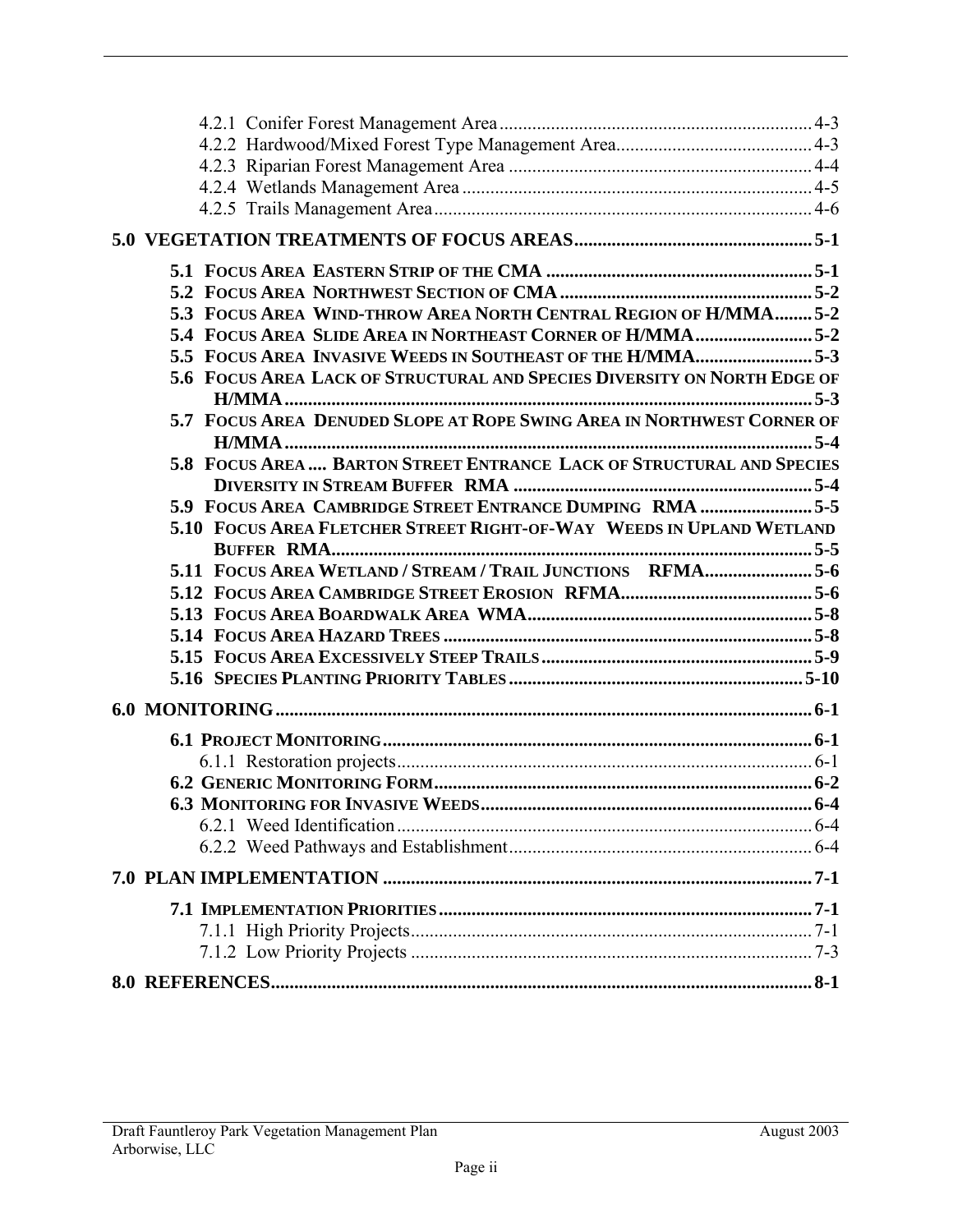4.2.1 Conifer Forest Management Area ................................................................ 4-3
4.2.2 Hardwood/Mixed Forest Type Management Area......................................... 4-3
4.2.3 Riparian Forest Management Area ................................................................ 4-4
4.2.4 Wetlands Management Area ......................................................................... 4-5
4.2.5 Trails Management Area............................................................................... 4-6

**5.0 VEGETATION TREATMENTS OF FOCUS AREAS.................................................. 5-1**

**5.1 FOCUS AREA EASTERN STRIP OF THE CMA ........................................................ 5-1**
**5.2 FOCUS AREA NORTHWEST SECTION OF CMA ..................................................... 5-2**
**5.3 FOCUS AREA WIND-THROW AREA NORTH CENTRAL REGION OF H/MMA........ 5-2**
**5.4 FOCUS AREA SLIDE AREA IN NORTHEAST CORNER OF H/MMA......................... 5-2**
**5.5 FOCUS AREA INVASIVE WEEDS IN SOUTHEAST OF THE H/MMA......................... 5-3**
**5.6 FOCUS AREA LACK OF STRUCTURAL AND SPECIES DIVERSITY ON NORTH EDGE OF H/MMA............................................................................................................... 5-3**
**5.7 FOCUS AREA DENUDED SLOPE AT ROPE SWING AREA IN NORTHWEST CORNER OF H/MMA............................................................................................................... 5-4**
**5.8 FOCUS AREA .... BARTON STREET ENTRANCE LACK OF STRUCTURAL AND SPECIES DIVERSITY IN STREAM BUFFER RMA ............................................................... 5-4**
**5.9 FOCUS AREA CAMBRIDGE STREET ENTRANCE DUMPING RMA ........................ 5-5**
**5.10 FOCUS AREA FLETCHER STREET RIGHT-OF-WAY WEEDS IN UPLAND WETLAND BUFFER RMA...................................................................................................... 5-5**
**5.11 FOCUS AREA WETLAND / STREAM / TRAIL JUNCTIONS RFMA....................... 5-6**
**5.12 FOCUS AREA CAMBRIDGE STREET EROSION RFMA......................................... 5-6**
**5.13 FOCUS AREA BOARDWALK AREA WMA............................................................. 5-8**
**5.14 FOCUS AREA HAZARD TREES .............................................................................. 5-8**
**5.15 FOCUS AREA EXCESSIVELY STEEP TRAILS ......................................................... 5-9**
**5.16 SPECIES PLANTING PRIORITY TABLES .............................................................. 5-10**

**6.0 MONITORING................................................................................................................. 6-1**

**6.1 PROJECT MONITORING........................................................................................... 6-1**
6.1.1 Restoration projects........................................................................................ 6-1
**6.2 GENERIC MONITORING FORM................................................................................ 6-2**
**6.3 MONITORING FOR INVASIVE WEEDS..................................................................... 6-4**
6.2.1 Weed Identification........................................................................................ 6-4
6.2.2 Weed Pathways and Establishment................................................................ 6-4

**7.0 PLAN IMPLEMENTATION ........................................................................................... 7-1**

**7.1 IMPLEMENTATION PRIORITIES.............................................................................. 7-1**
7.1.1 High Priority Projects..................................................................................... 7-1
7.1.2 Low Priority Projects ..................................................................................... 7-3

**8.0 REFERENCES................................................................................................................... 8-1**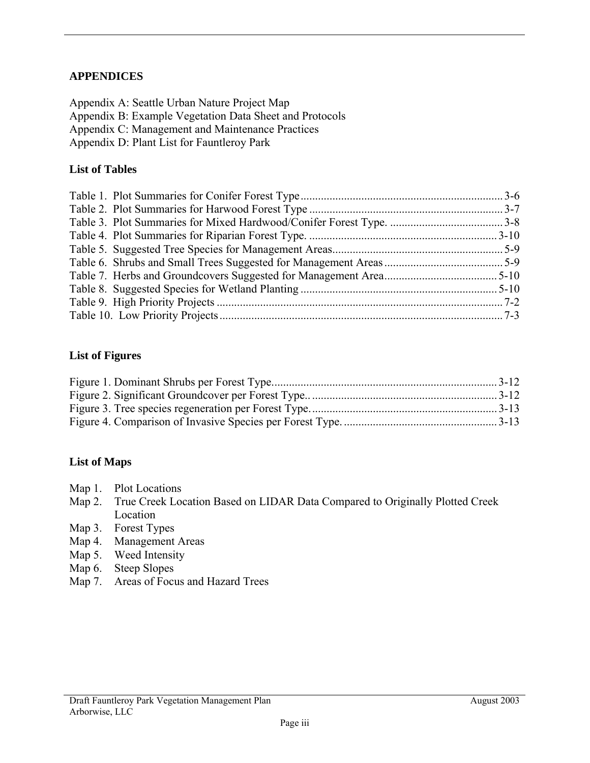## APPENDICES

Appendix A: Seattle Urban Nature Project Map
Appendix B: Example Vegetation Data Sheet and Protocols
Appendix C: Management and Maintenance Practices
Appendix D: Plant List for Fauntleroy Park

## List of Tables

Table 1. Plot Summaries for Conifer Forest Type ........................................ 3-6
Table 2. Plot Summaries for Harwood Forest Type ........................................ 3-7
Table 3. Plot Summaries for Mixed Hardwood/Conifer Forest Type. ........................................ 3-8
Table 4. Plot Summaries for Riparian Forest Type. ........................................ 3-10
Table 5. Suggested Tree Species for Management Areas ........................................ 5-9
Table 6. Shrubs and Small Trees Suggested for Management Areas ........................................ 5-9
Table 7. Herbs and Groundcovers Suggested for Management Area ........................................ 5-10
Table 8. Suggested Species for Wetland Planting ........................................ 5-10
Table 9. High Priority Projects ........................................ 7-2
Table 10. Low Priority Projects ........................................ 7-3

## List of Figures

Figure 1. Dominant Shrubs per Forest Type ........................................ 3-12
Figure 2. Significant Groundcover per Forest Type.. ........................................ 3-12
Figure 3. Tree species regeneration per Forest Type. ........................................ 3-13
Figure 4. Comparison of Invasive Species per Forest Type. ........................................ 3-13

## List of Maps

Map 1. Plot Locations
Map 2. True Creek Location Based on LIDAR Data Compared to Originally Plotted Creek Location
Map 3. Forest Types
Map 4. Management Areas
Map 5. Weed Intensity
Map 6. Steep Slopes
Map 7. Areas of Focus and Hazard Trees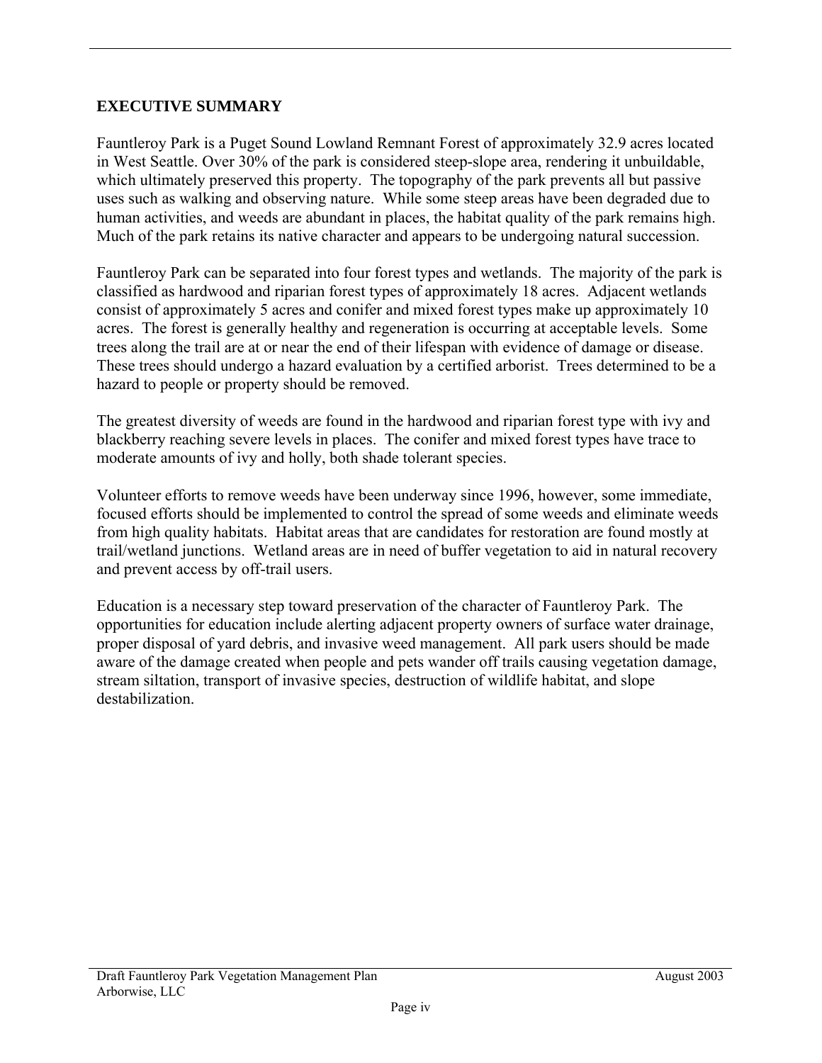# EXECUTIVE SUMMARY

Fauntleroy Park is a Puget Sound Lowland Remnant Forest of approximately 32.9 acres located in West Seattle. Over 30% of the park is considered steep-slope area, rendering it unbuildable, which ultimately preserved this property. The topography of the park prevents all but passive uses such as walking and observing nature. While some steep areas have been degraded due to human activities, and weeds are abundant in places, the habitat quality of the park remains high. Much of the park retains its native character and appears to be undergoing natural succession.

Fauntleroy Park can be separated into four forest types and wetlands. The majority of the park is classified as hardwood and riparian forest types of approximately 18 acres. Adjacent wetlands consist of approximately 5 acres and conifer and mixed forest types make up approximately 10 acres. The forest is generally healthy and regeneration is occurring at acceptable levels. Some trees along the trail are at or near the end of their lifespan with evidence of damage or disease. These trees should undergo a hazard evaluation by a certified arborist. Trees determined to be a hazard to people or property should be removed.

The greatest diversity of weeds are found in the hardwood and riparian forest type with ivy and blackberry reaching severe levels in places. The conifer and mixed forest types have trace to moderate amounts of ivy and holly, both shade tolerant species.

Volunteer efforts to remove weeds have been underway since 1996, however, some immediate, focused efforts should be implemented to control the spread of some weeds and eliminate weeds from high quality habitats. Habitat areas that are candidates for restoration are found mostly at trail/wetland junctions. Wetland areas are in need of buffer vegetation to aid in natural recovery and prevent access by off-trail users.

Education is a necessary step toward preservation of the character of Fauntleroy Park. The opportunities for education include alerting adjacent property owners of surface water drainage, proper disposal of yard debris, and invasive weed management. All park users should be made aware of the damage created when people and pets wander off trails causing vegetation damage, stream siltation, transport of invasive species, destruction of wildlife habitat, and slope destabilization.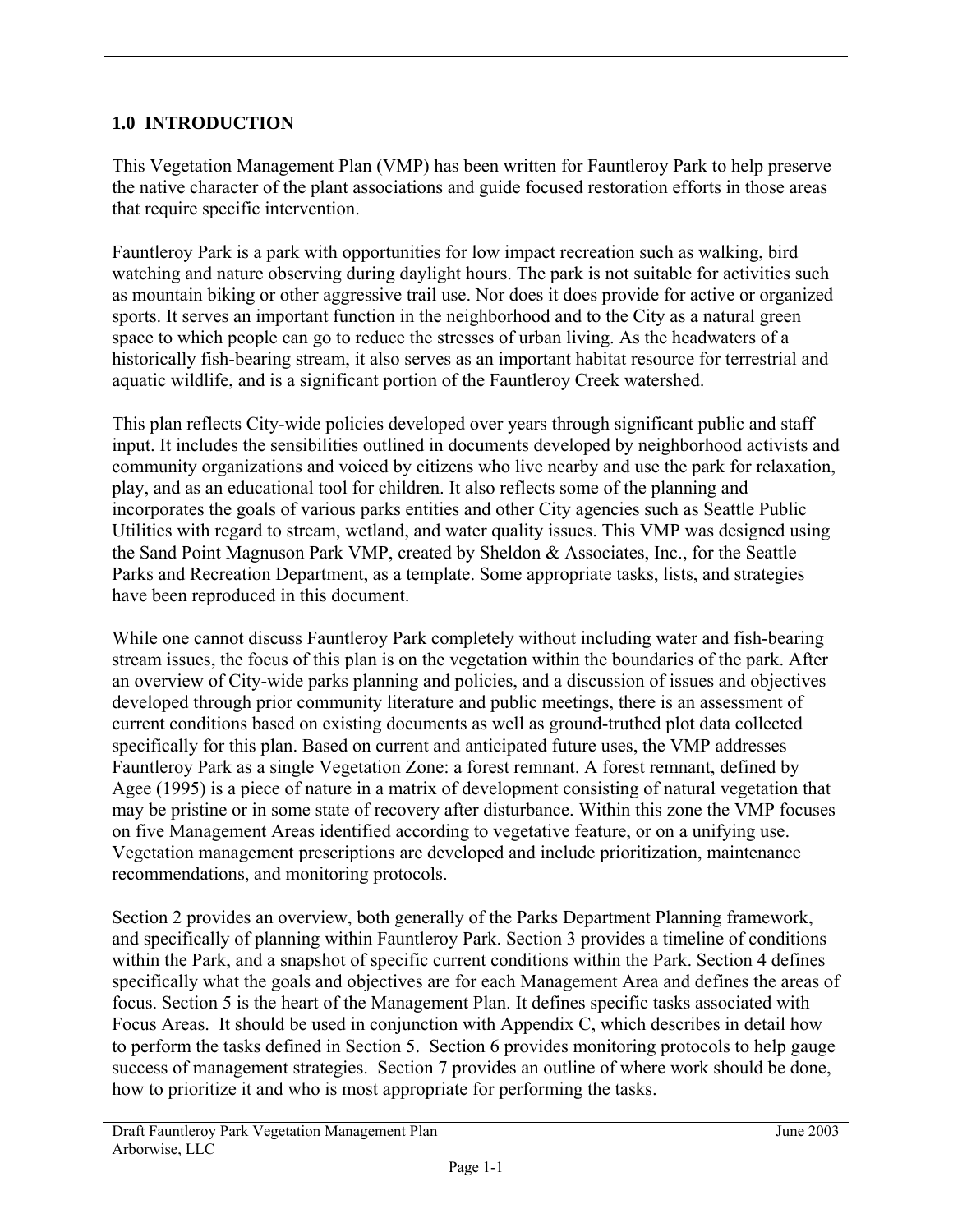## 1.0 INTRODUCTION

This Vegetation Management Plan (VMP) has been written for Fauntleroy Park to help preserve the native character of the plant associations and guide focused restoration efforts in those areas that require specific intervention.

Fauntleroy Park is a park with opportunities for low impact recreation such as walking, bird watching and nature observing during daylight hours. The park is not suitable for activities such as mountain biking or other aggressive trail use. Nor does it does provide for active or organized sports. It serves an important function in the neighborhood and to the City as a natural green space to which people can go to reduce the stresses of urban living. As the headwaters of a historically fish-bearing stream, it also serves as an important habitat resource for terrestrial and aquatic wildlife, and is a significant portion of the Fauntleroy Creek watershed.

This plan reflects City-wide policies developed over years through significant public and staff input. It includes the sensibilities outlined in documents developed by neighborhood activists and community organizations and voiced by citizens who live nearby and use the park for relaxation, play, and as an educational tool for children. It also reflects some of the planning and incorporates the goals of various parks entities and other City agencies such as Seattle Public Utilities with regard to stream, wetland, and water quality issues. This VMP was designed using the Sand Point Magnuson Park VMP, created by Sheldon & Associates, Inc., for the Seattle Parks and Recreation Department, as a template. Some appropriate tasks, lists, and strategies have been reproduced in this document.

While one cannot discuss Fauntleroy Park completely without including water and fish-bearing stream issues, the focus of this plan is on the vegetation within the boundaries of the park. After an overview of City-wide parks planning and policies, and a discussion of issues and objectives developed through prior community literature and public meetings, there is an assessment of current conditions based on existing documents as well as ground-truthed plot data collected specifically for this plan. Based on current and anticipated future uses, the VMP addresses Fauntleroy Park as a single Vegetation Zone: a forest remnant. A forest remnant, defined by Agee (1995) is a piece of nature in a matrix of development consisting of natural vegetation that may be pristine or in some state of recovery after disturbance. Within this zone the VMP focuses on five Management Areas identified according to vegetative feature, or on a unifying use. Vegetation management prescriptions are developed and include prioritization, maintenance recommendations, and monitoring protocols.

Section 2 provides an overview, both generally of the Parks Department Planning framework, and specifically of planning within Fauntleroy Park. Section 3 provides a timeline of conditions within the Park, and a snapshot of specific current conditions within the Park. Section 4 defines specifically what the goals and objectives are for each Management Area and defines the areas of focus. Section 5 is the heart of the Management Plan. It defines specific tasks associated with Focus Areas. It should be used in conjunction with Appendix C, which describes in detail how to perform the tasks defined in Section 5. Section 6 provides monitoring protocols to help gauge success of management strategies. Section 7 provides an outline of where work should be done, how to prioritize it and who is most appropriate for performing the tasks.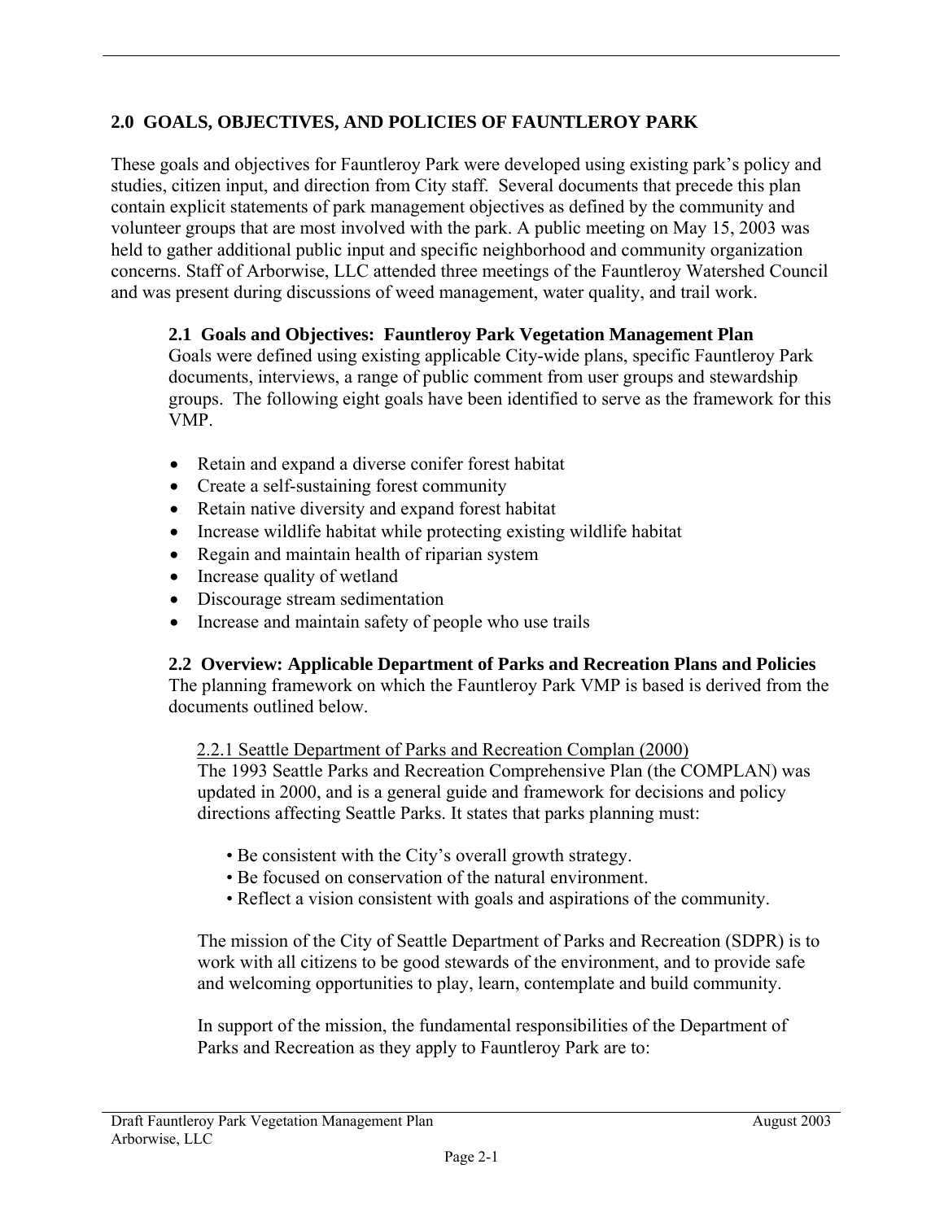## 2.0 GOALS, OBJECTIVES, AND POLICIES OF FAUNTLEROY PARK

These goals and objectives for Fauntleroy Park were developed using existing park's policy and studies, citizen input, and direction from City staff. Several documents that precede this plan contain explicit statements of park management objectives as defined by the community and volunteer groups that are most involved with the park. A public meeting on May 15, 2003 was held to gather additional public input and specific neighborhood and community organization concerns. Staff of Arborwise, LLC attended three meetings of the Fauntleroy Watershed Council and was present during discussions of weed management, water quality, and trail work.

### 2.1 Goals and Objectives: Fauntleroy Park Vegetation Management Plan

Goals were defined using existing applicable City-wide plans, specific Fauntleroy Park documents, interviews, a range of public comment from user groups and stewardship groups. The following eight goals have been identified to serve as the framework for this VMP.

- Retain and expand a diverse conifer forest habitat
- Create a self-sustaining forest community
- Retain native diversity and expand forest habitat
- Increase wildlife habitat while protecting existing wildlife habitat
- Regain and maintain health of riparian system
- Increase quality of wetland
- Discourage stream sedimentation
- Increase and maintain safety of people who use trails

### 2.2 Overview: Applicable Department of Parks and Recreation Plans and Policies

The planning framework on which the Fauntleroy Park VMP is based is derived from the documents outlined below.

#### 2.2.1 Seattle Department of Parks and Recreation Complan (2000)

The 1993 Seattle Parks and Recreation Comprehensive Plan (the COMPLAN) was updated in 2000, and is a general guide and framework for decisions and policy directions affecting Seattle Parks. It states that parks planning must:

- Be consistent with the City's overall growth strategy.
- Be focused on conservation of the natural environment.
- Reflect a vision consistent with goals and aspirations of the community.

The mission of the City of Seattle Department of Parks and Recreation (SDPR) is to work with all citizens to be good stewards of the environment, and to provide safe and welcoming opportunities to play, learn, contemplate and build community.

In support of the mission, the fundamental responsibilities of the Department of Parks and Recreation as they apply to Fauntleroy Park are to: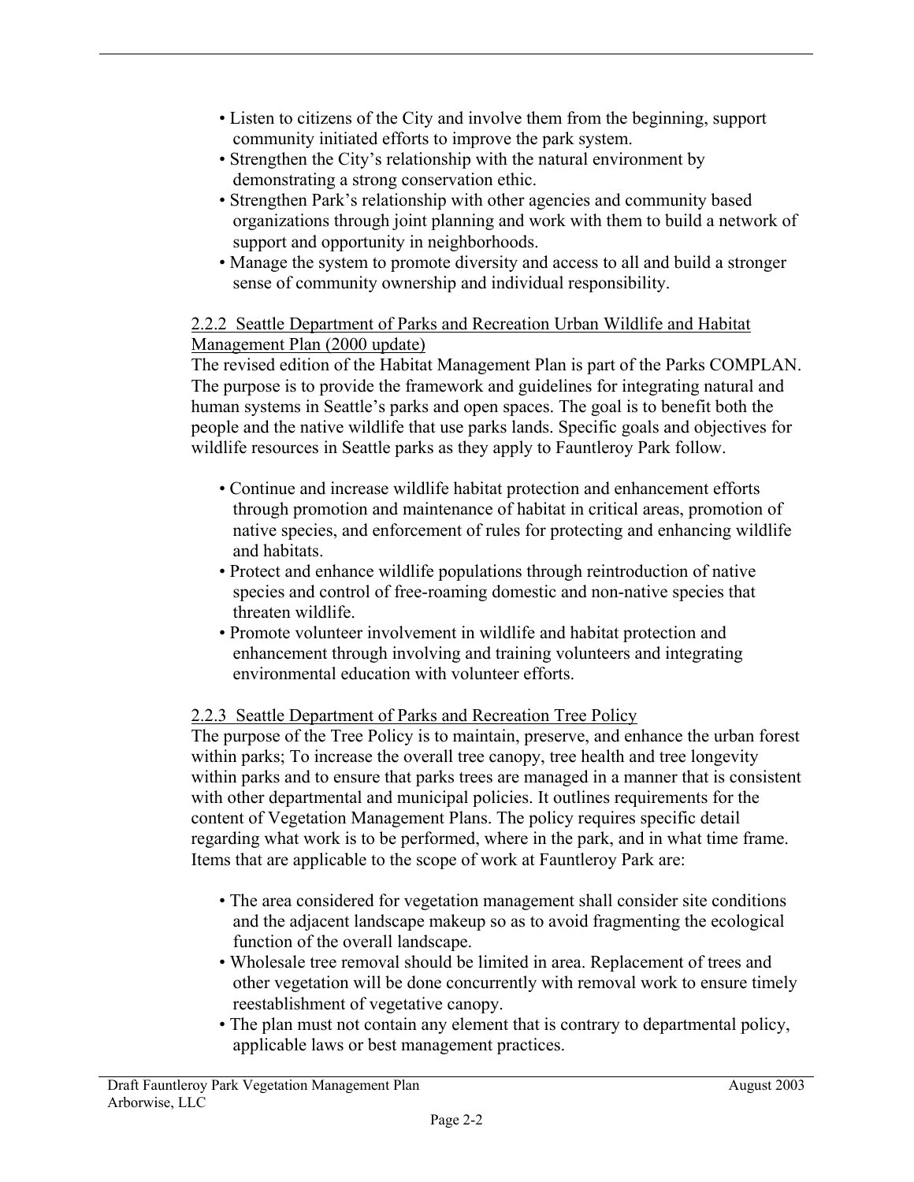- Listen to citizens of the City and involve them from the beginning, support community initiated efforts to improve the park system.
- Strengthen the City's relationship with the natural environment by demonstrating a strong conservation ethic.
- Strengthen Park's relationship with other agencies and community based organizations through joint planning and work with them to build a network of support and opportunity in neighborhoods.
- Manage the system to promote diversity and access to all and build a stronger sense of community ownership and individual responsibility.

### 2.2.2 Seattle Department of Parks and Recreation Urban Wildlife and Habitat Management Plan (2000 update)

The revised edition of the Habitat Management Plan is part of the Parks COMPLAN. The purpose is to provide the framework and guidelines for integrating natural and human systems in Seattle's parks and open spaces. The goal is to benefit both the people and the native wildlife that use parks lands. Specific goals and objectives for wildlife resources in Seattle parks as they apply to Fauntleroy Park follow.

- Continue and increase wildlife habitat protection and enhancement efforts through promotion and maintenance of habitat in critical areas, promotion of native species, and enforcement of rules for protecting and enhancing wildlife and habitats.
- Protect and enhance wildlife populations through reintroduction of native species and control of free-roaming domestic and non-native species that threaten wildlife.
- Promote volunteer involvement in wildlife and habitat protection and enhancement through involving and training volunteers and integrating environmental education with volunteer efforts.

### 2.2.3 Seattle Department of Parks and Recreation Tree Policy

The purpose of the Tree Policy is to maintain, preserve, and enhance the urban forest within parks; To increase the overall tree canopy, tree health and tree longevity within parks and to ensure that parks trees are managed in a manner that is consistent with other departmental and municipal policies. It outlines requirements for the content of Vegetation Management Plans. The policy requires specific detail regarding what work is to be performed, where in the park, and in what time frame. Items that are applicable to the scope of work at Fauntleroy Park are:

- The area considered for vegetation management shall consider site conditions and the adjacent landscape makeup so as to avoid fragmenting the ecological function of the overall landscape.
- Wholesale tree removal should be limited in area. Replacement of trees and other vegetation will be done concurrently with removal work to ensure timely reestablishment of vegetative canopy.
- The plan must not contain any element that is contrary to departmental policy, applicable laws or best management practices.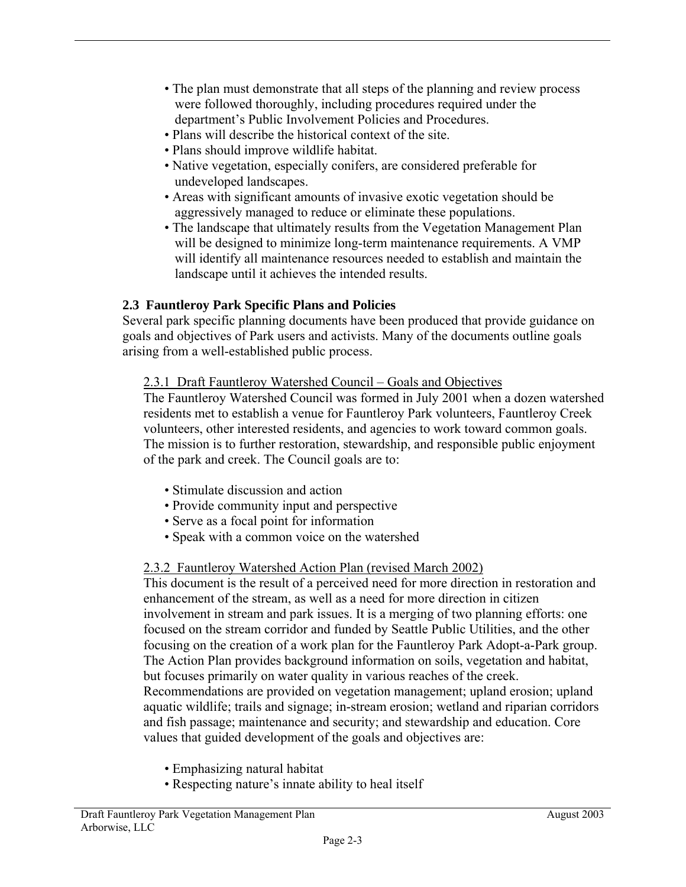- The plan must demonstrate that all steps of the planning and review process were followed thoroughly, including procedures required under the department's Public Involvement Policies and Procedures.
- Plans will describe the historical context of the site.
- Plans should improve wildlife habitat.
- Native vegetation, especially conifers, are considered preferable for undeveloped landscapes.
- Areas with significant amounts of invasive exotic vegetation should be aggressively managed to reduce or eliminate these populations.
- The landscape that ultimately results from the Vegetation Management Plan will be designed to minimize long-term maintenance requirements. A VMP will identify all maintenance resources needed to establish and maintain the landscape until it achieves the intended results.

### 2.3 Fauntleroy Park Specific Plans and Policies

Several park specific planning documents have been produced that provide guidance on goals and objectives of Park users and activists. Many of the documents outline goals arising from a well-established public process.

#### 2.3.1 Draft Fauntleroy Watershed Council – Goals and Objectives

The Fauntleroy Watershed Council was formed in July 2001 when a dozen watershed residents met to establish a venue for Fauntleroy Park volunteers, Fauntleroy Creek volunteers, other interested residents, and agencies to work toward common goals. The mission is to further restoration, stewardship, and responsible public enjoyment of the park and creek. The Council goals are to:

- Stimulate discussion and action
- Provide community input and perspective
- Serve as a focal point for information
- Speak with a common voice on the watershed

#### 2.3.2 Fauntleroy Watershed Action Plan (revised March 2002)

This document is the result of a perceived need for more direction in restoration and enhancement of the stream, as well as a need for more direction in citizen involvement in stream and park issues. It is a merging of two planning efforts: one focused on the stream corridor and funded by Seattle Public Utilities, and the other focusing on the creation of a work plan for the Fauntleroy Park Adopt-a-Park group. The Action Plan provides background information on soils, vegetation and habitat, but focuses primarily on water quality in various reaches of the creek. Recommendations are provided on vegetation management; upland erosion; upland aquatic wildlife; trails and signage; in-stream erosion; wetland and riparian corridors and fish passage; maintenance and security; and stewardship and education. Core values that guided development of the goals and objectives are:

- Emphasizing natural habitat
- Respecting nature's innate ability to heal itself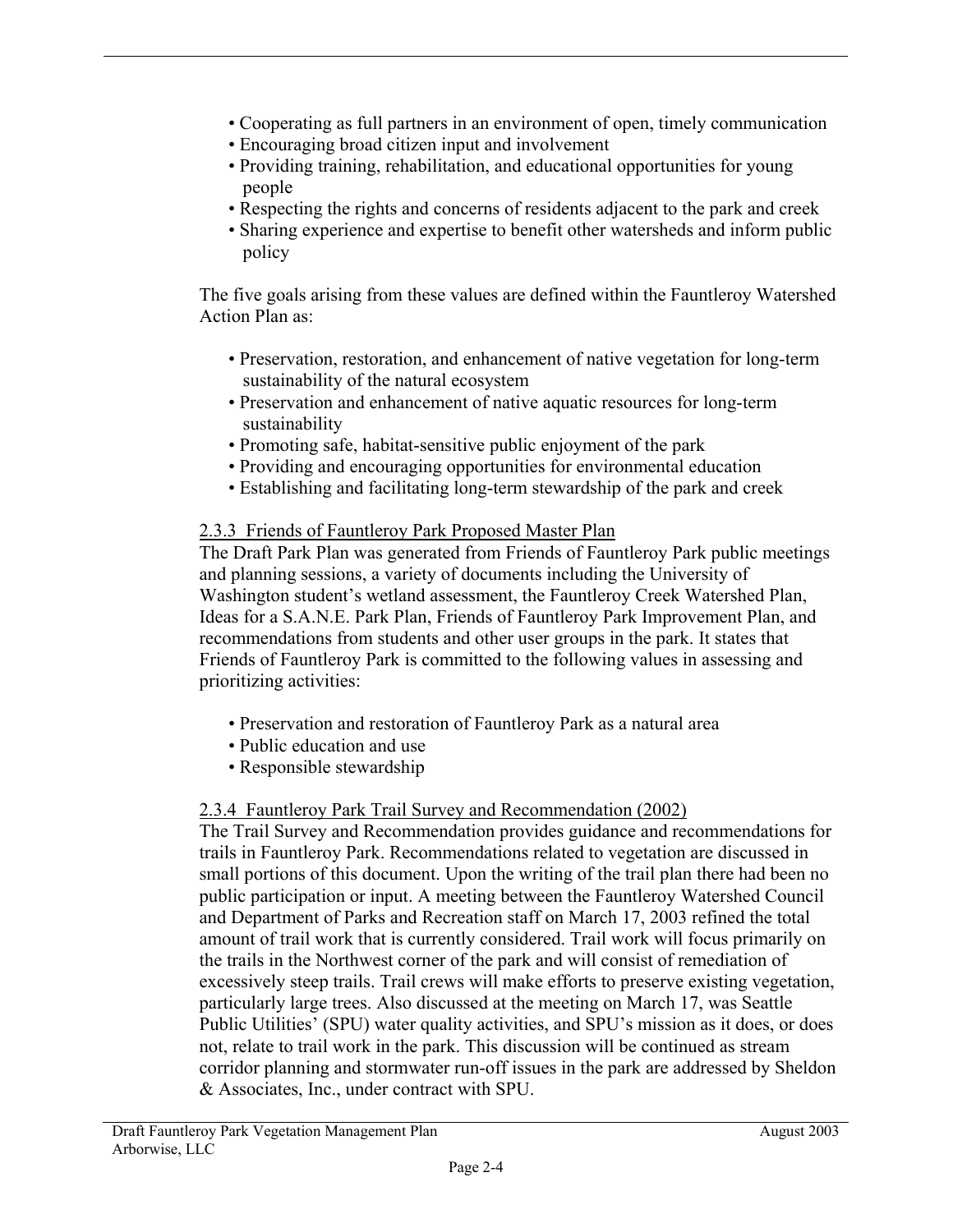- Cooperating as full partners in an environment of open, timely communication
- Encouraging broad citizen input and involvement
- Providing training, rehabilitation, and educational opportunities for young people
- Respecting the rights and concerns of residents adjacent to the park and creek
- Sharing experience and expertise to benefit other watersheds and inform public policy

The five goals arising from these values are defined within the Fauntleroy Watershed Action Plan as:

- Preservation, restoration, and enhancement of native vegetation for long-term sustainability of the natural ecosystem
- Preservation and enhancement of native aquatic resources for long-term sustainability
- Promoting safe, habitat-sensitive public enjoyment of the park
- Providing and encouraging opportunities for environmental education
- Establishing and facilitating long-term stewardship of the park and creek

### 2.3.3 Friends of Fauntleroy Park Proposed Master Plan

The Draft Park Plan was generated from Friends of Fauntleroy Park public meetings and planning sessions, a variety of documents including the University of Washington student's wetland assessment, the Fauntleroy Creek Watershed Plan, Ideas for a S.A.N.E. Park Plan, Friends of Fauntleroy Park Improvement Plan, and recommendations from students and other user groups in the park. It states that Friends of Fauntleroy Park is committed to the following values in assessing and prioritizing activities:

- Preservation and restoration of Fauntleroy Park as a natural area
- Public education and use
- Responsible stewardship

### 2.3.4 Fauntleroy Park Trail Survey and Recommendation (2002)

The Trail Survey and Recommendation provides guidance and recommendations for trails in Fauntleroy Park. Recommendations related to vegetation are discussed in small portions of this document. Upon the writing of the trail plan there had been no public participation or input. A meeting between the Fauntleroy Watershed Council and Department of Parks and Recreation staff on March 17, 2003 refined the total amount of trail work that is currently considered. Trail work will focus primarily on the trails in the Northwest corner of the park and will consist of remediation of excessively steep trails. Trail crews will make efforts to preserve existing vegetation, particularly large trees. Also discussed at the meeting on March 17, was Seattle Public Utilities' (SPU) water quality activities, and SPU's mission as it does, or does not, relate to trail work in the park. This discussion will be continued as stream corridor planning and stormwater run-off issues in the park are addressed by Sheldon & Associates, Inc., under contract with SPU.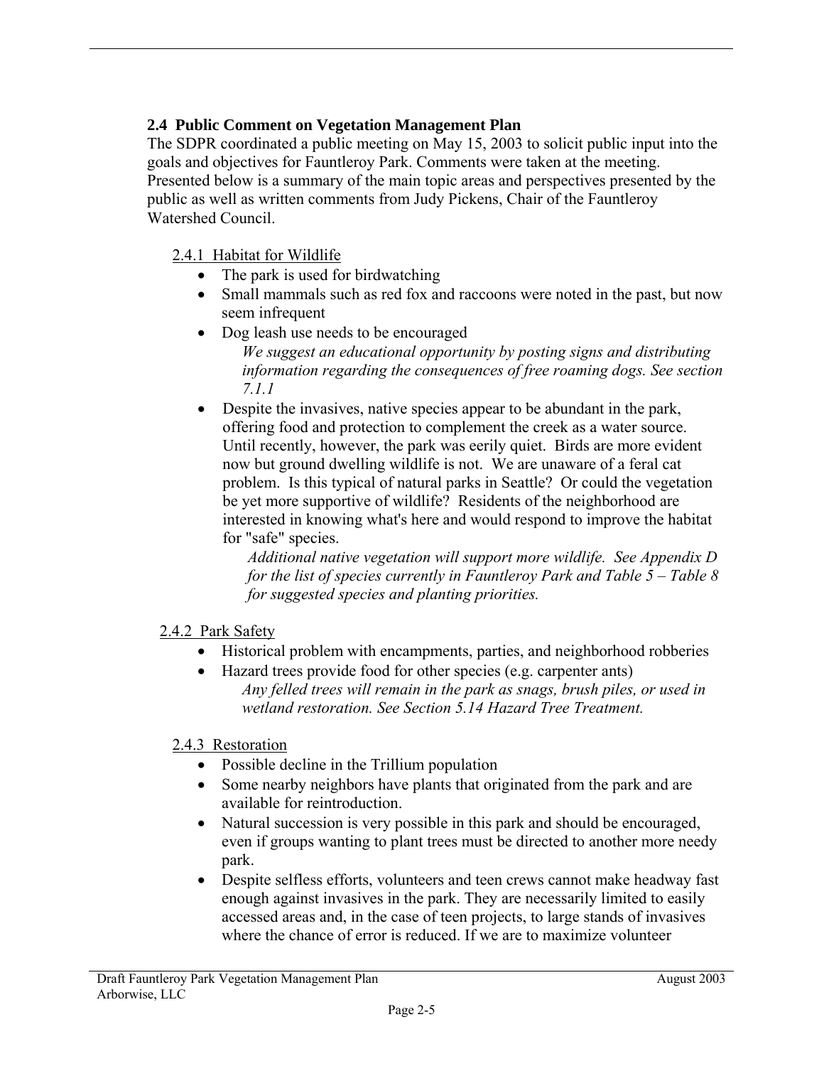## 2.4 Public Comment on Vegetation Management Plan

The SDPR coordinated a public meeting on May 15, 2003 to solicit public input into the goals and objectives for Fauntleroy Park. Comments were taken at the meeting. Presented below is a summary of the main topic areas and perspectives presented by the public as well as written comments from Judy Pickens, Chair of the Fauntleroy Watershed Council.

### 2.4.1 Habitat for Wildlife

- The park is used for birdwatching
- Small mammals such as red fox and raccoons were noted in the past, but now seem infrequent
- Dog leash use needs to be encouraged

  *We suggest an educational opportunity by posting signs and distributing information regarding the consequences of free roaming dogs. See section 7.1.1*

- Despite the invasives, native species appear to be abundant in the park, offering food and protection to complement the creek as a water source. Until recently, however, the park was eerily quiet. Birds are more evident now but ground dwelling wildlife is not. We are unaware of a feral cat problem. Is this typical of natural parks in Seattle? Or could the vegetation be yet more supportive of wildlife? Residents of the neighborhood are interested in knowing what's here and would respond to improve the habitat for "safe" species.

  *Additional native vegetation will support more wildlife. See Appendix D for the list of species currently in Fauntleroy Park and Table 5 – Table 8 for suggested species and planting priorities.*

### 2.4.2 Park Safety

- Historical problem with encampments, parties, and neighborhood robberies
- Hazard trees provide food for other species (e.g. carpenter ants)

  *Any felled trees will remain in the park as snags, brush piles, or used in wetland restoration. See Section 5.14 Hazard Tree Treatment.*

### 2.4.3 Restoration

- Possible decline in the Trillium population
- Some nearby neighbors have plants that originated from the park and are available for reintroduction.
- Natural succession is very possible in this park and should be encouraged, even if groups wanting to plant trees must be directed to another more needy park.
- Despite selfless efforts, volunteers and teen crews cannot make headway fast enough against invasives in the park. They are necessarily limited to easily accessed areas and, in the case of teen projects, to large stands of invasives where the chance of error is reduced. If we are to maximize volunteer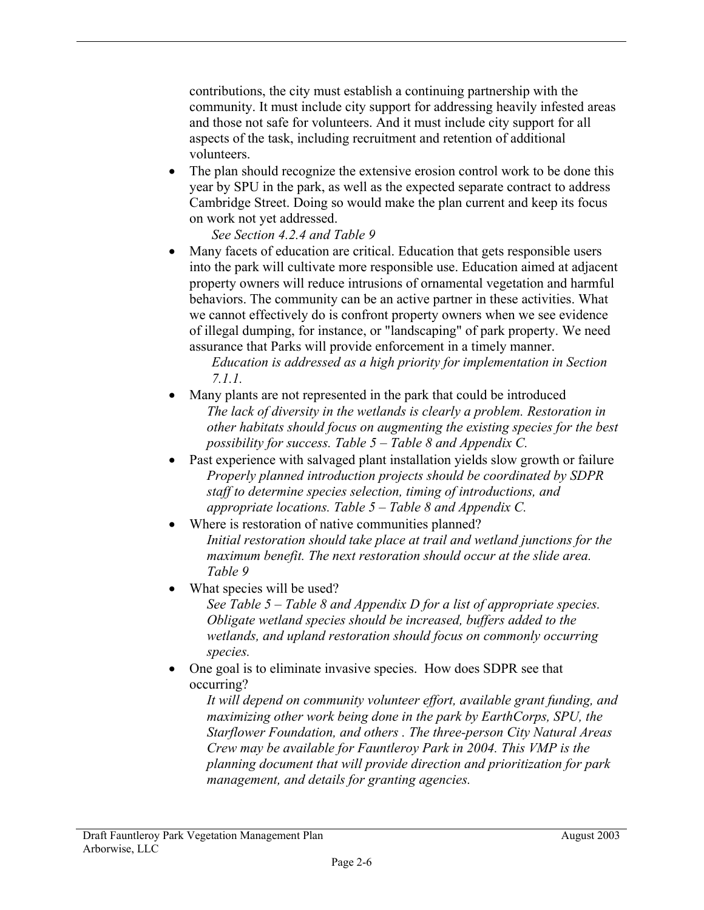contributions, the city must establish a continuing partnership with the community. It must include city support for addressing heavily infested areas and those not safe for volunteers. And it must include city support for all aspects of the task, including recruitment and retention of additional volunteers.

- The plan should recognize the extensive erosion control work to be done this year by SPU in the park, as well as the expected separate contract to address Cambridge Street. Doing so would make the plan current and keep its focus on work not yet addressed.

  *See Section 4.2.4 and Table 9*

- Many facets of education are critical. Education that gets responsible users into the park will cultivate more responsible use. Education aimed at adjacent property owners will reduce intrusions of ornamental vegetation and harmful behaviors. The community can be an active partner in these activities. What we cannot effectively do is confront property owners when we see evidence of illegal dumping, for instance, or "landscaping" of park property. We need assurance that Parks will provide enforcement in a timely manner.

  *Education is addressed as a high priority for implementation in Section 7.1.1.*

- Many plants are not represented in the park that could be introduced

  *The lack of diversity in the wetlands is clearly a problem. Restoration in other habitats should focus on augmenting the existing species for the best possibility for success. Table 5 – Table 8 and Appendix C.*

- Past experience with salvaged plant installation yields slow growth or failure

  *Properly planned introduction projects should be coordinated by SDPR staff to determine species selection, timing of introductions, and appropriate locations. Table 5 – Table 8 and Appendix C.*

- Where is restoration of native communities planned?

  *Initial restoration should take place at trail and wetland junctions for the maximum benefit. The next restoration should occur at the slide area. Table 9*

- What species will be used?

  *See Table 5 – Table 8 and Appendix D for a list of appropriate species. Obligate wetland species should be increased, buffers added to the wetlands, and upland restoration should focus on commonly occurring species.*

- One goal is to eliminate invasive species. How does SDPR see that occurring?

  *It will depend on community volunteer effort, available grant funding, and maximizing other work being done in the park by EarthCorps, SPU, the Starflower Foundation, and others . The three-person City Natural Areas Crew may be available for Fauntleroy Park in 2004. This VMP is the planning document that will provide direction and prioritization for park management, and details for granting agencies.*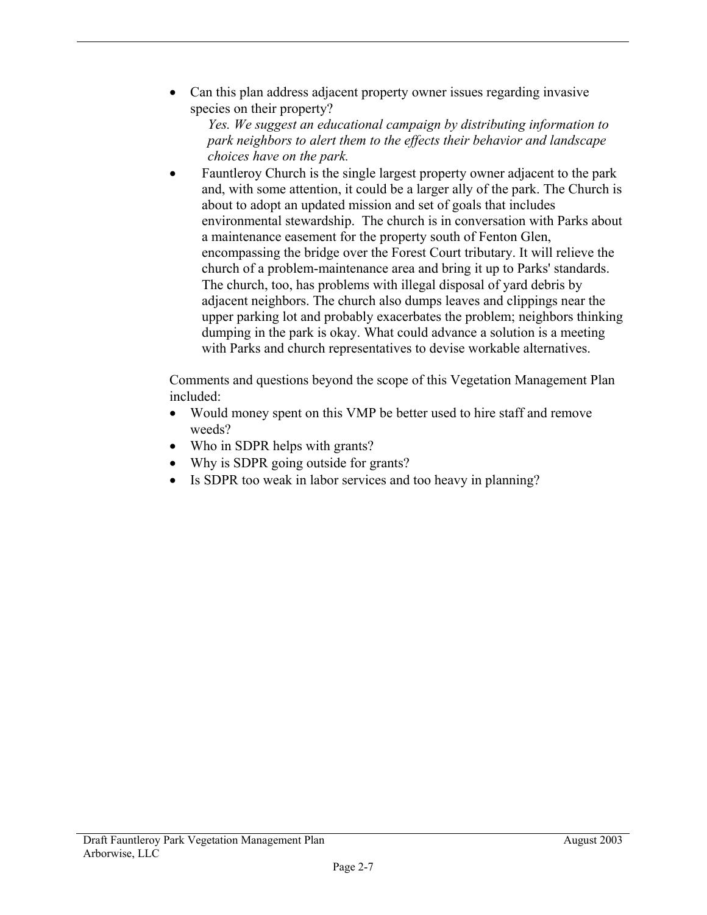- Can this plan address adjacent property owner issues regarding invasive species on their property?

  *Yes. We suggest an educational campaign by distributing information to park neighbors to alert them to the effects their behavior and landscape choices have on the park.*
- Fauntleroy Church is the single largest property owner adjacent to the park and, with some attention, it could be a larger ally of the park. The Church is about to adopt an updated mission and set of goals that includes environmental stewardship. The church is in conversation with Parks about a maintenance easement for the property south of Fenton Glen, encompassing the bridge over the Forest Court tributary. It will relieve the church of a problem-maintenance area and bring it up to Parks' standards. The church, too, has problems with illegal disposal of yard debris by adjacent neighbors. The church also dumps leaves and clippings near the upper parking lot and probably exacerbates the problem; neighbors thinking dumping in the park is okay. What could advance a solution is a meeting with Parks and church representatives to devise workable alternatives.

Comments and questions beyond the scope of this Vegetation Management Plan included:

- Would money spent on this VMP be better used to hire staff and remove weeds?
- Who in SDPR helps with grants?
- Why is SDPR going outside for grants?
- Is SDPR too weak in labor services and too heavy in planning?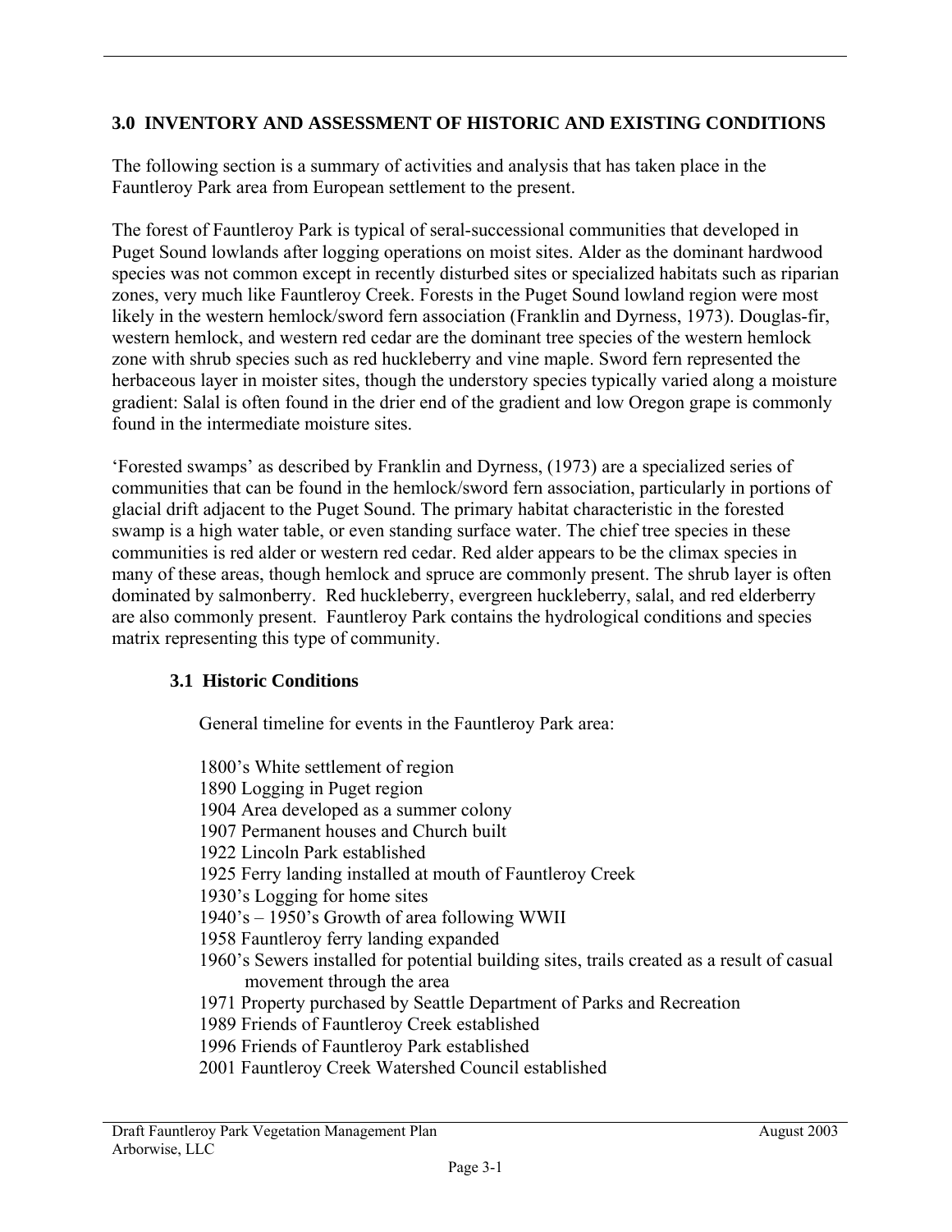## 3.0 INVENTORY AND ASSESSMENT OF HISTORIC AND EXISTING CONDITIONS

The following section is a summary of activities and analysis that has taken place in the Fauntleroy Park area from European settlement to the present.

The forest of Fauntleroy Park is typical of seral-successional communities that developed in Puget Sound lowlands after logging operations on moist sites. Alder as the dominant hardwood species was not common except in recently disturbed sites or specialized habitats such as riparian zones, very much like Fauntleroy Creek. Forests in the Puget Sound lowland region were most likely in the western hemlock/sword fern association (Franklin and Dyrness, 1973). Douglas-fir, western hemlock, and western red cedar are the dominant tree species of the western hemlock zone with shrub species such as red huckleberry and vine maple. Sword fern represented the herbaceous layer in moister sites, though the understory species typically varied along a moisture gradient: Salal is often found in the drier end of the gradient and low Oregon grape is commonly found in the intermediate moisture sites.

'Forested swamps' as described by Franklin and Dyrness, (1973) are a specialized series of communities that can be found in the hemlock/sword fern association, particularly in portions of glacial drift adjacent to the Puget Sound. The primary habitat characteristic in the forested swamp is a high water table, or even standing surface water. The chief tree species in these communities is red alder or western red cedar. Red alder appears to be the climax species in many of these areas, though hemlock and spruce are commonly present. The shrub layer is often dominated by salmonberry. Red huckleberry, evergreen huckleberry, salal, and red elderberry are also commonly present. Fauntleroy Park contains the hydrological conditions and species matrix representing this type of community.

### 3.1 Historic Conditions

General timeline for events in the Fauntleroy Park area:

- 1800's White settlement of region
- 1890 Logging in Puget region
- 1904 Area developed as a summer colony
- 1907 Permanent houses and Church built
- 1922 Lincoln Park established
- 1925 Ferry landing installed at mouth of Fauntleroy Creek
- 1930's Logging for home sites
- 1940's – 1950's Growth of area following WWII
- 1958 Fauntleroy ferry landing expanded
- 1960's Sewers installed for potential building sites, trails created as a result of casual movement through the area
- 1971 Property purchased by Seattle Department of Parks and Recreation
- 1989 Friends of Fauntleroy Creek established
- 1996 Friends of Fauntleroy Park established
- 2001 Fauntleroy Creek Watershed Council established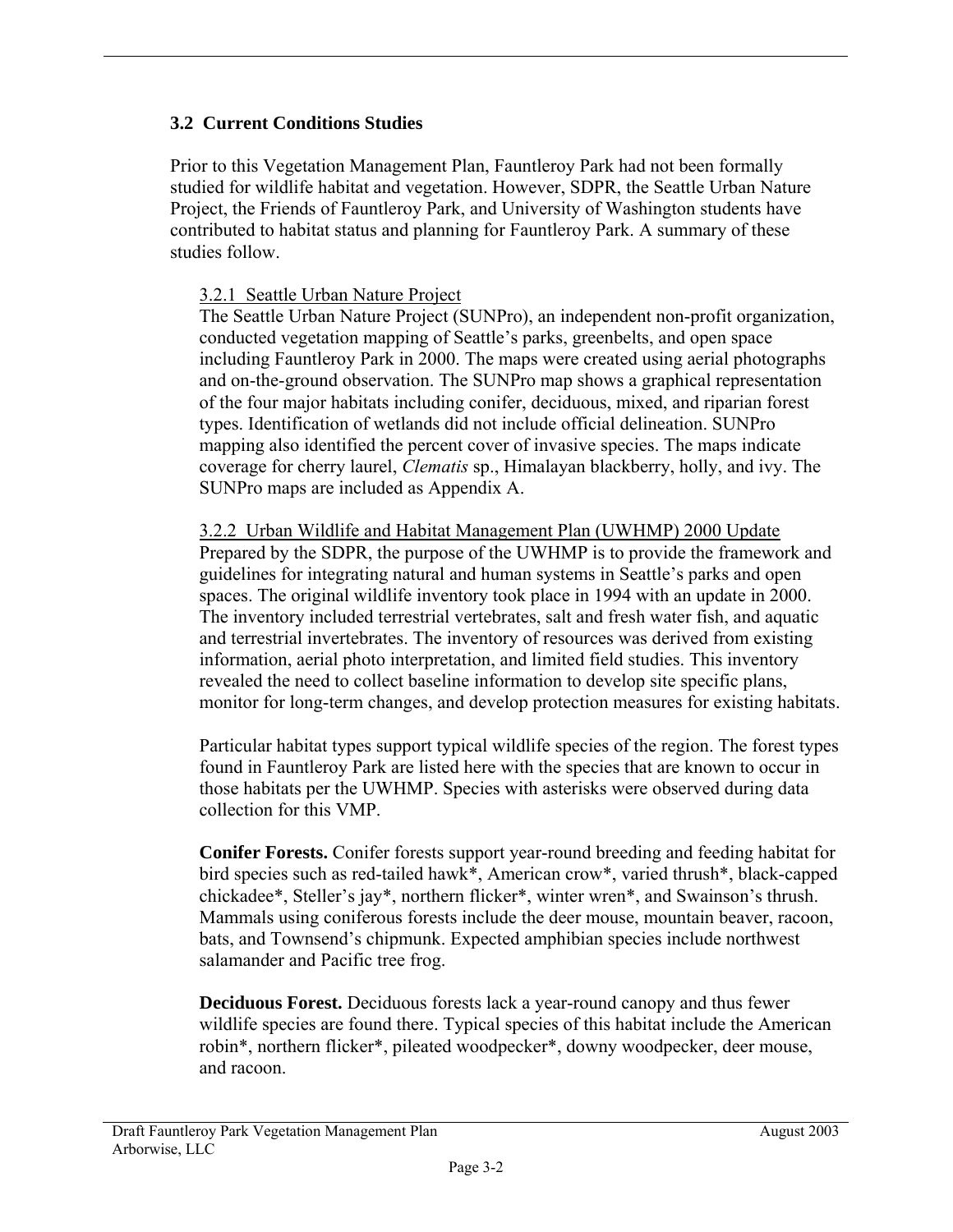### 3.2 Current Conditions Studies

Prior to this Vegetation Management Plan, Fauntleroy Park had not been formally studied for wildlife habitat and vegetation. However, SDPR, the Seattle Urban Nature Project, the Friends of Fauntleroy Park, and University of Washington students have contributed to habitat status and planning for Fauntleroy Park. A summary of these studies follow.

#### 3.2.1 Seattle Urban Nature Project

The Seattle Urban Nature Project (SUNPro), an independent non-profit organization, conducted vegetation mapping of Seattle's parks, greenbelts, and open space including Fauntleroy Park in 2000. The maps were created using aerial photographs and on-the-ground observation. The SUNPro map shows a graphical representation of the four major habitats including conifer, deciduous, mixed, and riparian forest types. Identification of wetlands did not include official delineation. SUNPro mapping also identified the percent cover of invasive species. The maps indicate coverage for cherry laurel, *Clematis* sp., Himalayan blackberry, holly, and ivy. The SUNPro maps are included as Appendix A.

#### 3.2.2 Urban Wildlife and Habitat Management Plan (UWHMP) 2000 Update

Prepared by the SDPR, the purpose of the UWHMP is to provide the framework and guidelines for integrating natural and human systems in Seattle's parks and open spaces. The original wildlife inventory took place in 1994 with an update in 2000. The inventory included terrestrial vertebrates, salt and fresh water fish, and aquatic and terrestrial invertebrates. The inventory of resources was derived from existing information, aerial photo interpretation, and limited field studies. This inventory revealed the need to collect baseline information to develop site specific plans, monitor for long-term changes, and develop protection measures for existing habitats.

Particular habitat types support typical wildlife species of the region. The forest types found in Fauntleroy Park are listed here with the species that are known to occur in those habitats per the UWHMP. Species with asterisks were observed during data collection for this VMP.

**Conifer Forests.** Conifer forests support year-round breeding and feeding habitat for bird species such as red-tailed hawk*, American crow*, varied thrush*, black-capped chickadee*, Steller's jay*, northern flicker*, winter wren*, and Swainson's thrush. Mammals using coniferous forests include the deer mouse, mountain beaver, racoon, bats, and Townsend's chipmunk. Expected amphibian species include northwest salamander and Pacific tree frog.

**Deciduous Forest.** Deciduous forests lack a year-round canopy and thus fewer wildlife species are found there. Typical species of this habitat include the American robin*, northern flicker*, pileated woodpecker*, downy woodpecker, deer mouse, and racoon.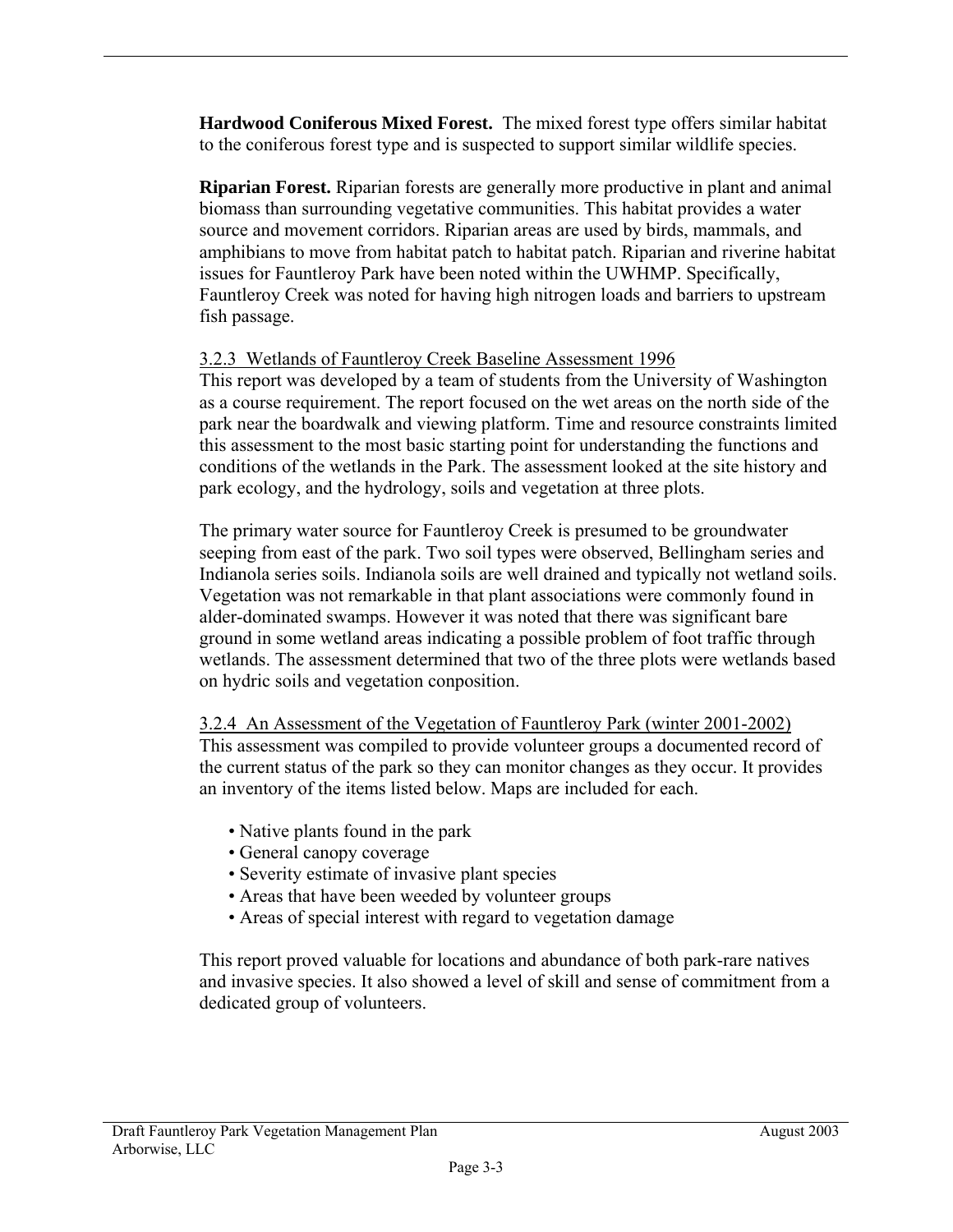**Hardwood Coniferous Mixed Forest.** The mixed forest type offers similar habitat to the coniferous forest type and is suspected to support similar wildlife species.

**Riparian Forest.** Riparian forests are generally more productive in plant and animal biomass than surrounding vegetative communities. This habitat provides a water source and movement corridors. Riparian areas are used by birds, mammals, and amphibians to move from habitat patch to habitat patch. Riparian and riverine habitat issues for Fauntleroy Park have been noted within the UWHMP. Specifically, Fauntleroy Creek was noted for having high nitrogen loads and barriers to upstream fish passage.

### 3.2.3 Wetlands of Fauntleroy Creek Baseline Assessment 1996

This report was developed by a team of students from the University of Washington as a course requirement. The report focused on the wet areas on the north side of the park near the boardwalk and viewing platform. Time and resource constraints limited this assessment to the most basic starting point for understanding the functions and conditions of the wetlands in the Park. The assessment looked at the site history and park ecology, and the hydrology, soils and vegetation at three plots.

The primary water source for Fauntleroy Creek is presumed to be groundwater seeping from east of the park. Two soil types were observed, Bellingham series and Indianola series soils. Indianola soils are well drained and typically not wetland soils. Vegetation was not remarkable in that plant associations were commonly found in alder-dominated swamps. However it was noted that there was significant bare ground in some wetland areas indicating a possible problem of foot traffic through wetlands. The assessment determined that two of the three plots were wetlands based on hydric soils and vegetation conposition.

### 3.2.4 An Assessment of the Vegetation of Fauntleroy Park (winter 2001-2002)

This assessment was compiled to provide volunteer groups a documented record of the current status of the park so they can monitor changes as they occur. It provides an inventory of the items listed below. Maps are included for each.

- Native plants found in the park
- General canopy coverage
- Severity estimate of invasive plant species
- Areas that have been weeded by volunteer groups
- Areas of special interest with regard to vegetation damage

This report proved valuable for locations and abundance of both park-rare natives and invasive species. It also showed a level of skill and sense of commitment from a dedicated group of volunteers.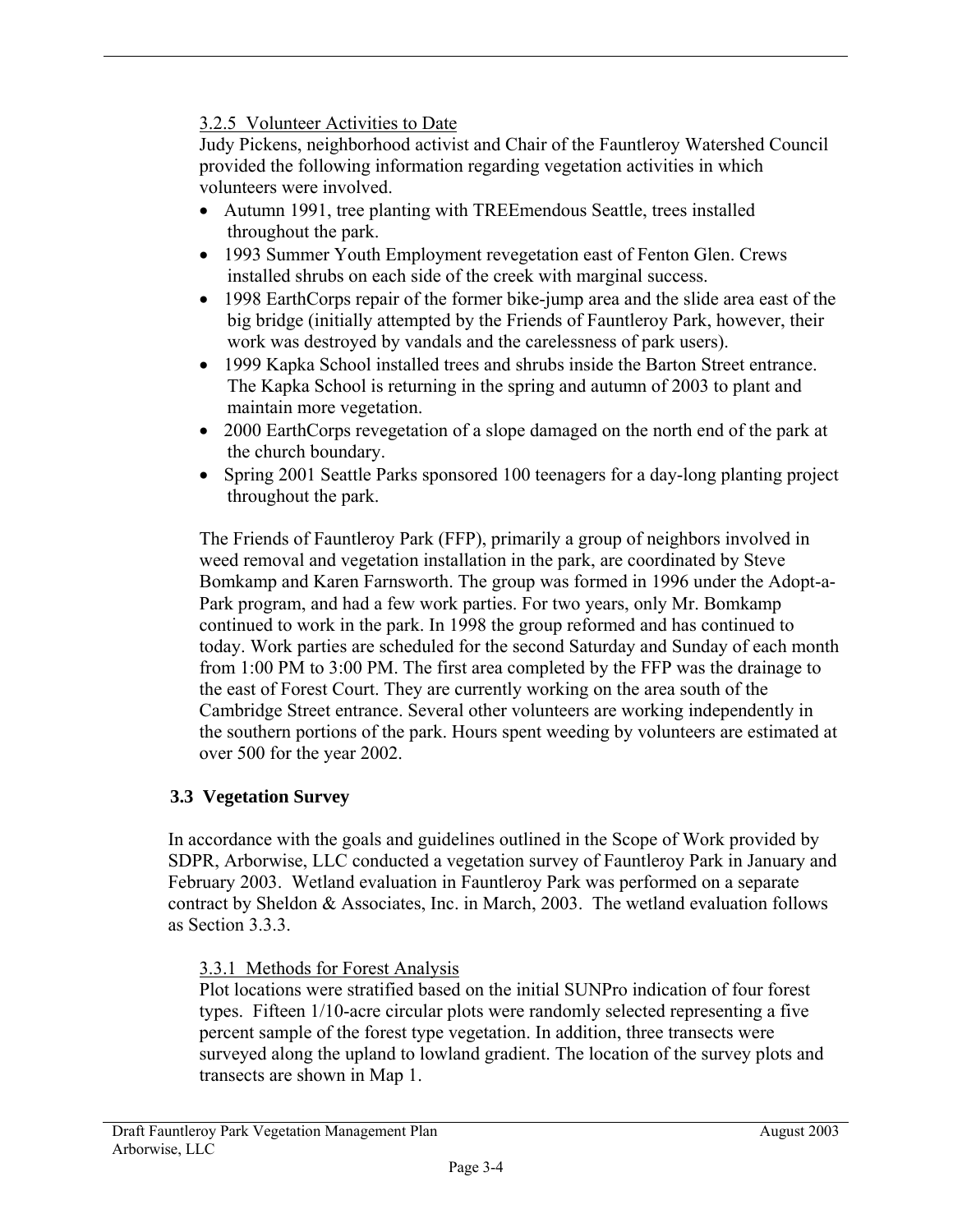#### 3.2.5 Volunteer Activities to Date

Judy Pickens, neighborhood activist and Chair of the Fauntleroy Watershed Council provided the following information regarding vegetation activities in which volunteers were involved.

- Autumn 1991, tree planting with TREEmendous Seattle, trees installed throughout the park.
- 1993 Summer Youth Employment revegetation east of Fenton Glen. Crews installed shrubs on each side of the creek with marginal success.
- 1998 EarthCorps repair of the former bike-jump area and the slide area east of the big bridge (initially attempted by the Friends of Fauntleroy Park, however, their work was destroyed by vandals and the carelessness of park users).
- 1999 Kapka School installed trees and shrubs inside the Barton Street entrance. The Kapka School is returning in the spring and autumn of 2003 to plant and maintain more vegetation.
- 2000 EarthCorps revegetation of a slope damaged on the north end of the park at the church boundary.
- Spring 2001 Seattle Parks sponsored 100 teenagers for a day-long planting project throughout the park.

The Friends of Fauntleroy Park (FFP), primarily a group of neighbors involved in weed removal and vegetation installation in the park, are coordinated by Steve Bomkamp and Karen Farnsworth. The group was formed in 1996 under the Adopt-a-Park program, and had a few work parties. For two years, only Mr. Bomkamp continued to work in the park. In 1998 the group reformed and has continued to today. Work parties are scheduled for the second Saturday and Sunday of each month from 1:00 PM to 3:00 PM. The first area completed by the FFP was the drainage to the east of Forest Court. They are currently working on the area south of the Cambridge Street entrance. Several other volunteers are working independently in the southern portions of the park. Hours spent weeding by volunteers are estimated at over 500 for the year 2002.

### 3.3 Vegetation Survey

In accordance with the goals and guidelines outlined in the Scope of Work provided by SDPR, Arborwise, LLC conducted a vegetation survey of Fauntleroy Park in January and February 2003. Wetland evaluation in Fauntleroy Park was performed on a separate contract by Sheldon & Associates, Inc. in March, 2003. The wetland evaluation follows as Section 3.3.3.

#### 3.3.1 Methods for Forest Analysis

Plot locations were stratified based on the initial SUNPro indication of four forest types. Fifteen 1/10-acre circular plots were randomly selected representing a five percent sample of the forest type vegetation. In addition, three transects were surveyed along the upland to lowland gradient. The location of the survey plots and transects are shown in Map 1.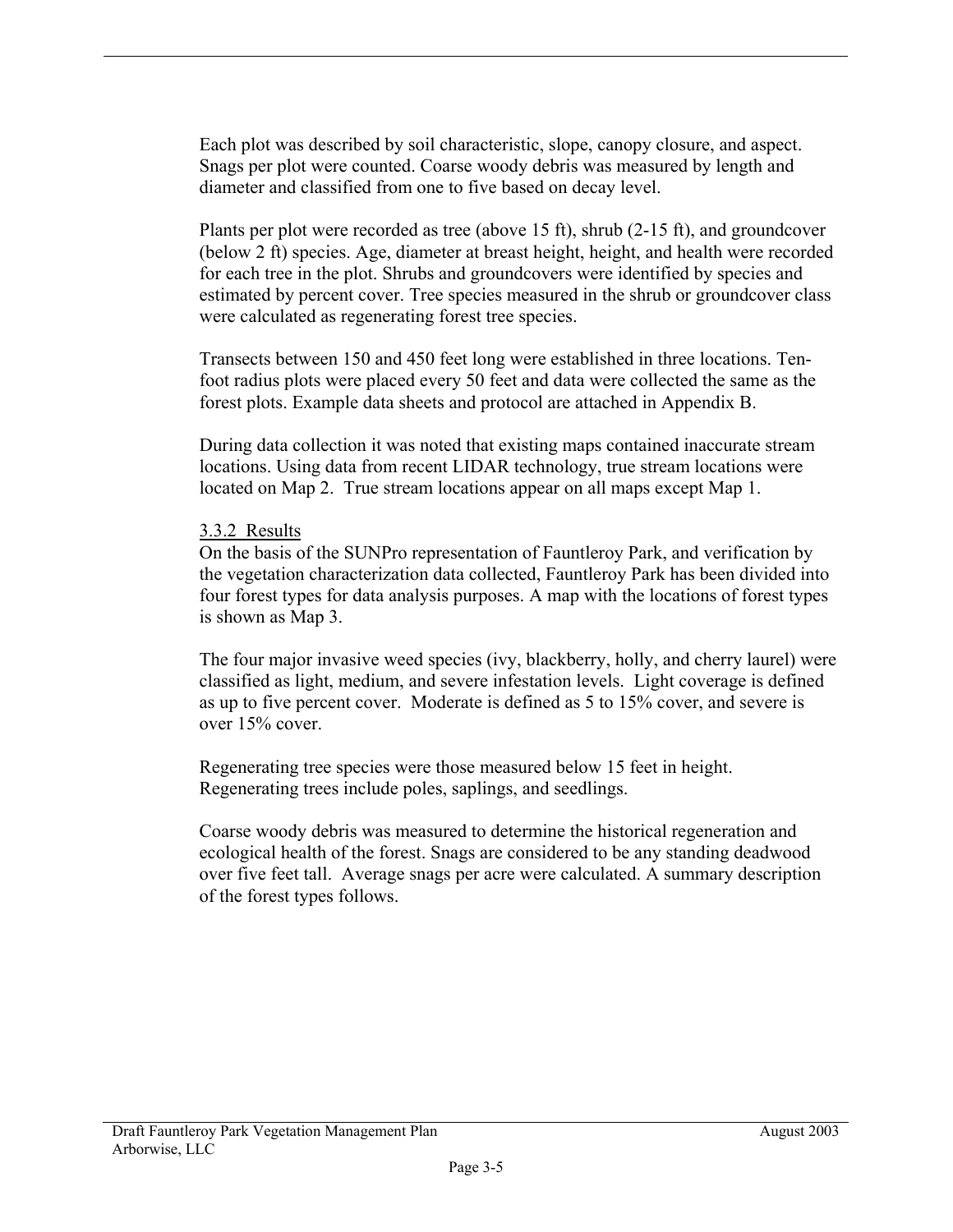Each plot was described by soil characteristic, slope, canopy closure, and aspect. Snags per plot were counted. Coarse woody debris was measured by length and diameter and classified from one to five based on decay level.

Plants per plot were recorded as tree (above 15 ft), shrub (2-15 ft), and groundcover (below 2 ft) species. Age, diameter at breast height, height, and health were recorded for each tree in the plot. Shrubs and groundcovers were identified by species and estimated by percent cover. Tree species measured in the shrub or groundcover class were calculated as regenerating forest tree species.

Transects between 150 and 450 feet long were established in three locations. Ten-foot radius plots were placed every 50 feet and data were collected the same as the forest plots. Example data sheets and protocol are attached in Appendix B.

During data collection it was noted that existing maps contained inaccurate stream locations. Using data from recent LIDAR technology, true stream locations were located on Map 2. True stream locations appear on all maps except Map 1.

### 3.3.2 Results

On the basis of the SUNPro representation of Fauntleroy Park, and verification by the vegetation characterization data collected, Fauntleroy Park has been divided into four forest types for data analysis purposes. A map with the locations of forest types is shown as Map 3.

The four major invasive weed species (ivy, blackberry, holly, and cherry laurel) were classified as light, medium, and severe infestation levels. Light coverage is defined as up to five percent cover. Moderate is defined as 5 to 15% cover, and severe is over 15% cover.

Regenerating tree species were those measured below 15 feet in height. Regenerating trees include poles, saplings, and seedlings.

Coarse woody debris was measured to determine the historical regeneration and ecological health of the forest. Snags are considered to be any standing deadwood over five feet tall. Average snags per acre were calculated. A summary description of the forest types follows.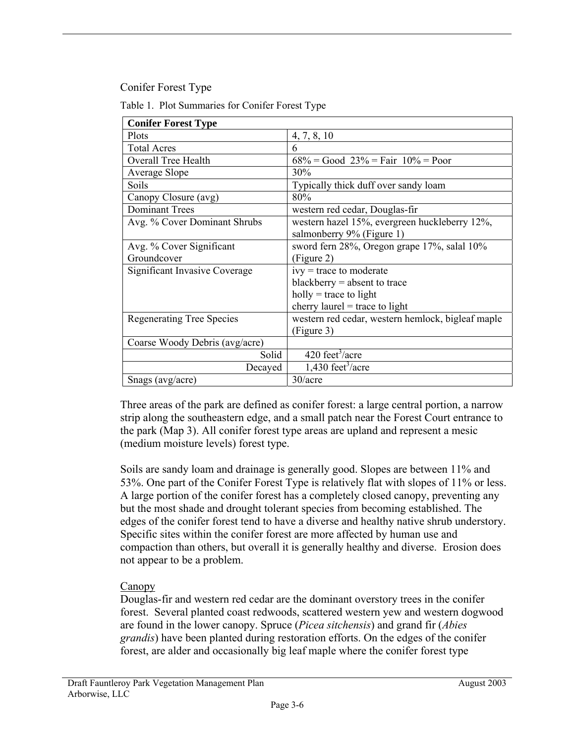Conifer Forest Type

Table 1. Plot Summaries for Conifer Forest Type

| **Conifer Forest Type** | |
|---|---|
| Plots | 4, 7, 8, 10 |
| Total Acres | 6 |
| Overall Tree Health | 68% = Good 23% = Fair 10% = Poor |
| Average Slope | 30% |
| Soils | Typically thick duff over sandy loam |
| Canopy Closure (avg) | 80% |
| Dominant Trees | western red cedar, Douglas-fir |
| Avg. % Cover Dominant Shrubs | western hazel 15%, evergreen huckleberry 12%, salmonberry 9% (Figure 1) |
| Avg. % Cover Significant Groundcover | sword fern 28%, Oregon grape 17%, salal 10% (Figure 2) |
| Significant Invasive Coverage | ivy = trace to moderate<br>blackberry = absent to trace<br>holly = trace to light<br>cherry laurel = trace to light |
| Regenerating Tree Species | western red cedar, western hemlock, bigleaf maple (Figure 3) |
| Coarse Woody Debris (avg/acre) | |
| Solid | 420 feet$^3$/acre |
| Decayed | 1,430 feet$^3$/acre |
| Snags (avg/acre) | 30/acre |

Three areas of the park are defined as conifer forest: a large central portion, a narrow strip along the southeastern edge, and a small patch near the Forest Court entrance to the park (Map 3). All conifer forest type areas are upland and represent a mesic (medium moisture levels) forest type.

Soils are sandy loam and drainage is generally good. Slopes are between 11% and 53%. One part of the Conifer Forest Type is relatively flat with slopes of 11% or less. A large portion of the conifer forest has a completely closed canopy, preventing any but the most shade and drought tolerant species from becoming established. The edges of the conifer forest tend to have a diverse and healthy native shrub understory. Specific sites within the conifer forest are more affected by human use and compaction than others, but overall it is generally healthy and diverse. Erosion does not appear to be a problem.

Canopy

Douglas-fir and western red cedar are the dominant overstory trees in the conifer forest. Several planted coast redwoods, scattered western yew and western dogwood are found in the lower canopy. Spruce (*Picea sitchensis*) and grand fir (*Abies grandis*) have been planted during restoration efforts. On the edges of the conifer forest, are alder and occasionally big leaf maple where the conifer forest type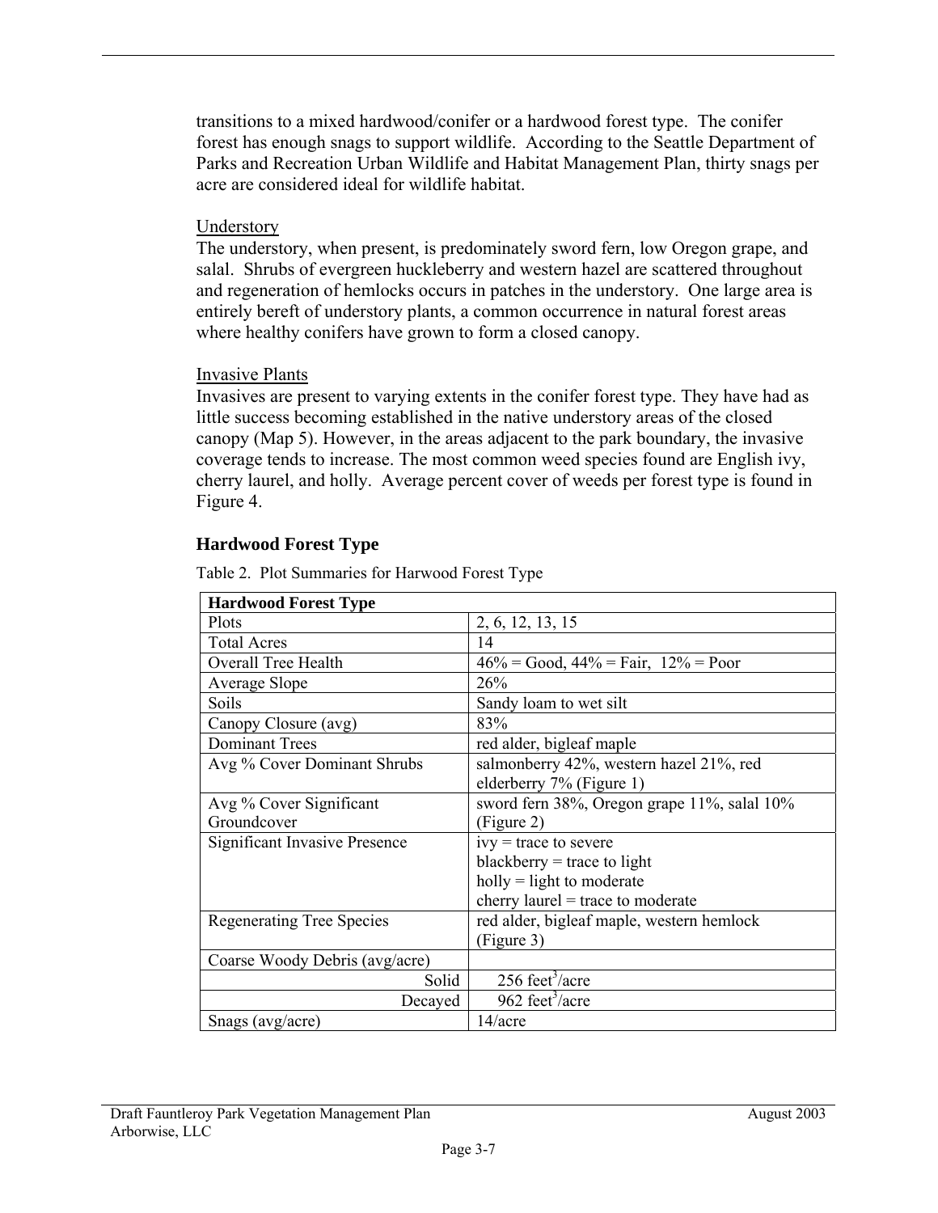transitions to a mixed hardwood/conifer or a hardwood forest type. The conifer forest has enough snags to support wildlife. According to the Seattle Department of Parks and Recreation Urban Wildlife and Habitat Management Plan, thirty snags per acre are considered ideal for wildlife habitat.

Understory

The understory, when present, is predominately sword fern, low Oregon grape, and salal. Shrubs of evergreen huckleberry and western hazel are scattered throughout and regeneration of hemlocks occurs in patches in the understory. One large area is entirely bereft of understory plants, a common occurrence in natural forest areas where healthy conifers have grown to form a closed canopy.

Invasive Plants

Invasives are present to varying extents in the conifer forest type. They have had as little success becoming established in the native understory areas of the closed canopy (Map 5). However, in the areas adjacent to the park boundary, the invasive coverage tends to increase. The most common weed species found are English ivy, cherry laurel, and holly. Average percent cover of weeds per forest type is found in Figure 4.

### Hardwood Forest Type

Table 2. Plot Summaries for Harwood Forest Type

| **Hardwood Forest Type** | |
|---|---|
| Plots | 2, 6, 12, 13, 15 |
| Total Acres | 14 |
| Overall Tree Health | 46% = Good, 44% = Fair, 12% = Poor |
| Average Slope | 26% |
| Soils | Sandy loam to wet silt |
| Canopy Closure (avg) | 83% |
| Dominant Trees | red alder, bigleaf maple |
| Avg % Cover Dominant Shrubs | salmonberry 42%, western hazel 21%, red elderberry 7% (Figure 1) |
| Avg % Cover Significant Groundcover | sword fern 38%, Oregon grape 11%, salal 10% (Figure 2) |
| Significant Invasive Presence | ivy = trace to severe<br>blackberry = trace to light<br>holly = light to moderate<br>cherry laurel = trace to moderate |
| Regenerating Tree Species | red alder, bigleaf maple, western hemlock (Figure 3) |
| Coarse Woody Debris (avg/acre) | |
| Solid | 256 feet$^3$/acre |
| Decayed | 962 feet$^3$/acre |
| Snags (avg/acre) | 14/acre |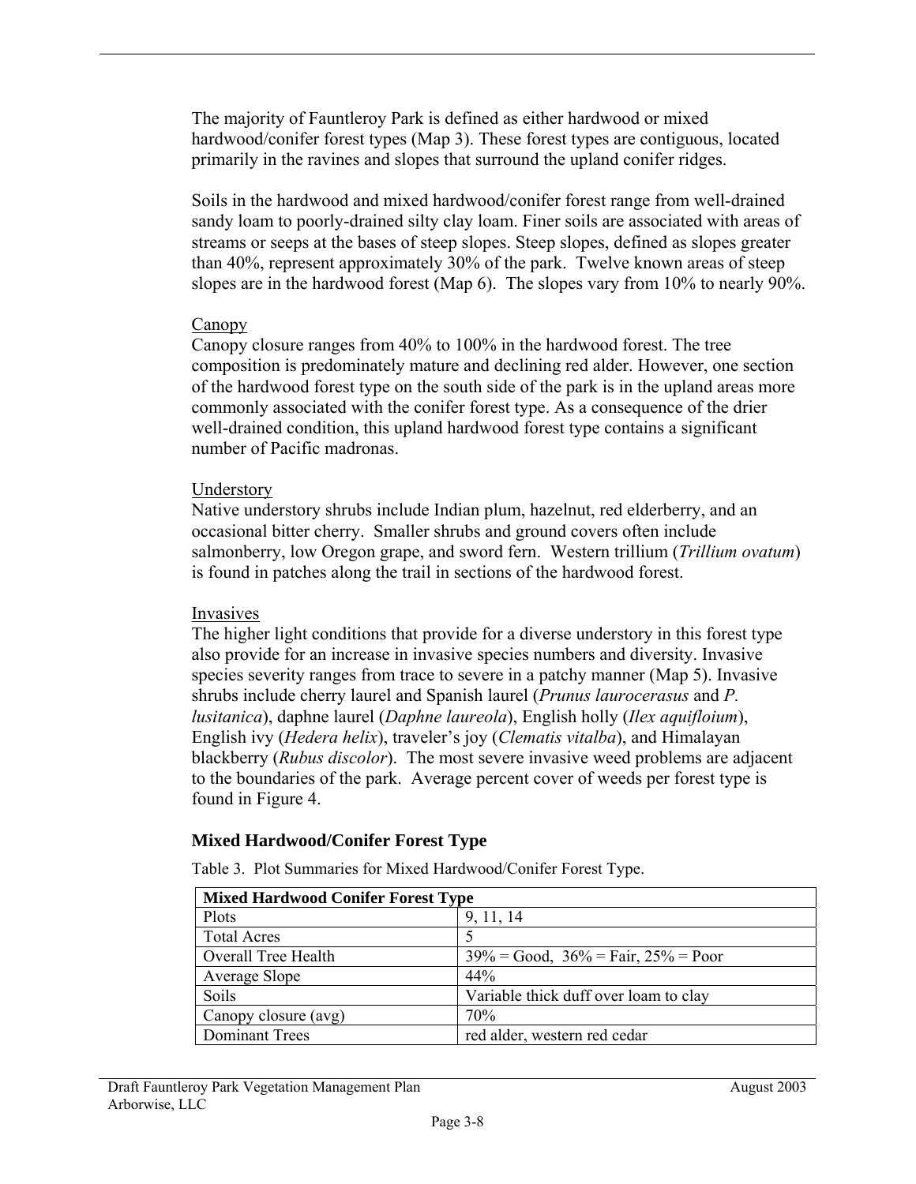The majority of Fauntleroy Park is defined as either hardwood or mixed hardwood/conifer forest types (Map 3). These forest types are contiguous, located primarily in the ravines and slopes that surround the upland conifer ridges.

Soils in the hardwood and mixed hardwood/conifer forest range from well-drained sandy loam to poorly-drained silty clay loam. Finer soils are associated with areas of streams or seeps at the bases of steep slopes. Steep slopes, defined as slopes greater than 40%, represent approximately 30% of the park. Twelve known areas of steep slopes are in the hardwood forest (Map 6). The slopes vary from 10% to nearly 90%.

Canopy

Canopy closure ranges from 40% to 100% in the hardwood forest. The tree composition is predominately mature and declining red alder. However, one section of the hardwood forest type on the south side of the park is in the upland areas more commonly associated with the conifer forest type. As a consequence of the drier well-drained condition, this upland hardwood forest type contains a significant number of Pacific madronas.

Understory

Native understory shrubs include Indian plum, hazelnut, red elderberry, and an occasional bitter cherry. Smaller shrubs and ground covers often include salmonberry, low Oregon grape, and sword fern. Western trillium (*Trillium ovatum*) is found in patches along the trail in sections of the hardwood forest.

Invasives

The higher light conditions that provide for a diverse understory in this forest type also provide for an increase in invasive species numbers and diversity. Invasive species severity ranges from trace to severe in a patchy manner (Map 5). Invasive shrubs include cherry laurel and Spanish laurel (*Prunus laurocerasus* and *P. lusitanica*), daphne laurel (*Daphne laureola*), English holly (*Ilex aquifloium*), English ivy (*Hedera helix*), traveler's joy (*Clematis vitalba*), and Himalayan blackberry (*Rubus discolor*). The most severe invasive weed problems are adjacent to the boundaries of the park. Average percent cover of weeds per forest type is found in Figure 4.

### Mixed Hardwood/Conifer Forest Type

Table 3. Plot Summaries for Mixed Hardwood/Conifer Forest Type.

| **Mixed Hardwood Conifer Forest Type** | |
|---|---|
| Plots | 9, 11, 14 |
| Total Acres | 5 |
| Overall Tree Health | 39% = Good, 36% = Fair, 25% = Poor |
| Average Slope | 44% |
| Soils | Variable thick duff over loam to clay |
| Canopy closure (avg) | 70% |
| Dominant Trees | red alder, western red cedar |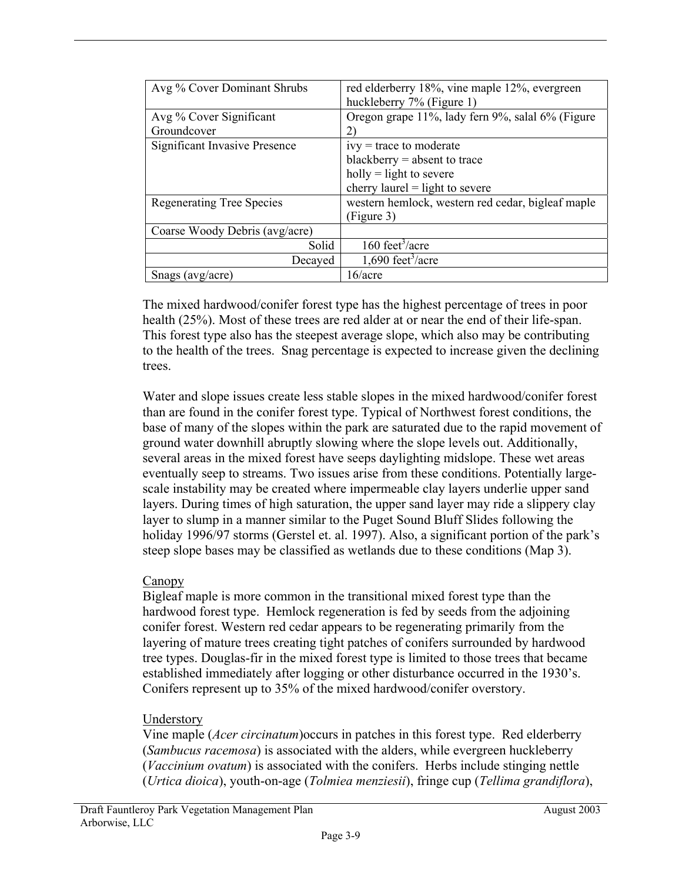| Avg % Cover Dominant Shrubs | red elderberry 18%, vine maple 12%, evergreen huckleberry 7% (Figure 1) |
|---|---|
| Avg % Cover Significant Groundcover | Oregon grape 11%, lady fern 9%, salal 6% (Figure 2) |
| Significant Invasive Presence | ivy = trace to moderate<br>blackberry = absent to trace<br>holly = light to severe<br>cherry laurel = light to severe |
| Regenerating Tree Species | western hemlock, western red cedar, bigleaf maple (Figure 3) |
| Coarse Woody Debris (avg/acre) | |
| Solid | 160 feet$^3$/acre |
| Decayed | 1,690 feet$^3$/acre |
| Snags (avg/acre) | 16/acre |

The mixed hardwood/conifer forest type has the highest percentage of trees in poor health (25%). Most of these trees are red alder at or near the end of their life-span. This forest type also has the steepest average slope, which also may be contributing to the health of the trees. Snag percentage is expected to increase given the declining trees.

Water and slope issues create less stable slopes in the mixed hardwood/conifer forest than are found in the conifer forest type. Typical of Northwest forest conditions, the base of many of the slopes within the park are saturated due to the rapid movement of ground water downhill abruptly slowing where the slope levels out. Additionally, several areas in the mixed forest have seeps daylighting midslope. These wet areas eventually seep to streams. Two issues arise from these conditions. Potentially large-scale instability may be created where impermeable clay layers underlie upper sand layers. During times of high saturation, the upper sand layer may ride a slippery clay layer to slump in a manner similar to the Puget Sound Bluff Slides following the holiday 1996/97 storms (Gerstel et. al. 1997). Also, a significant portion of the park's steep slope bases may be classified as wetlands due to these conditions (Map 3).

Canopy

Bigleaf maple is more common in the transitional mixed forest type than the hardwood forest type. Hemlock regeneration is fed by seeds from the adjoining conifer forest. Western red cedar appears to be regenerating primarily from the layering of mature trees creating tight patches of conifers surrounded by hardwood tree types. Douglas-fir in the mixed forest type is limited to those trees that became established immediately after logging or other disturbance occurred in the 1930's. Conifers represent up to 35% of the mixed hardwood/conifer overstory.

Understory

Vine maple (*Acer circinatum*)occurs in patches in this forest type. Red elderberry (*Sambucus racemosa*) is associated with the alders, while evergreen huckleberry (*Vaccinium ovatum*) is associated with the conifers. Herbs include stinging nettle (*Urtica dioica*), youth-on-age (*Tolmiea menziesii*), fringe cup (*Tellima grandiflora*),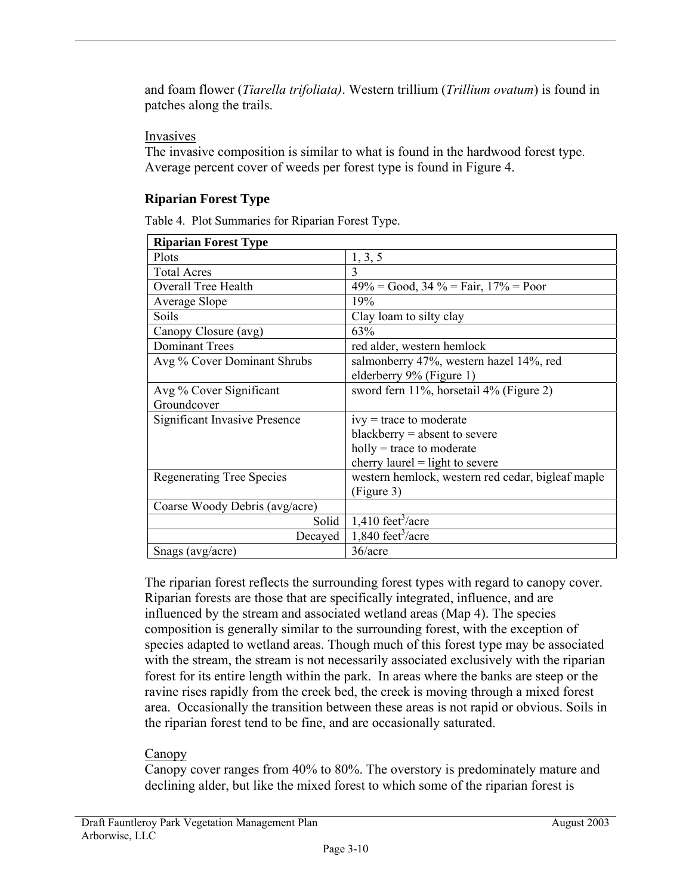and foam flower (*Tiarella trifoliata)*. Western trillium (*Trillium ovatum*) is found in patches along the trails.

Invasives

The invasive composition is similar to what is found in the hardwood forest type. Average percent cover of weeds per forest type is found in Figure 4.

### Riparian Forest Type

Table 4. Plot Summaries for Riparian Forest Type.

| Riparian Forest Type | |
|---|---|
| Plots | 1, 3, 5 |
| Total Acres | 3 |
| Overall Tree Health | 49% = Good, 34 % = Fair, 17% = Poor |
| Average Slope | 19% |
| Soils | Clay loam to silty clay |
| Canopy Closure (avg) | 63% |
| Dominant Trees | red alder, western hemlock |
| Avg % Cover Dominant Shrubs | salmonberry 47%, western hazel 14%, red elderberry 9% (Figure 1) |
| Avg % Cover Significant Groundcover | sword fern 11%, horsetail 4% (Figure 2) |
| Significant Invasive Presence | ivy = trace to moderate<br>blackberry = absent to severe<br>holly = trace to moderate<br>cherry laurel = light to severe |
| Regenerating Tree Species | western hemlock, western red cedar, bigleaf maple (Figure 3) |
| Coarse Woody Debris (avg/acre) | |
| Solid | 1,410 feet$^3$/acre |
| Decayed | 1,840 feet$^3$/acre |
| Snags (avg/acre) | 36/acre |

The riparian forest reflects the surrounding forest types with regard to canopy cover. Riparian forests are those that are specifically integrated, influence, and are influenced by the stream and associated wetland areas (Map 4). The species composition is generally similar to the surrounding forest, with the exception of species adapted to wetland areas. Though much of this forest type may be associated with the stream, the stream is not necessarily associated exclusively with the riparian forest for its entire length within the park. In areas where the banks are steep or the ravine rises rapidly from the creek bed, the creek is moving through a mixed forest area. Occasionally the transition between these areas is not rapid or obvious. Soils in the riparian forest tend to be fine, and are occasionally saturated.

Canopy

Canopy cover ranges from 40% to 80%. The overstory is predominately mature and declining alder, but like the mixed forest to which some of the riparian forest is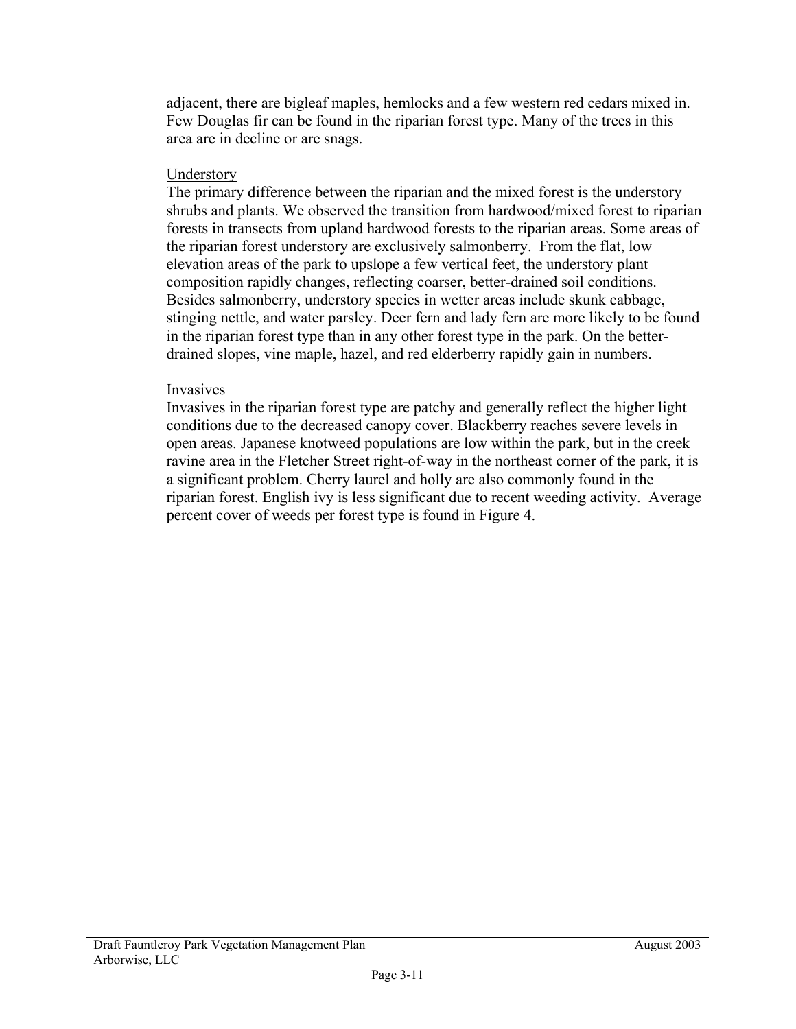adjacent, there are bigleaf maples, hemlocks and a few western red cedars mixed in. Few Douglas fir can be found in the riparian forest type. Many of the trees in this area are in decline or are snags.

Understory

The primary difference between the riparian and the mixed forest is the understory shrubs and plants. We observed the transition from hardwood/mixed forest to riparian forests in transects from upland hardwood forests to the riparian areas. Some areas of the riparian forest understory are exclusively salmonberry. From the flat, low elevation areas of the park to upslope a few vertical feet, the understory plant composition rapidly changes, reflecting coarser, better-drained soil conditions. Besides salmonberry, understory species in wetter areas include skunk cabbage, stinging nettle, and water parsley. Deer fern and lady fern are more likely to be found in the riparian forest type than in any other forest type in the park. On the better-drained slopes, vine maple, hazel, and red elderberry rapidly gain in numbers.

Invasives

Invasives in the riparian forest type are patchy and generally reflect the higher light conditions due to the decreased canopy cover. Blackberry reaches severe levels in open areas. Japanese knotweed populations are low within the park, but in the creek ravine area in the Fletcher Street right-of-way in the northeast corner of the park, it is a significant problem. Cherry laurel and holly are also commonly found in the riparian forest. English ivy is less significant due to recent weeding activity. Average percent cover of weeds per forest type is found in Figure 4.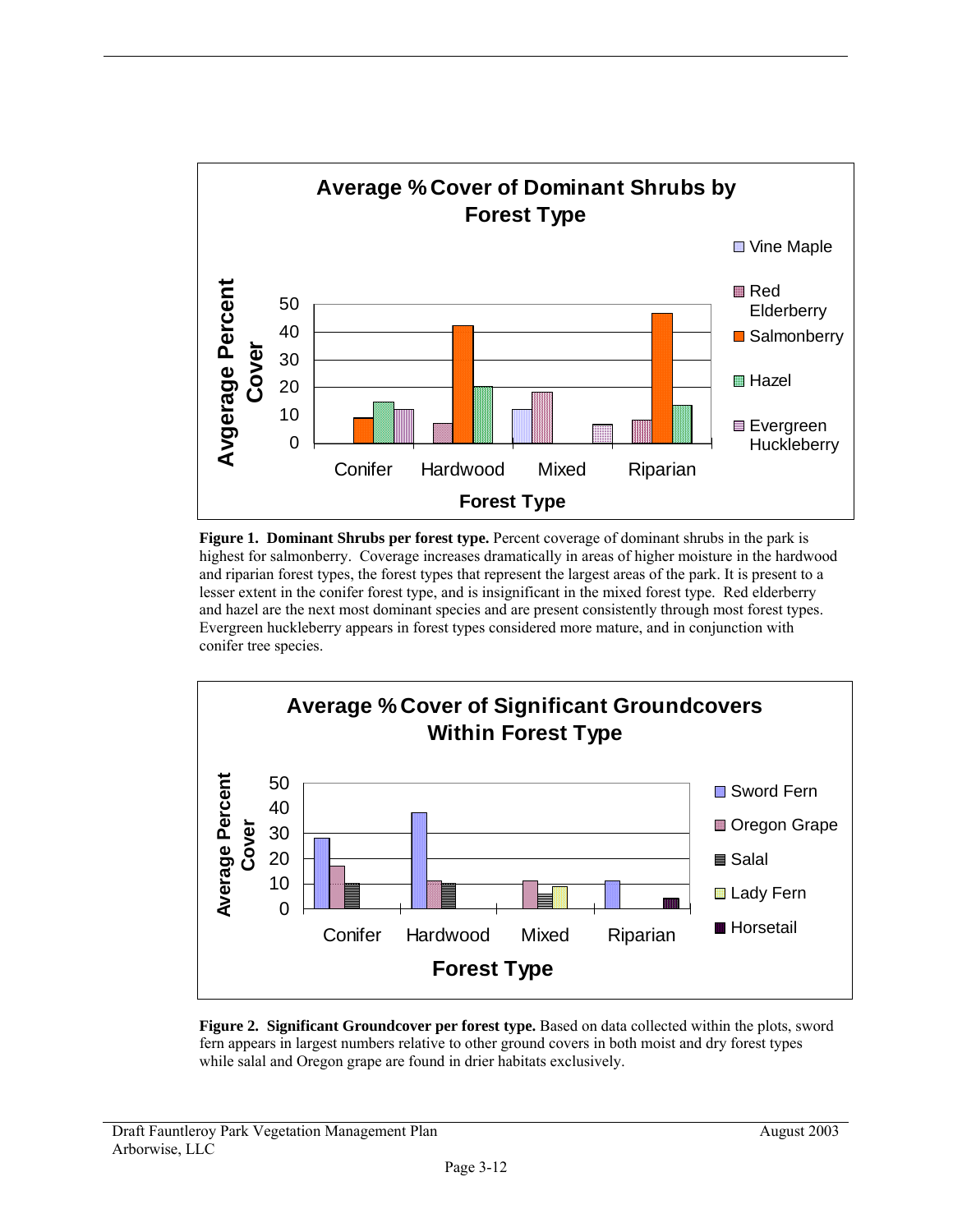**Figure 1. Dominant Shrubs per forest type.** Percent coverage of dominant shrubs in the park is highest for salmonberry. Coverage increases dramatically in areas of higher moisture in the hardwood and riparian forest types, the forest types that represent the largest areas of the park. It is present to a lesser extent in the conifer forest type, and is insignificant in the mixed forest type. Red elderberry and hazel are the next most dominant species and are present consistently through most forest types. Evergreen huckleberry appears in forest types considered more mature, and in conjunction with conifer tree species.

**Figure 2. Significant Groundcover per forest type.** Based on data collected within the plots, sword fern appears in largest numbers relative to other ground covers in both moist and dry forest types while salal and Oregon grape are found in drier habitats exclusively.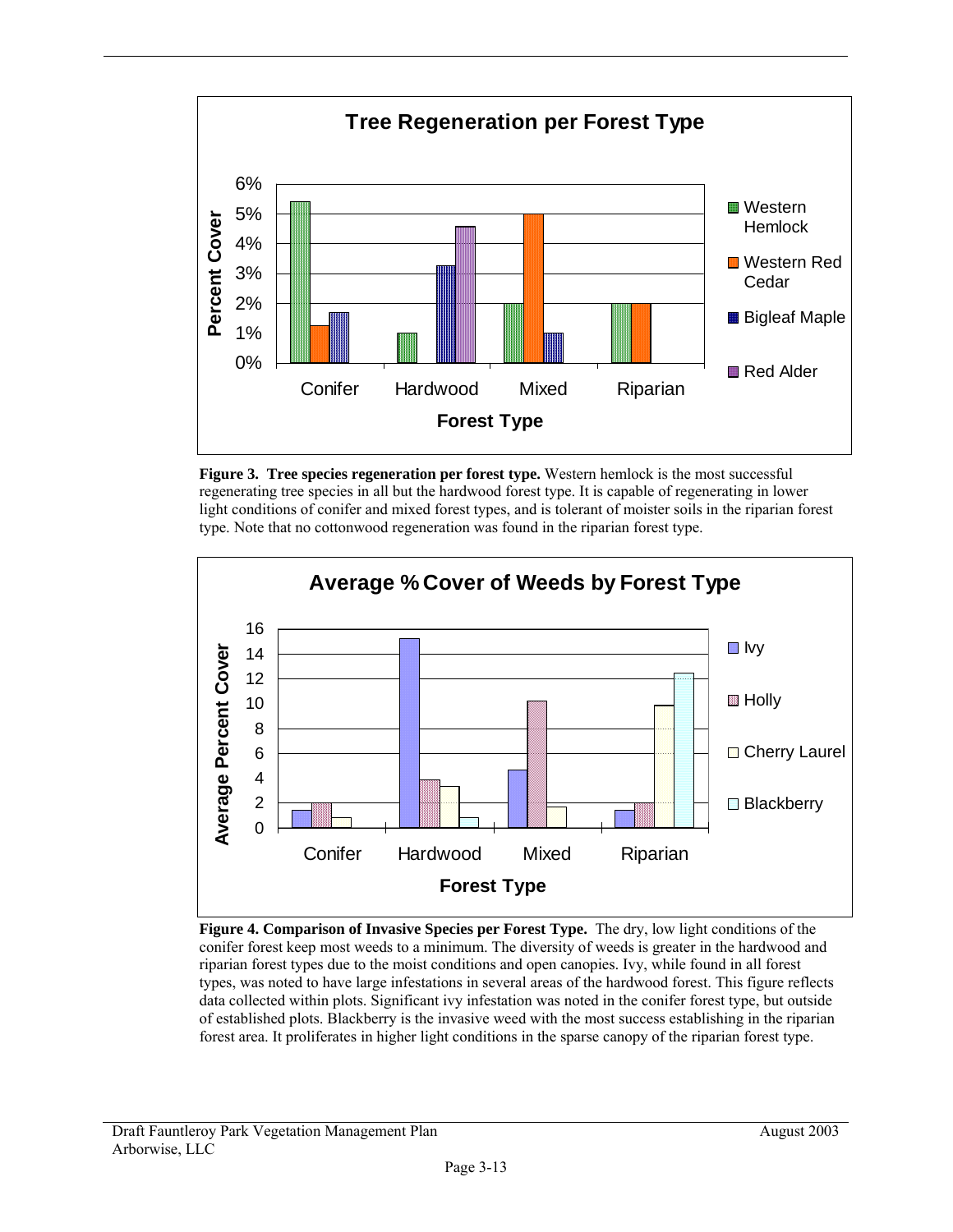**Figure 3. Tree species regeneration per forest type.** Western hemlock is the most successful regenerating tree species in all but the hardwood forest type. It is capable of regenerating in lower light conditions of conifer and mixed forest types, and is tolerant of moister soils in the riparian forest type. Note that no cottonwood regeneration was found in the riparian forest type.

**Figure 4. Comparison of Invasive Species per Forest Type.** The dry, low light conditions of the conifer forest keep most weeds to a minimum. The diversity of weeds is greater in the hardwood and riparian forest types due to the moist conditions and open canopies. Ivy, while found in all forest types, was noted to have large infestations in several areas of the hardwood forest. This figure reflects data collected within plots. Significant ivy infestation was noted in the conifer forest type, but outside of established plots. Blackberry is the invasive weed with the most success establishing in the riparian forest area. It proliferates in higher light conditions in the sparse canopy of the riparian forest type.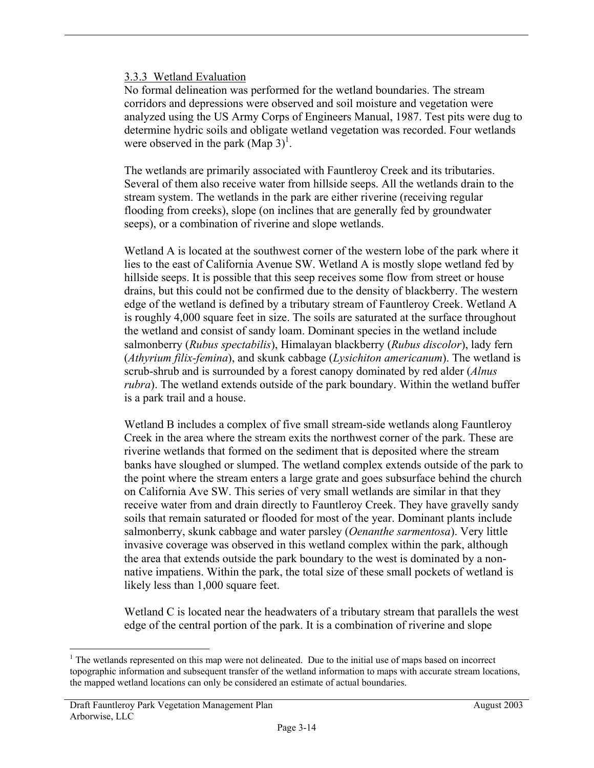### 3.3.3 Wetland Evaluation

No formal delineation was performed for the wetland boundaries. The stream corridors and depressions were observed and soil moisture and vegetation were analyzed using the US Army Corps of Engineers Manual, 1987. Test pits were dug to determine hydric soils and obligate wetland vegetation was recorded. Four wetlands were observed in the park (Map 3)[1].

The wetlands are primarily associated with Fauntleroy Creek and its tributaries. Several of them also receive water from hillside seeps. All the wetlands drain to the stream system. The wetlands in the park are either riverine (receiving regular flooding from creeks), slope (on inclines that are generally fed by groundwater seeps), or a combination of riverine and slope wetlands.

Wetland A is located at the southwest corner of the western lobe of the park where it lies to the east of California Avenue SW. Wetland A is mostly slope wetland fed by hillside seeps. It is possible that this seep receives some flow from street or house drains, but this could not be confirmed due to the density of blackberry. The western edge of the wetland is defined by a tributary stream of Fauntleroy Creek. Wetland A is roughly 4,000 square feet in size. The soils are saturated at the surface throughout the wetland and consist of sandy loam. Dominant species in the wetland include salmonberry (*Rubus spectabilis*), Himalayan blackberry (*Rubus discolor*), lady fern (*Athyrium filix-femina*), and skunk cabbage (*Lysichiton americanum*). The wetland is scrub-shrub and is surrounded by a forest canopy dominated by red alder (*Alnus rubra*). The wetland extends outside of the park boundary. Within the wetland buffer is a park trail and a house.

Wetland B includes a complex of five small stream-side wetlands along Fauntleroy Creek in the area where the stream exits the northwest corner of the park. These are riverine wetlands that formed on the sediment that is deposited where the stream banks have sloughed or slumped. The wetland complex extends outside of the park to the point where the stream enters a large grate and goes subsurface behind the church on California Ave SW. This series of very small wetlands are similar in that they receive water from and drain directly to Fauntleroy Creek. They have gravelly sandy soils that remain saturated or flooded for most of the year. Dominant plants include salmonberry, skunk cabbage and water parsley (*Oenanthe sarmentosa*). Very little invasive coverage was observed in this wetland complex within the park, although the area that extends outside the park boundary to the west is dominated by a non-native impatiens. Within the park, the total size of these small pockets of wetland is likely less than 1,000 square feet.

Wetland C is located near the headwaters of a tributary stream that parallels the west edge of the central portion of the park. It is a combination of riverine and slope

---

[1] The wetlands represented on this map were not delineated. Due to the initial use of maps based on incorrect topographic information and subsequent transfer of the wetland information to maps with accurate stream locations, the mapped wetland locations can only be considered an estimate of actual boundaries.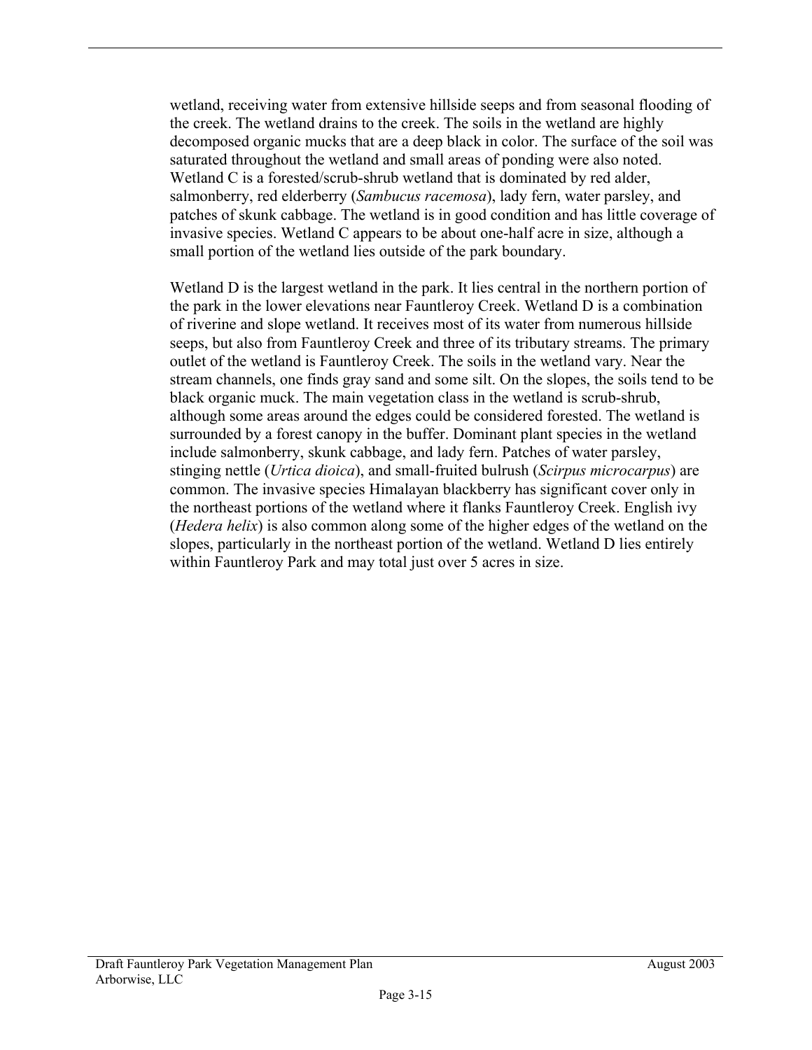wetland, receiving water from extensive hillside seeps and from seasonal flooding of the creek. The wetland drains to the creek. The soils in the wetland are highly decomposed organic mucks that are a deep black in color. The surface of the soil was saturated throughout the wetland and small areas of ponding were also noted. Wetland C is a forested/scrub-shrub wetland that is dominated by red alder, salmonberry, red elderberry (*Sambucus racemosa*), lady fern, water parsley, and patches of skunk cabbage. The wetland is in good condition and has little coverage of invasive species. Wetland C appears to be about one-half acre in size, although a small portion of the wetland lies outside of the park boundary.

Wetland D is the largest wetland in the park. It lies central in the northern portion of the park in the lower elevations near Fauntleroy Creek. Wetland D is a combination of riverine and slope wetland. It receives most of its water from numerous hillside seeps, but also from Fauntleroy Creek and three of its tributary streams. The primary outlet of the wetland is Fauntleroy Creek. The soils in the wetland vary. Near the stream channels, one finds gray sand and some silt. On the slopes, the soils tend to be black organic muck. The main vegetation class in the wetland is scrub-shrub, although some areas around the edges could be considered forested. The wetland is surrounded by a forest canopy in the buffer. Dominant plant species in the wetland include salmonberry, skunk cabbage, and lady fern. Patches of water parsley, stinging nettle (*Urtica dioica*), and small-fruited bulrush (*Scirpus microcarpus*) are common. The invasive species Himalayan blackberry has significant cover only in the northeast portions of the wetland where it flanks Fauntleroy Creek. English ivy (*Hedera helix*) is also common along some of the higher edges of the wetland on the slopes, particularly in the northeast portion of the wetland. Wetland D lies entirely within Fauntleroy Park and may total just over 5 acres in size.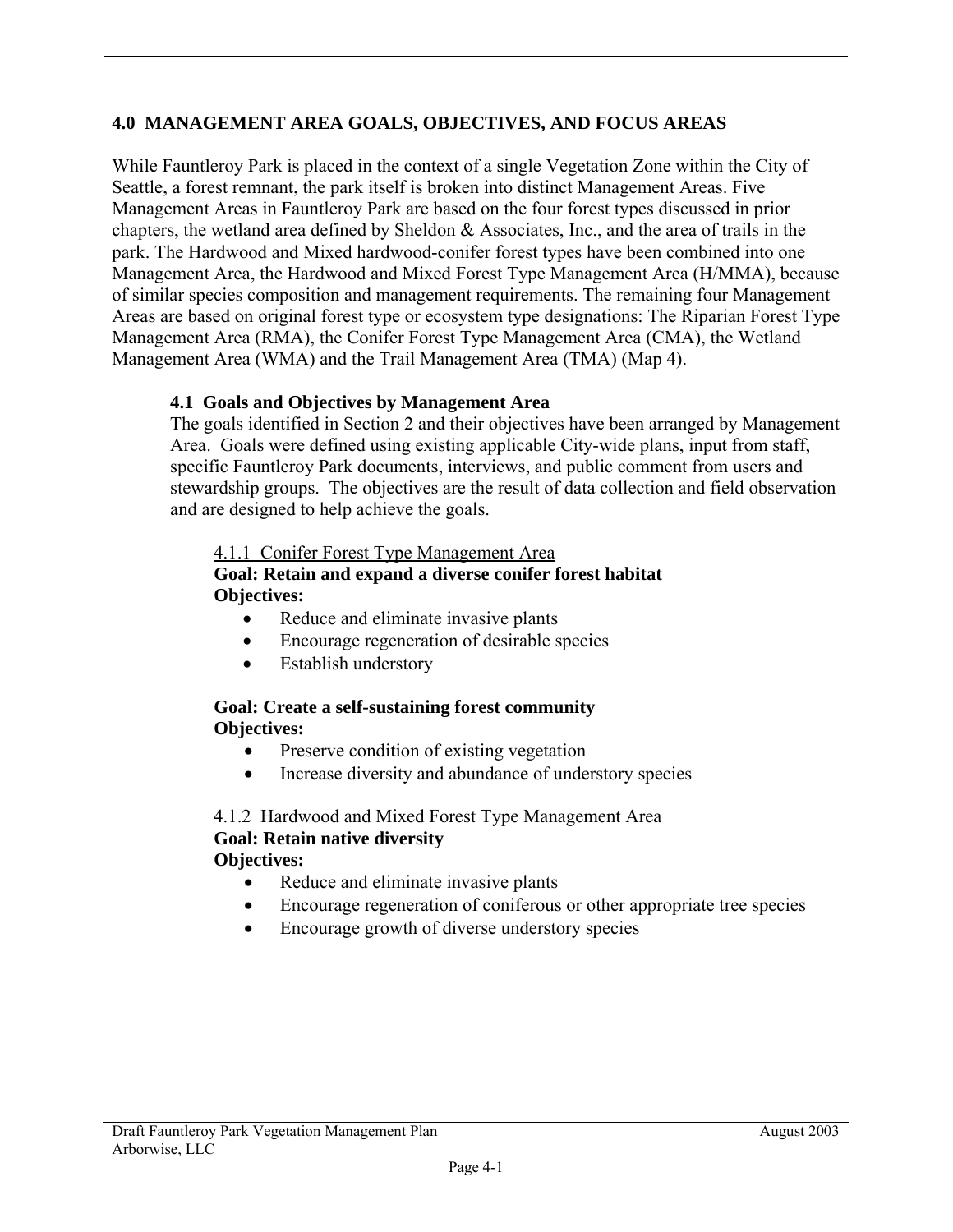# 4.0 MANAGEMENT AREA GOALS, OBJECTIVES, AND FOCUS AREAS

While Fauntleroy Park is placed in the context of a single Vegetation Zone within the City of Seattle, a forest remnant, the park itself is broken into distinct Management Areas. Five Management Areas in Fauntleroy Park are based on the four forest types discussed in prior chapters, the wetland area defined by Sheldon & Associates, Inc., and the area of trails in the park. The Hardwood and Mixed hardwood-conifer forest types have been combined into one Management Area, the Hardwood and Mixed Forest Type Management Area (H/MMA), because of similar species composition and management requirements. The remaining four Management Areas are based on original forest type or ecosystem type designations: The Riparian Forest Type Management Area (RMA), the Conifer Forest Type Management Area (CMA), the Wetland Management Area (WMA) and the Trail Management Area (TMA) (Map 4).

## 4.1 Goals and Objectives by Management Area

The goals identified in Section 2 and their objectives have been arranged by Management Area. Goals were defined using existing applicable City-wide plans, input from staff, specific Fauntleroy Park documents, interviews, and public comment from users and stewardship groups. The objectives are the result of data collection and field observation and are designed to help achieve the goals.

### 4.1.1 Conifer Forest Type Management Area

**Goal: Retain and expand a diverse conifer forest habitat**
**Objectives:**

- Reduce and eliminate invasive plants
- Encourage regeneration of desirable species
- Establish understory

**Goal: Create a self-sustaining forest community**
**Objectives:**

- Preserve condition of existing vegetation
- Increase diversity and abundance of understory species

### 4.1.2 Hardwood and Mixed Forest Type Management Area

**Goal: Retain native diversity**
**Objectives:**

- Reduce and eliminate invasive plants
- Encourage regeneration of coniferous or other appropriate tree species
- Encourage growth of diverse understory species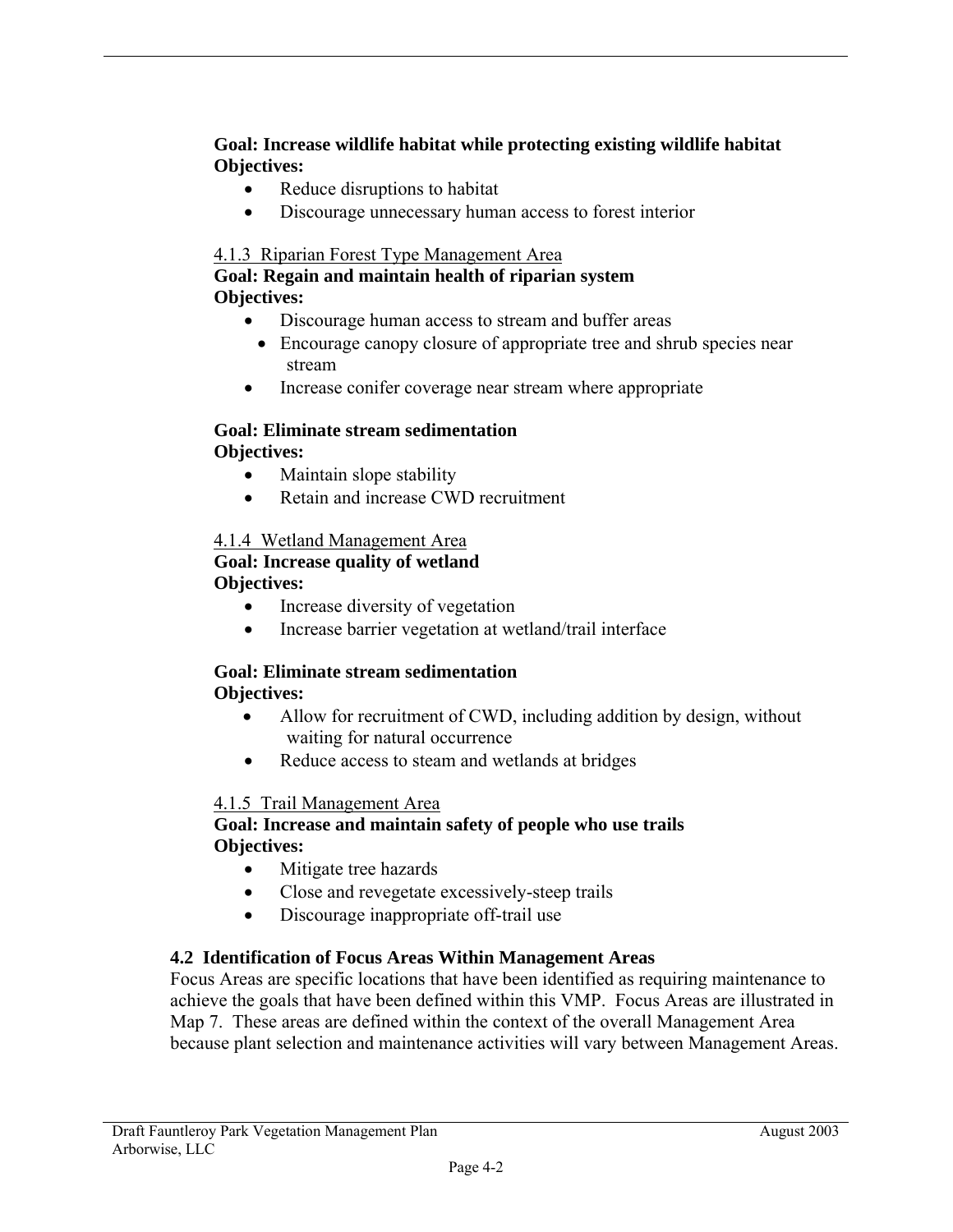**Goal: Increase wildlife habitat while protecting existing wildlife habitat**
**Objectives:**

- Reduce disruptions to habitat
- Discourage unnecessary human access to forest interior

#### 4.1.3 Riparian Forest Type Management Area

**Goal: Regain and maintain health of riparian system**
**Objectives:**

- Discourage human access to stream and buffer areas
- Encourage canopy closure of appropriate tree and shrub species near stream
- Increase conifer coverage near stream where appropriate

**Goal: Eliminate stream sedimentation**
**Objectives:**

- Maintain slope stability
- Retain and increase CWD recruitment

#### 4.1.4 Wetland Management Area

**Goal: Increase quality of wetland**
**Objectives:**

- Increase diversity of vegetation
- Increase barrier vegetation at wetland/trail interface

**Goal: Eliminate stream sedimentation**
**Objectives:**

- Allow for recruitment of CWD, including addition by design, without waiting for natural occurrence
- Reduce access to steam and wetlands at bridges

#### 4.1.5 Trail Management Area

**Goal: Increase and maintain safety of people who use trails**
**Objectives:**

- Mitigate tree hazards
- Close and revegetate excessively-steep trails
- Discourage inappropriate off-trail use

## 4.2 Identification of Focus Areas Within Management Areas

Focus Areas are specific locations that have been identified as requiring maintenance to achieve the goals that have been defined within this VMP. Focus Areas are illustrated in Map 7. These areas are defined within the context of the overall Management Area because plant selection and maintenance activities will vary between Management Areas.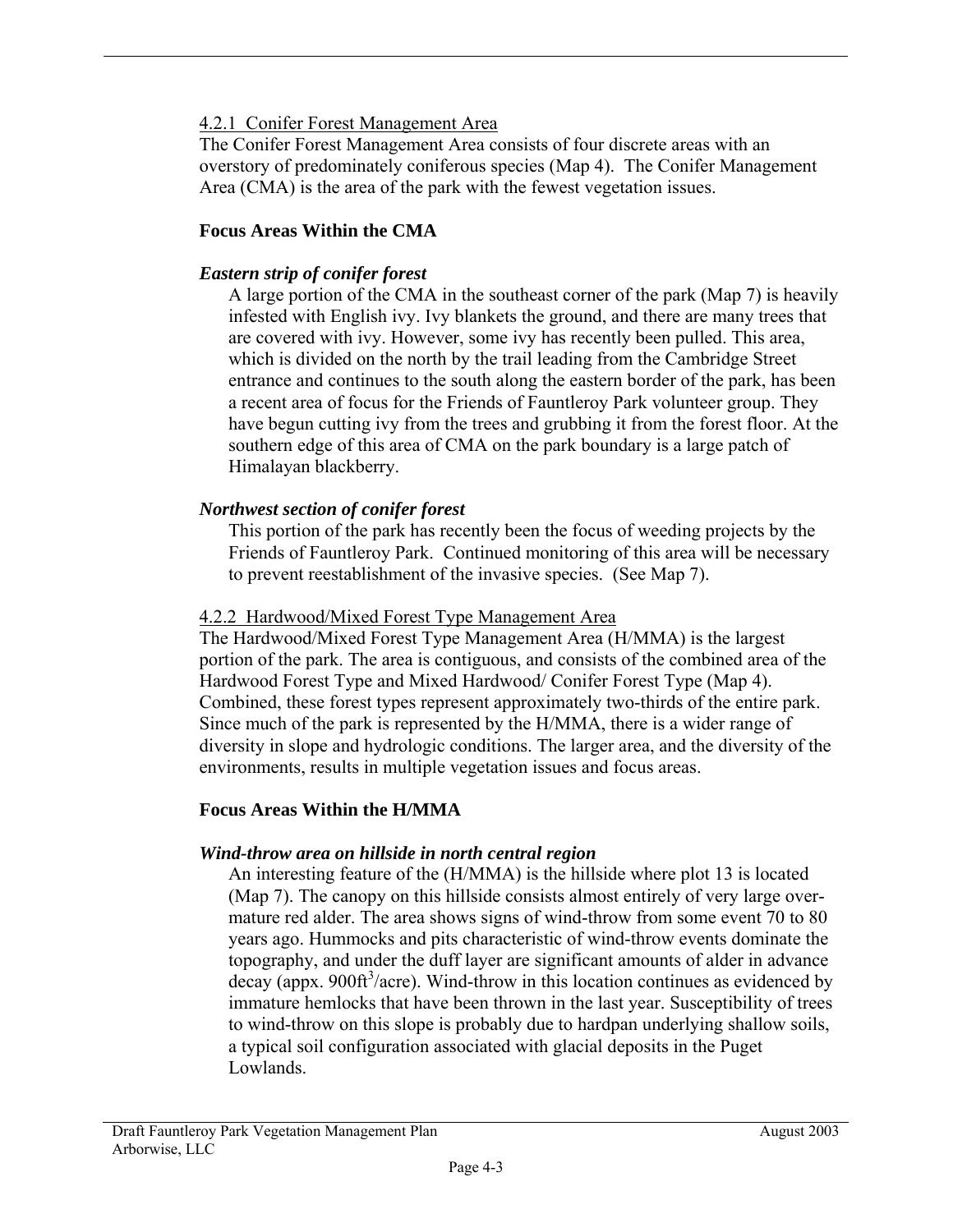#### 4.2.1 Conifer Forest Management Area

The Conifer Forest Management Area consists of four discrete areas with an overstory of predominately coniferous species (Map 4). The Conifer Management Area (CMA) is the area of the park with the fewest vegetation issues.

**Focus Areas Within the CMA**

***Eastern strip of conifer forest***

A large portion of the CMA in the southeast corner of the park (Map 7) is heavily infested with English ivy. Ivy blankets the ground, and there are many trees that are covered with ivy. However, some ivy has recently been pulled. This area, which is divided on the north by the trail leading from the Cambridge Street entrance and continues to the south along the eastern border of the park, has been a recent area of focus for the Friends of Fauntleroy Park volunteer group. They have begun cutting ivy from the trees and grubbing it from the forest floor. At the southern edge of this area of CMA on the park boundary is a large patch of Himalayan blackberry.

***Northwest section of conifer forest***

This portion of the park has recently been the focus of weeding projects by the Friends of Fauntleroy Park. Continued monitoring of this area will be necessary to prevent reestablishment of the invasive species. (See Map 7).

#### 4.2.2 Hardwood/Mixed Forest Type Management Area

The Hardwood/Mixed Forest Type Management Area (H/MMA) is the largest portion of the park. The area is contiguous, and consists of the combined area of the Hardwood Forest Type and Mixed Hardwood/ Conifer Forest Type (Map 4). Combined, these forest types represent approximately two-thirds of the entire park. Since much of the park is represented by the H/MMA, there is a wider range of diversity in slope and hydrologic conditions. The larger area, and the diversity of the environments, results in multiple vegetation issues and focus areas.

**Focus Areas Within the H/MMA**

***Wind-throw area on hillside in north central region***

An interesting feature of the (H/MMA) is the hillside where plot 13 is located (Map 7). The canopy on this hillside consists almost entirely of very large over-mature red alder. The area shows signs of wind-throw from some event 70 to 80 years ago. Hummocks and pits characteristic of wind-throw events dominate the topography, and under the duff layer are significant amounts of alder in advance decay (appx. 900ft$^3$/acre). Wind-throw in this location continues as evidenced by immature hemlocks that have been thrown in the last year. Susceptibility of trees to wind-throw on this slope is probably due to hardpan underlying shallow soils, a typical soil configuration associated with glacial deposits in the Puget Lowlands.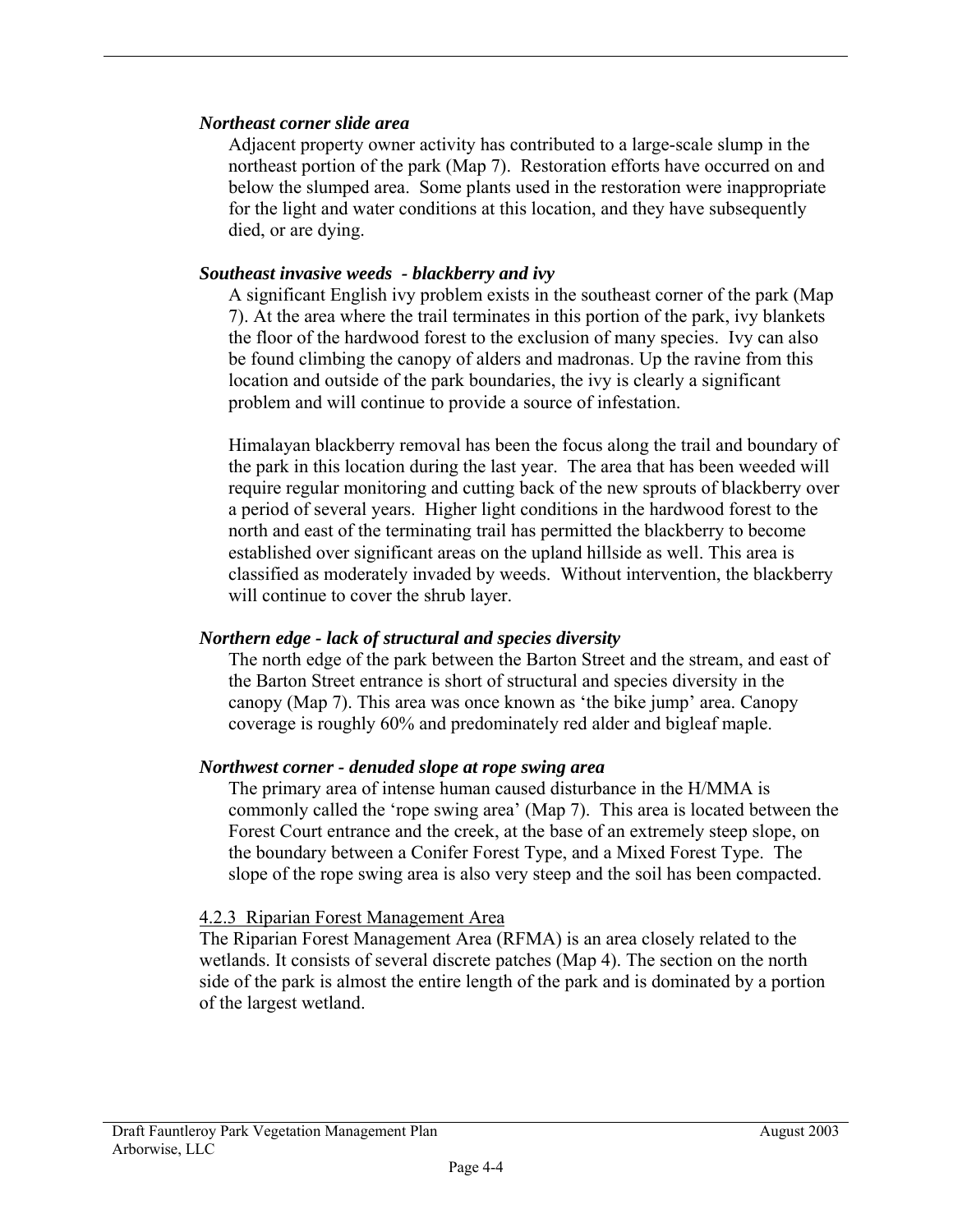***Northeast corner slide area***

Adjacent property owner activity has contributed to a large-scale slump in the northeast portion of the park (Map 7). Restoration efforts have occurred on and below the slumped area. Some plants used in the restoration were inappropriate for the light and water conditions at this location, and they have subsequently died, or are dying.

***Southeast invasive weeds - blackberry and ivy***

A significant English ivy problem exists in the southeast corner of the park (Map 7). At the area where the trail terminates in this portion of the park, ivy blankets the floor of the hardwood forest to the exclusion of many species. Ivy can also be found climbing the canopy of alders and madronas. Up the ravine from this location and outside of the park boundaries, the ivy is clearly a significant problem and will continue to provide a source of infestation.

Himalayan blackberry removal has been the focus along the trail and boundary of the park in this location during the last year. The area that has been weeded will require regular monitoring and cutting back of the new sprouts of blackberry over a period of several years. Higher light conditions in the hardwood forest to the north and east of the terminating trail has permitted the blackberry to become established over significant areas on the upland hillside as well. This area is classified as moderately invaded by weeds. Without intervention, the blackberry will continue to cover the shrub layer.

***Northern edge - lack of structural and species diversity***

The north edge of the park between the Barton Street and the stream, and east of the Barton Street entrance is short of structural and species diversity in the canopy (Map 7). This area was once known as 'the bike jump' area. Canopy coverage is roughly 60% and predominately red alder and bigleaf maple.

***Northwest corner - denuded slope at rope swing area***

The primary area of intense human caused disturbance in the H/MMA is commonly called the 'rope swing area' (Map 7). This area is located between the Forest Court entrance and the creek, at the base of an extremely steep slope, on the boundary between a Conifer Forest Type, and a Mixed Forest Type. The slope of the rope swing area is also very steep and the soil has been compacted.

### 4.2.3 Riparian Forest Management Area

The Riparian Forest Management Area (RFMA) is an area closely related to the wetlands. It consists of several discrete patches (Map 4). The section on the north side of the park is almost the entire length of the park and is dominated by a portion of the largest wetland.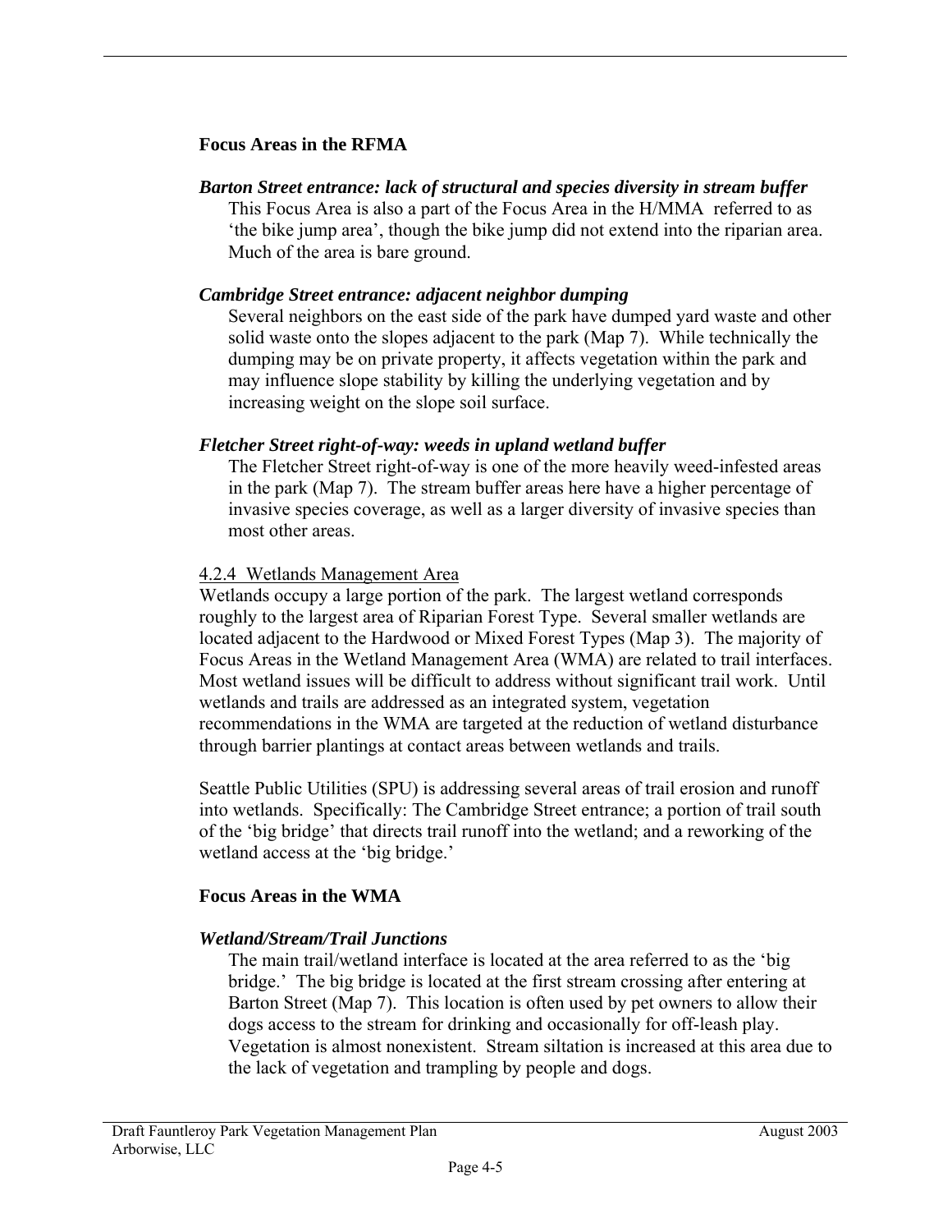**Focus Areas in the RFMA**

***Barton Street entrance: lack of structural and species diversity in stream buffer***

This Focus Area is also a part of the Focus Area in the H/MMA referred to as 'the bike jump area', though the bike jump did not extend into the riparian area. Much of the area is bare ground.

***Cambridge Street entrance: adjacent neighbor dumping***

Several neighbors on the east side of the park have dumped yard waste and other solid waste onto the slopes adjacent to the park (Map 7). While technically the dumping may be on private property, it affects vegetation within the park and may influence slope stability by killing the underlying vegetation and by increasing weight on the slope soil surface.

***Fletcher Street right-of-way: weeds in upland wetland buffer***

The Fletcher Street right-of-way is one of the more heavily weed-infested areas in the park (Map 7). The stream buffer areas here have a higher percentage of invasive species coverage, as well as a larger diversity of invasive species than most other areas.

### 4.2.4 Wetlands Management Area

Wetlands occupy a large portion of the park. The largest wetland corresponds roughly to the largest area of Riparian Forest Type. Several smaller wetlands are located adjacent to the Hardwood or Mixed Forest Types (Map 3). The majority of Focus Areas in the Wetland Management Area (WMA) are related to trail interfaces. Most wetland issues will be difficult to address without significant trail work. Until wetlands and trails are addressed as an integrated system, vegetation recommendations in the WMA are targeted at the reduction of wetland disturbance through barrier plantings at contact areas between wetlands and trails.

Seattle Public Utilities (SPU) is addressing several areas of trail erosion and runoff into wetlands. Specifically: The Cambridge Street entrance; a portion of trail south of the 'big bridge' that directs trail runoff into the wetland; and a reworking of the wetland access at the 'big bridge.'

**Focus Areas in the WMA**

***Wetland/Stream/Trail Junctions***

The main trail/wetland interface is located at the area referred to as the 'big bridge.' The big bridge is located at the first stream crossing after entering at Barton Street (Map 7). This location is often used by pet owners to allow their dogs access to the stream for drinking and occasionally for off-leash play. Vegetation is almost nonexistent. Stream siltation is increased at this area due to the lack of vegetation and trampling by people and dogs.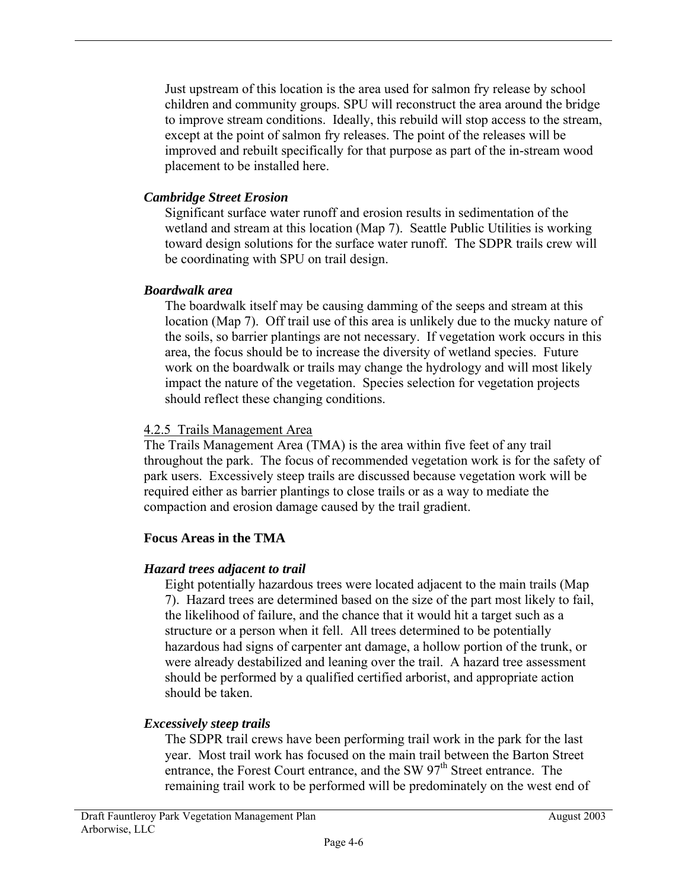Just upstream of this location is the area used for salmon fry release by school children and community groups. SPU will reconstruct the area around the bridge to improve stream conditions. Ideally, this rebuild will stop access to the stream, except at the point of salmon fry releases. The point of the releases will be improved and rebuilt specifically for that purpose as part of the in-stream wood placement to be installed here.

***Cambridge Street Erosion***

Significant surface water runoff and erosion results in sedimentation of the wetland and stream at this location (Map 7). Seattle Public Utilities is working toward design solutions for the surface water runoff. The SDPR trails crew will be coordinating with SPU on trail design.

***Boardwalk area***

The boardwalk itself may be causing damming of the seeps and stream at this location (Map 7). Off trail use of this area is unlikely due to the mucky nature of the soils, so barrier plantings are not necessary. If vegetation work occurs in this area, the focus should be to increase the diversity of wetland species. Future work on the boardwalk or trails may change the hydrology and will most likely impact the nature of the vegetation. Species selection for vegetation projects should reflect these changing conditions.

### 4.2.5 Trails Management Area

The Trails Management Area (TMA) is the area within five feet of any trail throughout the park. The focus of recommended vegetation work is for the safety of park users. Excessively steep trails are discussed because vegetation work will be required either as barrier plantings to close trails or as a way to mediate the compaction and erosion damage caused by the trail gradient.

**Focus Areas in the TMA**

***Hazard trees adjacent to trail***

Eight potentially hazardous trees were located adjacent to the main trails (Map 7). Hazard trees are determined based on the size of the part most likely to fail, the likelihood of failure, and the chance that it would hit a target such as a structure or a person when it fell. All trees determined to be potentially hazardous had signs of carpenter ant damage, a hollow portion of the trunk, or were already destabilized and leaning over the trail. A hazard tree assessment should be performed by a qualified certified arborist, and appropriate action should be taken.

***Excessively steep trails***

The SDPR trail crews have been performing trail work in the park for the last year. Most trail work has focused on the main trail between the Barton Street entrance, the Forest Court entrance, and the SW 97th Street entrance. The remaining trail work to be performed will be predominately on the west end of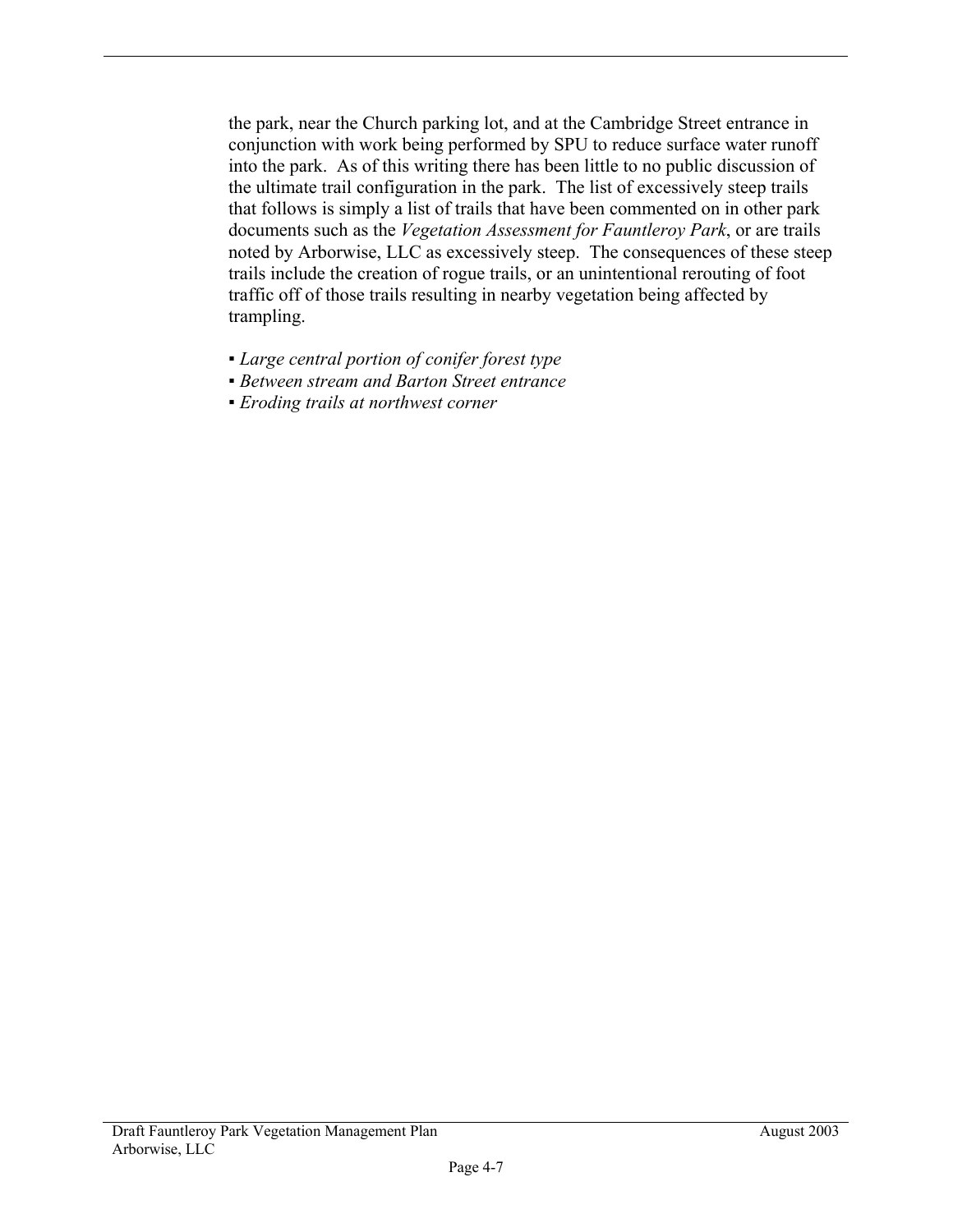the park, near the Church parking lot, and at the Cambridge Street entrance in conjunction with work being performed by SPU to reduce surface water runoff into the park. As of this writing there has been little to no public discussion of the ultimate trail configuration in the park. The list of excessively steep trails that follows is simply a list of trails that have been commented on in other park documents such as the *Vegetation Assessment for Fauntleroy Park*, or are trails noted by Arborwise, LLC as excessively steep. The consequences of these steep trails include the creation of rogue trails, or an unintentional rerouting of foot traffic off of those trails resulting in nearby vegetation being affected by trampling.

- *Large central portion of conifer forest type*
- *Between stream and Barton Street entrance*
- *Eroding trails at northwest corner*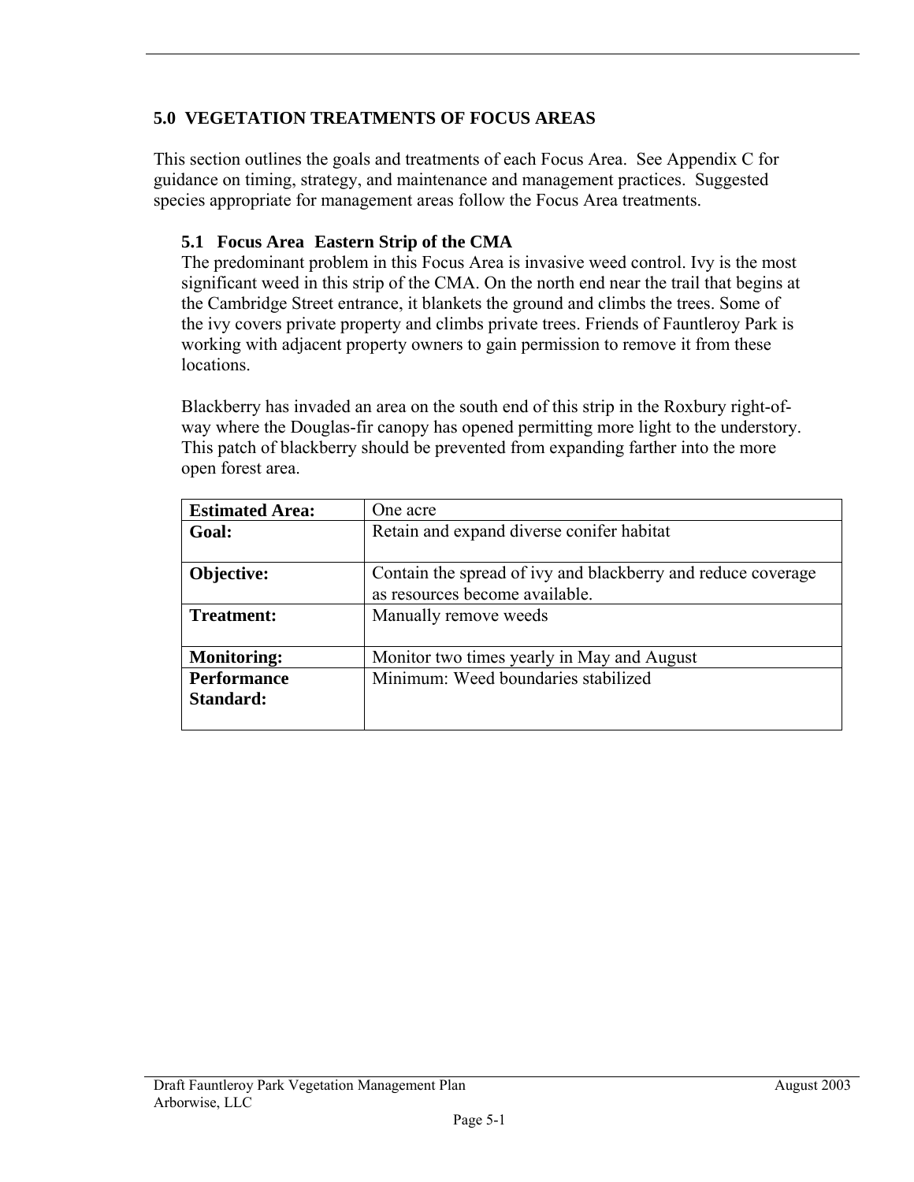## 5.0 VEGETATION TREATMENTS OF FOCUS AREAS

This section outlines the goals and treatments of each Focus Area. See Appendix C for guidance on timing, strategy, and maintenance and management practices. Suggested species appropriate for management areas follow the Focus Area treatments.

### 5.1 Focus Area Eastern Strip of the CMA

The predominant problem in this Focus Area is invasive weed control. Ivy is the most significant weed in this strip of the CMA. On the north end near the trail that begins at the Cambridge Street entrance, it blankets the ground and climbs the trees. Some of the ivy covers private property and climbs private trees. Friends of Fauntleroy Park is working with adjacent property owners to gain permission to remove it from these locations.

Blackberry has invaded an area on the south end of this strip in the Roxbury right-of-way where the Douglas-fir canopy has opened permitting more light to the understory. This patch of blackberry should be prevented from expanding farther into the more open forest area.

| | |
|---|---|
| **Estimated Area:** | One acre |
| **Goal:** | Retain and expand diverse conifer habitat |
| **Objective:** | Contain the spread of ivy and blackberry and reduce coverage as resources become available. |
| **Treatment:** | Manually remove weeds |
| **Monitoring:** | Monitor two times yearly in May and August |
| **Performance Standard:** | Minimum: Weed boundaries stabilized |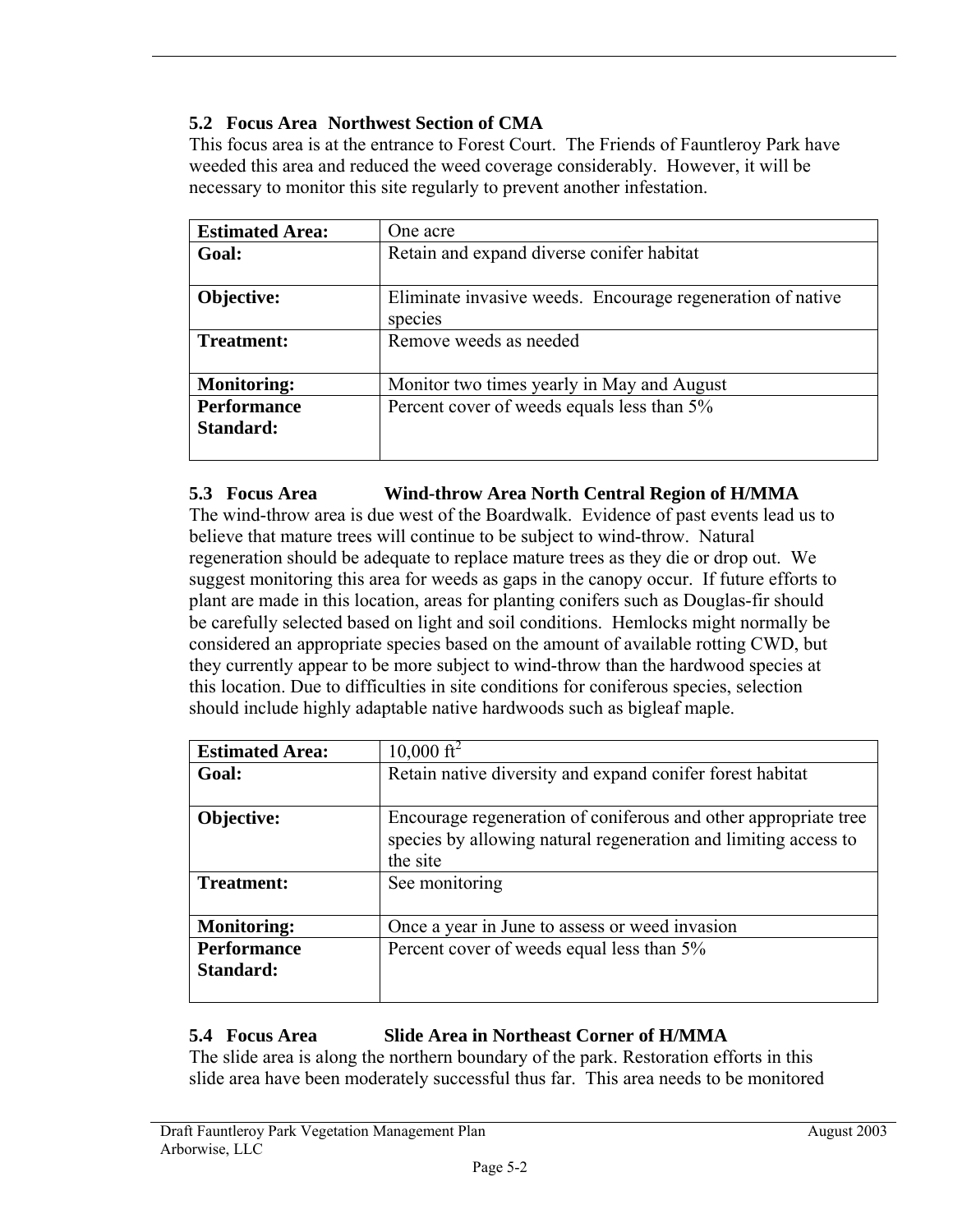### 5.2 Focus Area Northwest Section of CMA

This focus area is at the entrance to Forest Court. The Friends of Fauntleroy Park have weeded this area and reduced the weed coverage considerably. However, it will be necessary to monitor this site regularly to prevent another infestation.

| **Estimated Area:** | One acre |
|---|---|
| **Goal:** | Retain and expand diverse conifer habitat |
| **Objective:** | Eliminate invasive weeds. Encourage regeneration of native species |
| **Treatment:** | Remove weeds as needed |
| **Monitoring:** | Monitor two times yearly in May and August |
| **Performance Standard:** | Percent cover of weeds equals less than 5% |

### 5.3 Focus Area Wind-throw Area North Central Region of H/MMA

The wind-throw area is due west of the Boardwalk. Evidence of past events lead us to believe that mature trees will continue to be subject to wind-throw. Natural regeneration should be adequate to replace mature trees as they die or drop out. We suggest monitoring this area for weeds as gaps in the canopy occur. If future efforts to plant are made in this location, areas for planting conifers such as Douglas-fir should be carefully selected based on light and soil conditions. Hemlocks might normally be considered an appropriate species based on the amount of available rotting CWD, but they currently appear to be more subject to wind-throw than the hardwood species at this location. Due to difficulties in site conditions for coniferous species, selection should include highly adaptable native hardwoods such as bigleaf maple.

| **Estimated Area:** | 10,000 $ft^2$ |
|---|---|
| **Goal:** | Retain native diversity and expand conifer forest habitat |
| **Objective:** | Encourage regeneration of coniferous and other appropriate tree species by allowing natural regeneration and limiting access to the site |
| **Treatment:** | See monitoring |
| **Monitoring:** | Once a year in June to assess or weed invasion |
| **Performance Standard:** | Percent cover of weeds equal less than 5% |

### 5.4 Focus Area Slide Area in Northeast Corner of H/MMA

The slide area is along the northern boundary of the park. Restoration efforts in this slide area have been moderately successful thus far. This area needs to be monitored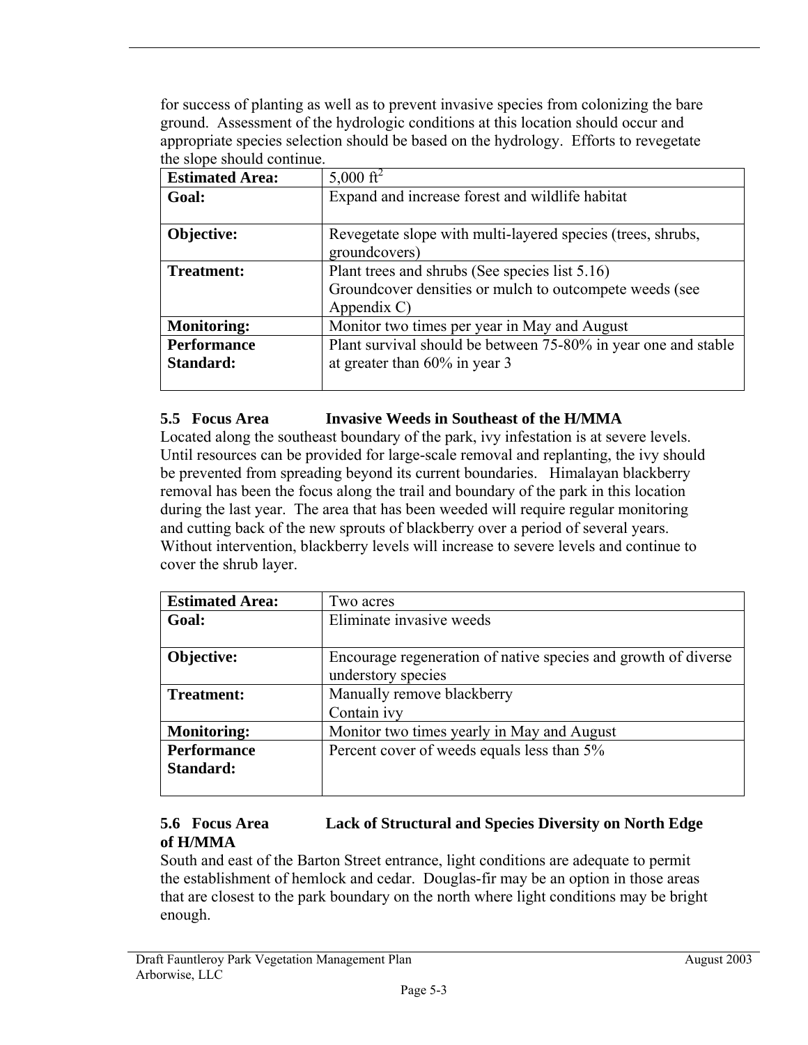for success of planting as well as to prevent invasive species from colonizing the bare ground. Assessment of the hydrologic conditions at this location should occur and appropriate species selection should be based on the hydrology. Efforts to revegetate the slope should continue.

| **Estimated Area:** | 5,000 $ft^2$ |
|---|---|
| **Goal:** | Expand and increase forest and wildlife habitat |
| **Objective:** | Revegetate slope with multi-layered species (trees, shrubs, groundcovers) |
| **Treatment:** | Plant trees and shrubs (See species list 5.16)<br>Groundcover densities or mulch to outcompete weeds (see Appendix C) |
| **Monitoring:** | Monitor two times per year in May and August |
| **Performance Standard:** | Plant survival should be between 75-80% in year one and stable at greater than 60% in year 3 |

### 5.5 Focus Area Invasive Weeds in Southeast of the H/MMA

Located along the southeast boundary of the park, ivy infestation is at severe levels. Until resources can be provided for large-scale removal and replanting, the ivy should be prevented from spreading beyond its current boundaries. Himalayan blackberry removal has been the focus along the trail and boundary of the park in this location during the last year. The area that has been weeded will require regular monitoring and cutting back of the new sprouts of blackberry over a period of several years. Without intervention, blackberry levels will increase to severe levels and continue to cover the shrub layer.

| **Estimated Area:** | Two acres |
|---|---|
| **Goal:** | Eliminate invasive weeds |
| **Objective:** | Encourage regeneration of native species and growth of diverse understory species |
| **Treatment:** | Manually remove blackberry<br>Contain ivy |
| **Monitoring:** | Monitor two times yearly in May and August |
| **Performance Standard:** | Percent cover of weeds equals less than 5% |

### 5.6 Focus Area Lack of Structural and Species Diversity on North Edge of H/MMA

South and east of the Barton Street entrance, light conditions are adequate to permit the establishment of hemlock and cedar. Douglas-fir may be an option in those areas that are closest to the park boundary on the north where light conditions may be bright enough.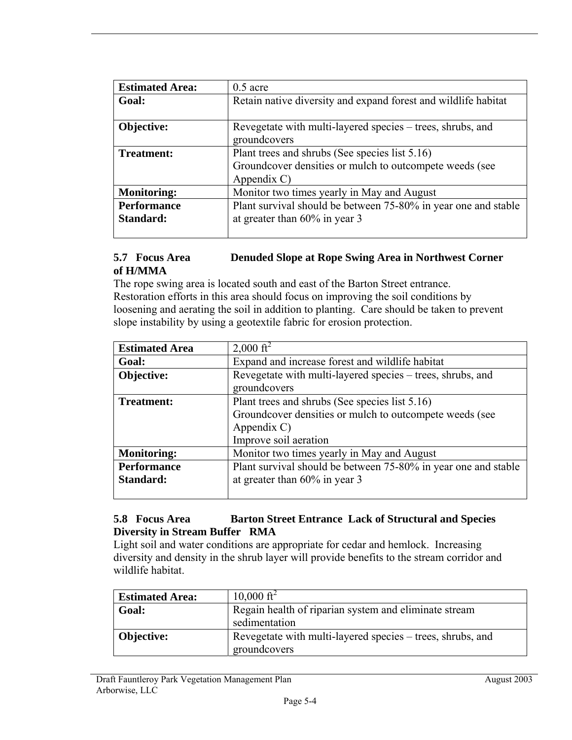| Estimated Area: | 0.5 acre |
|---|---|
| Goal: | Retain native diversity and expand forest and wildlife habitat |
| Objective: | Revegetate with multi-layered species – trees, shrubs, and groundcovers |
| Treatment: | Plant trees and shrubs (See species list 5.16)<br>Groundcover densities or mulch to outcompete weeds (see Appendix C) |
| Monitoring: | Monitor two times yearly in May and August |
| Performance Standard: | Plant survival should be between 75-80% in year one and stable at greater than 60% in year 3 |

### 5.7 Focus Area Denuded Slope at Rope Swing Area in Northwest Corner of H/MMA

The rope swing area is located south and east of the Barton Street entrance. Restoration efforts in this area should focus on improving the soil conditions by loosening and aerating the soil in addition to planting. Care should be taken to prevent slope instability by using a geotextile fabric for erosion protection.

| Estimated Area | 2,000 ft$^2$ |
|---|---|
| Goal: | Expand and increase forest and wildlife habitat |
| Objective: | Revegetate with multi-layered species – trees, shrubs, and groundcovers |
| Treatment: | Plant trees and shrubs (See species list 5.16)<br>Groundcover densities or mulch to outcompete weeds (see Appendix C)<br>Improve soil aeration |
| Monitoring: | Monitor two times yearly in May and August |
| Performance Standard: | Plant survival should be between 75-80% in year one and stable at greater than 60% in year 3 |

### 5.8 Focus Area Barton Street Entrance Lack of Structural and Species Diversity in Stream Buffer RMA

Light soil and water conditions are appropriate for cedar and hemlock. Increasing diversity and density in the shrub layer will provide benefits to the stream corridor and wildlife habitat.

| Estimated Area: | 10,000 ft$^2$ |
|---|---|
| Goal: | Regain health of riparian system and eliminate stream sedimentation |
| Objective: | Revegetate with multi-layered species – trees, shrubs, and groundcovers |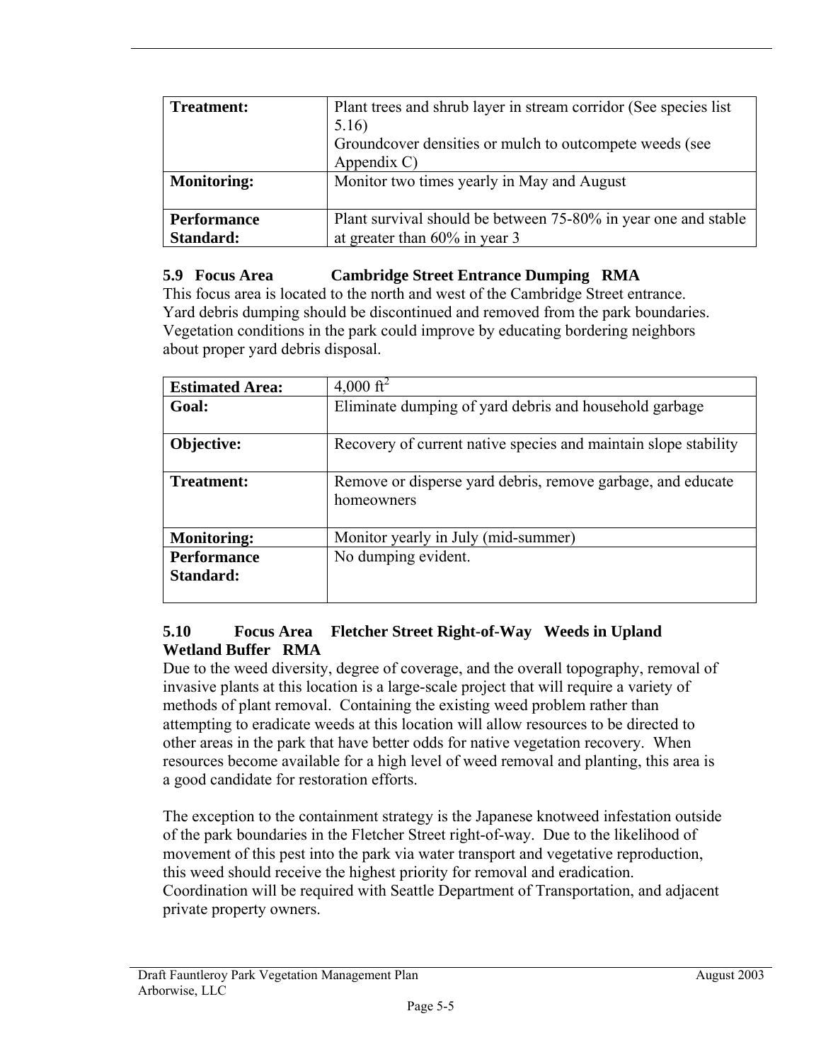| | |
|---|---|
| **Treatment:** | Plant trees and shrub layer in stream corridor (See species list 5.16)<br>Groundcover densities or mulch to outcompete weeds (see Appendix C) |
| **Monitoring:** | Monitor two times yearly in May and August |
| **Performance Standard:** | Plant survival should be between 75-80% in year one and stable at greater than 60% in year 3 |

### 5.9 Focus Area Cambridge Street Entrance Dumping RMA

This focus area is located to the north and west of the Cambridge Street entrance. Yard debris dumping should be discontinued and removed from the park boundaries. Vegetation conditions in the park could improve by educating bordering neighbors about proper yard debris disposal.

| **Estimated Area:** | 4,000 $ft^2$ |
|---|---|
| **Goal:** | Eliminate dumping of yard debris and household garbage |
| **Objective:** | Recovery of current native species and maintain slope stability |
| **Treatment:** | Remove or disperse yard debris, remove garbage, and educate homeowners |
| **Monitoring:** | Monitor yearly in July (mid-summer) |
| **Performance Standard:** | No dumping evident. |

### 5.10 Focus Area Fletcher Street Right-of-Way Weeds in Upland Wetland Buffer RMA

Due to the weed diversity, degree of coverage, and the overall topography, removal of invasive plants at this location is a large-scale project that will require a variety of methods of plant removal. Containing the existing weed problem rather than attempting to eradicate weeds at this location will allow resources to be directed to other areas in the park that have better odds for native vegetation recovery. When resources become available for a high level of weed removal and planting, this area is a good candidate for restoration efforts.

The exception to the containment strategy is the Japanese knotweed infestation outside of the park boundaries in the Fletcher Street right-of-way. Due to the likelihood of movement of this pest into the park via water transport and vegetative reproduction, this weed should receive the highest priority for removal and eradication. Coordination will be required with Seattle Department of Transportation, and adjacent private property owners.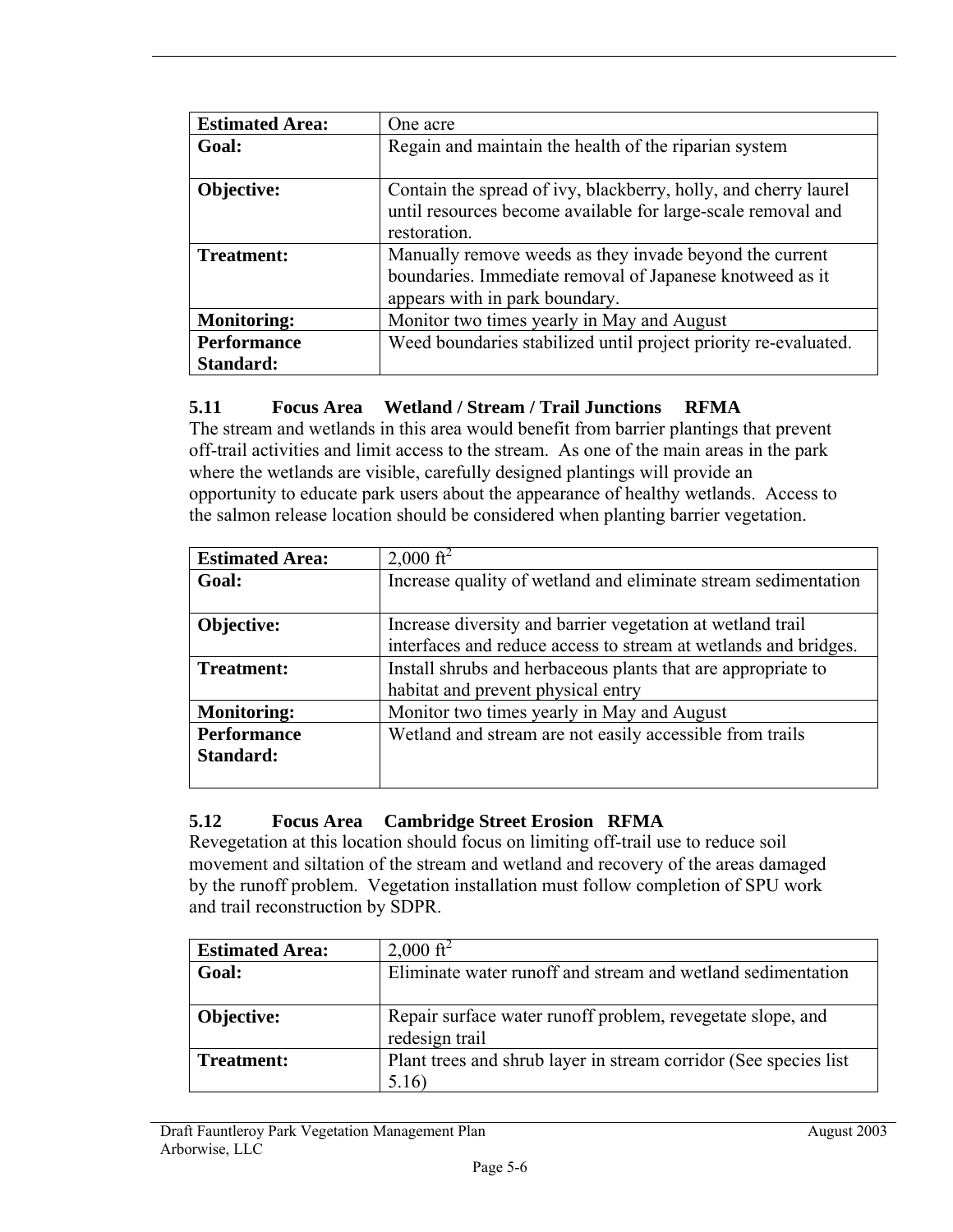| Estimated Area: | One acre |
|---|---|
| **Goal:** | Regain and maintain the health of the riparian system |
| **Objective:** | Contain the spread of ivy, blackberry, holly, and cherry laurel until resources become available for large-scale removal and restoration. |
| **Treatment:** | Manually remove weeds as they invade beyond the current boundaries. Immediate removal of Japanese knotweed as it appears with in park boundary. |
| **Monitoring:** | Monitor two times yearly in May and August |
| **Performance Standard:** | Weed boundaries stabilized until project priority re-evaluated. |

### 5.11 Focus Area Wetland / Stream / Trail Junctions RFMA

The stream and wetlands in this area would benefit from barrier plantings that prevent off-trail activities and limit access to the stream. As one of the main areas in the park where the wetlands are visible, carefully designed plantings will provide an opportunity to educate park users about the appearance of healthy wetlands. Access to the salmon release location should be considered when planting barrier vegetation.

| Estimated Area: | 2,000 ft$^2$ |
|---|---|
| **Goal:** | Increase quality of wetland and eliminate stream sedimentation |
| **Objective:** | Increase diversity and barrier vegetation at wetland trail interfaces and reduce access to stream at wetlands and bridges. |
| **Treatment:** | Install shrubs and herbaceous plants that are appropriate to habitat and prevent physical entry |
| **Monitoring:** | Monitor two times yearly in May and August |
| **Performance Standard:** | Wetland and stream are not easily accessible from trails |

### 5.12 Focus Area Cambridge Street Erosion RFMA

Revegetation at this location should focus on limiting off-trail use to reduce soil movement and siltation of the stream and wetland and recovery of the areas damaged by the runoff problem. Vegetation installation must follow completion of SPU work and trail reconstruction by SDPR.

| Estimated Area: | 2,000 ft$^2$ |
|---|---|
| **Goal:** | Eliminate water runoff and stream and wetland sedimentation |
| **Objective:** | Repair surface water runoff problem, revegetate slope, and redesign trail |
| **Treatment:** | Plant trees and shrub layer in stream corridor (See species list 5.16) |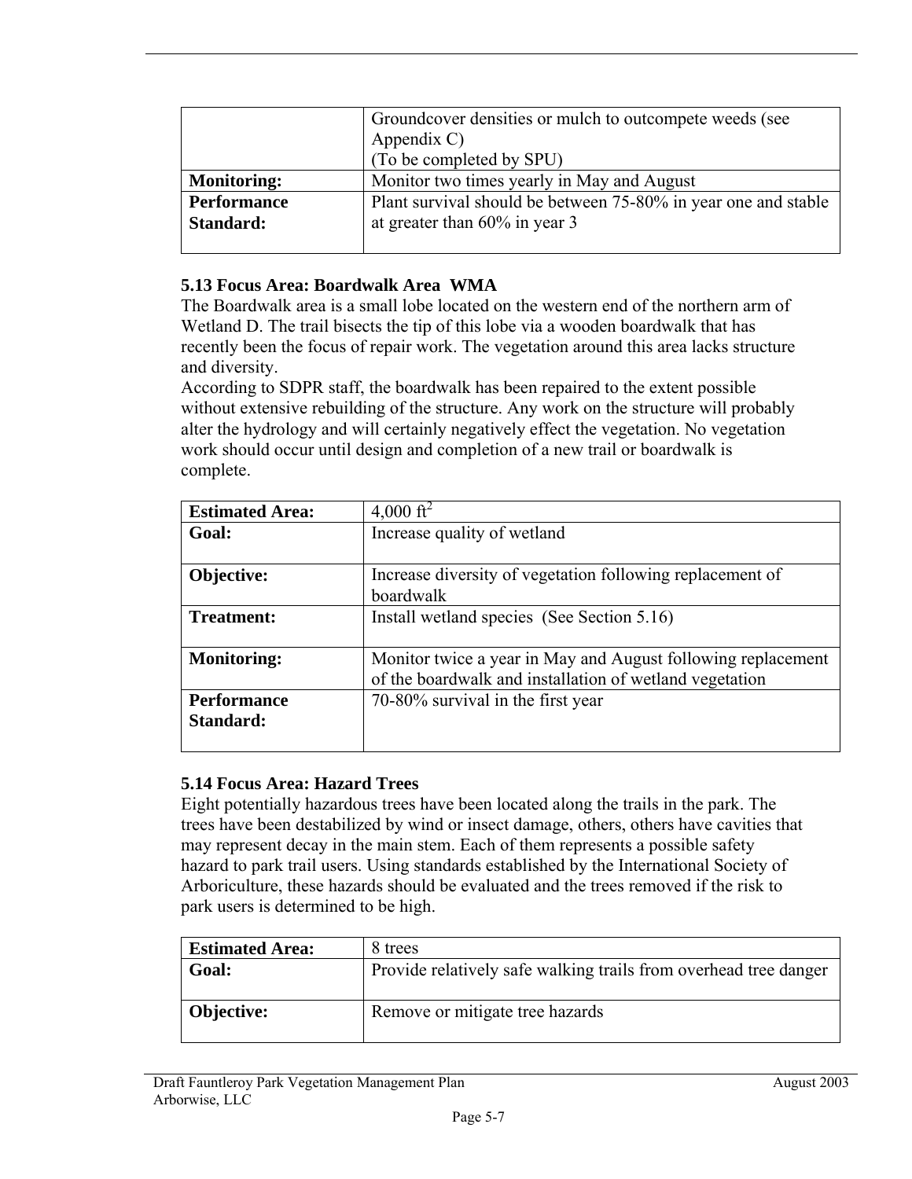|  |  |
|---|---|
|  | Groundcover densities or mulch to outcompete weeds (see Appendix C)<br>(To be completed by SPU) |
| **Monitoring:** | Monitor two times yearly in May and August |
| **Performance Standard:** | Plant survival should be between 75-80% in year one and stable at greater than 60% in year 3 |

### 5.13 Focus Area: Boardwalk Area WMA

The Boardwalk area is a small lobe located on the western end of the northern arm of Wetland D. The trail bisects the tip of this lobe via a wooden boardwalk that has recently been the focus of repair work. The vegetation around this area lacks structure and diversity.

According to SDPR staff, the boardwalk has been repaired to the extent possible without extensive rebuilding of the structure. Any work on the structure will probably alter the hydrology and will certainly negatively effect the vegetation. No vegetation work should occur until design and completion of a new trail or boardwalk is complete.

| **Estimated Area:** | 4,000 ft$^2$ |
|---|---|
| **Goal:** | Increase quality of wetland |
| **Objective:** | Increase diversity of vegetation following replacement of boardwalk |
| **Treatment:** | Install wetland species (See Section 5.16) |
| **Monitoring:** | Monitor twice a year in May and August following replacement of the boardwalk and installation of wetland vegetation |
| **Performance Standard:** | 70-80% survival in the first year |

### 5.14 Focus Area: Hazard Trees

Eight potentially hazardous trees have been located along the trails in the park. The trees have been destabilized by wind or insect damage, others, others have cavities that may represent decay in the main stem. Each of them represents a possible safety hazard to park trail users. Using standards established by the International Society of Arboriculture, these hazards should be evaluated and the trees removed if the risk to park users is determined to be high.

| **Estimated Area:** | 8 trees |
|---|---|
| **Goal:** | Provide relatively safe walking trails from overhead tree danger |
| **Objective:** | Remove or mitigate tree hazards |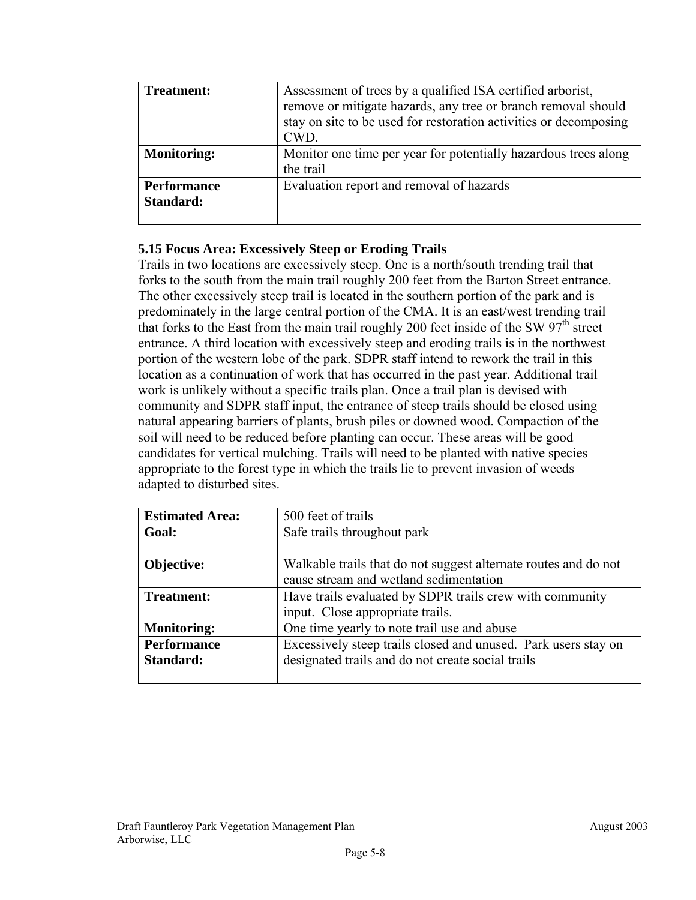| | |
|---|---|
| **Treatment:** | Assessment of trees by a qualified ISA certified arborist, remove or mitigate hazards, any tree or branch removal should stay on site to be used for restoration activities or decomposing CWD. |
| **Monitoring:** | Monitor one time per year for potentially hazardous trees along the trail |
| **Performance Standard:** | Evaluation report and removal of hazards |

### 5.15 Focus Area: Excessively Steep or Eroding Trails

Trails in two locations are excessively steep. One is a north/south trending trail that forks to the south from the main trail roughly 200 feet from the Barton Street entrance. The other excessively steep trail is located in the southern portion of the park and is predominately in the large central portion of the CMA. It is an east/west trending trail that forks to the East from the main trail roughly 200 feet inside of the SW 97th street entrance. A third location with excessively steep and eroding trails is in the northwest portion of the western lobe of the park. SDPR staff intend to rework the trail in this location as a continuation of work that has occurred in the past year. Additional trail work is unlikely without a specific trails plan. Once a trail plan is devised with community and SDPR staff input, the entrance of steep trails should be closed using natural appearing barriers of plants, brush piles or downed wood. Compaction of the soil will need to be reduced before planting can occur. These areas will be good candidates for vertical mulching. Trails will need to be planted with native species appropriate to the forest type in which the trails lie to prevent invasion of weeds adapted to disturbed sites.

| | |
|---|---|
| **Estimated Area:** | 500 feet of trails |
| **Goal:** | Safe trails throughout park |
| **Objective:** | Walkable trails that do not suggest alternate routes and do not cause stream and wetland sedimentation |
| **Treatment:** | Have trails evaluated by SDPR trails crew with community input. Close appropriate trails. |
| **Monitoring:** | One time yearly to note trail use and abuse |
| **Performance Standard:** | Excessively steep trails closed and unused. Park users stay on designated trails and do not create social trails |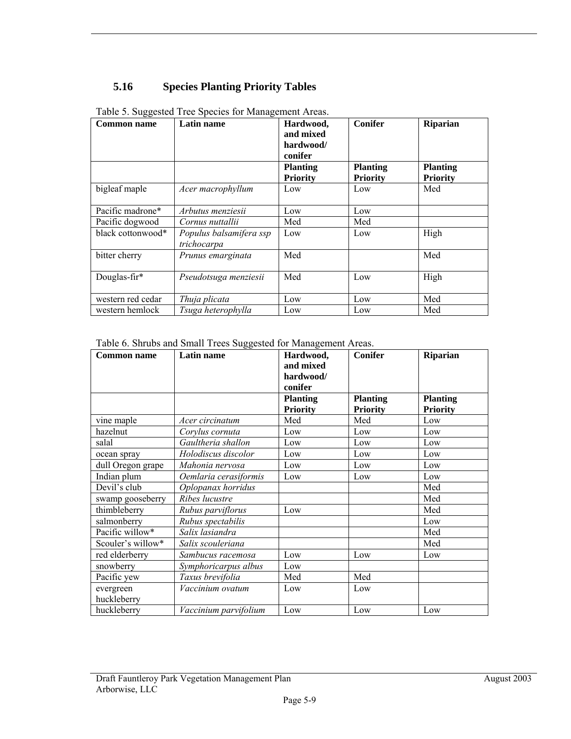## 5.16 Species Planting Priority Tables

Table 5. Suggested Tree Species for Management Areas.

| Common name | Latin name | Hardwood, and mixed hardwood/ conifer | Conifer | Riparian |
|---|---|---|---|---|
| | | **Planting Priority** | **Planting Priority** | **Planting Priority** |
| bigleaf maple | *Acer macrophyllum* | Low | Low | Med |
| Pacific madrone* | *Arbutus menziesii* | Low | Low | |
| Pacific dogwood | *Cornus nuttallii* | Med | Med | |
| black cottonwood* | *Populus balsamifera ssp trichocarpa* | Low | Low | High |
| bitter cherry | *Prunus emarginata* | Med | | Med |
| Douglas-fir* | *Pseudotsuga menziesii* | Med | Low | High |
| western red cedar | *Thuja plicata* | Low | Low | Med |
| western hemlock | *Tsuga heterophylla* | Low | Low | Med |

Table 6. Shrubs and Small Trees Suggested for Management Areas.

| Common name | Latin name | Hardwood, and mixed hardwood/ conifer | Conifer | Riparian |
|---|---|---|---|---|
| | | **Planting Priority** | **Planting Priority** | **Planting Priority** |
| vine maple | *Acer circinatum* | Med | Med | Low |
| hazelnut | *Corylus cornuta* | Low | Low | Low |
| salal | *Gaultheria shallon* | Low | Low | Low |
| ocean spray | *Holodiscus discolor* | Low | Low | Low |
| dull Oregon grape | *Mahonia nervosa* | Low | Low | Low |
| Indian plum | *Oemlaria cerasiformis* | Low | Low | Low |
| Devil's club | *Oplopanax horridus* | | | Med |
| swamp gooseberry | *Ribes lucustre* | | | Med |
| thimbleberry | *Rubus parviflorus* | Low | | Med |
| salmonberry | *Rubus spectabilis* | | | Low |
| Pacific willow* | *Salix lasiandra* | | | Med |
| Scouler's willow* | *Salix scouleriana* | | | Med |
| red elderberry | *Sambucus racemosa* | Low | Low | Low |
| snowberry | *Symphoricarpus albus* | Low | | |
| Pacific yew | *Taxus brevifolia* | Med | Med | |
| evergreen huckleberry | *Vaccinium ovatum* | Low | Low | |
| huckleberry | *Vaccinium parvifolium* | Low | Low | Low |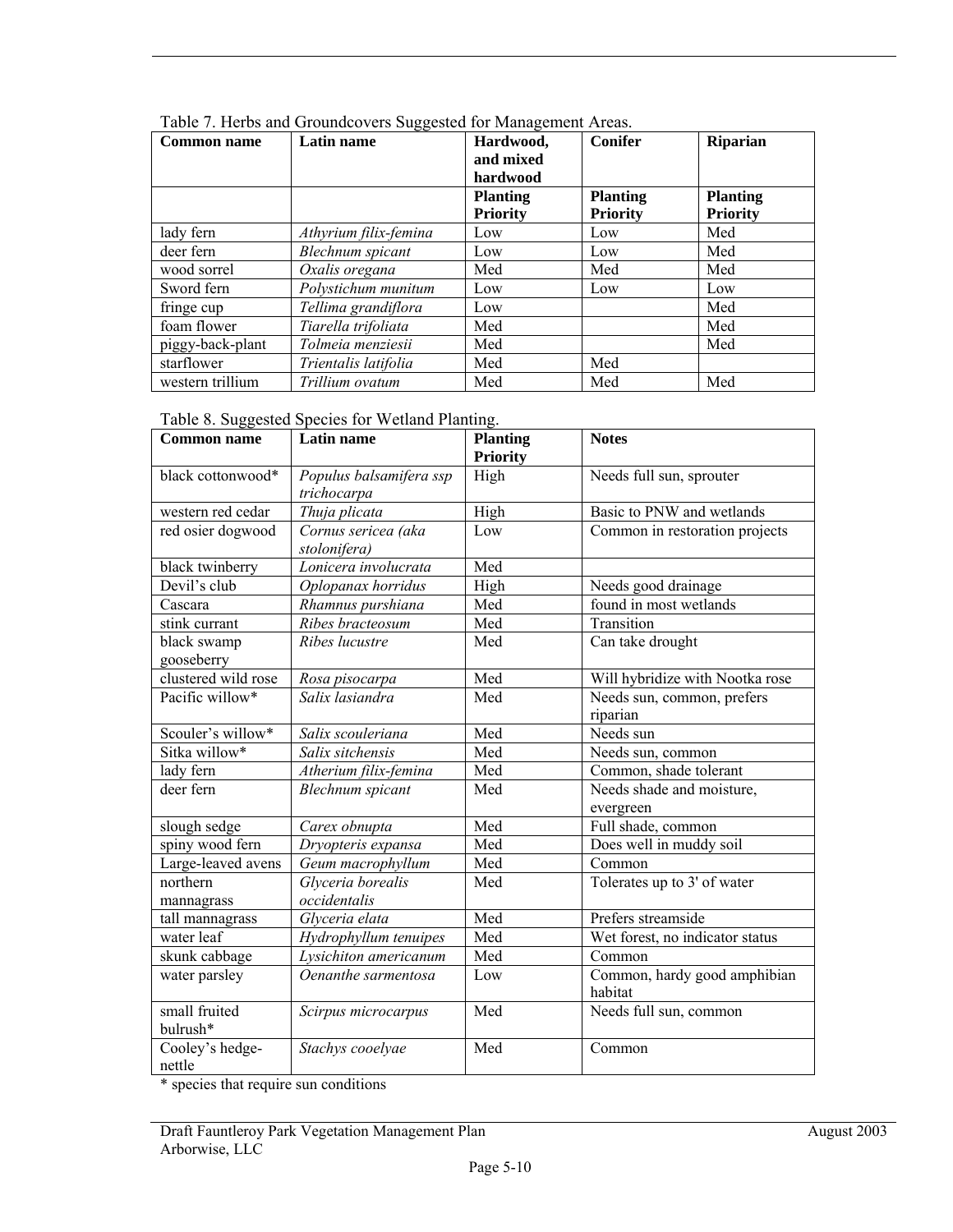Table 7. Herbs and Groundcovers Suggested for Management Areas.

| Common name | Latin name | Hardwood, and mixed hardwood | Conifer | Riparian |
|---|---|---|---|---|
| | | Planting Priority | Planting Priority | Planting Priority |
| lady fern | *Athyrium filix-femina* | Low | Low | Med |
| deer fern | *Blechnum spicant* | Low | Low | Med |
| wood sorrel | *Oxalis oregana* | Med | Med | Med |
| Sword fern | *Polystichum munitum* | Low | Low | Low |
| fringe cup | *Tellima grandiflora* | Low | | Med |
| foam flower | *Tiarella trifoliata* | Med | | Med |
| piggy-back-plant | *Tolmeia menziesii* | Med | | Med |
| starflower | *Trientalis latifolia* | Med | Med | |
| western trillium | *Trillium ovatum* | Med | Med | Med |

Table 8. Suggested Species for Wetland Planting.

| Common name | Latin name | Planting Priority | Notes |
|---|---|---|---|
| black cottonwood* | *Populus balsamifera ssp trichocarpa* | High | Needs full sun, sprouter |
| western red cedar | *Thuja plicata* | High | Basic to PNW and wetlands |
| red osier dogwood | *Cornus sericea (aka stolonifera)* | Low | Common in restoration projects |
| black twinberry | *Lonicera involucrata* | Med | |
| Devil's club | *Oplopanax horridus* | High | Needs good drainage |
| Cascara | *Rhamnus purshiana* | Med | found in most wetlands |
| stink currant | *Ribes bracteosum* | Med | Transition |
| black swamp gooseberry | *Ribes lucustre* | Med | Can take drought |
| clustered wild rose | *Rosa pisocarpa* | Med | Will hybridize with Nootka rose |
| Pacific willow* | *Salix lasiandra* | Med | Needs sun, common, prefers riparian |
| Scouler's willow* | *Salix scouleriana* | Med | Needs sun |
| Sitka willow* | *Salix sitchensis* | Med | Needs sun, common |
| lady fern | *Atherium filix-femina* | Med | Common, shade tolerant |
| deer fern | *Blechnum spicant* | Med | Needs shade and moisture, evergreen |
| slough sedge | *Carex obnupta* | Med | Full shade, common |
| spiny wood fern | *Dryopteris expansa* | Med | Does well in muddy soil |
| Large-leaved avens | *Geum macrophyllum* | Med | Common |
| northern mannagrass | *Glyceria borealis occidentalis* | Med | Tolerates up to 3' of water |
| tall mannagrass | *Glyceria elata* | Med | Prefers streamside |
| water leaf | *Hydrophyllum tenuipes* | Med | Wet forest, no indicator status |
| skunk cabbage | *Lysichiton americanum* | Med | Common |
| water parsley | *Oenanthe sarmentosa* | Low | Common, hardy good amphibian habitat |
| small fruited bulrush* | *Scirpus microcarpus* | Med | Needs full sun, common |
| Cooley's hedge-nettle | *Stachys cooelyae* | Med | Common |

* species that require sun conditions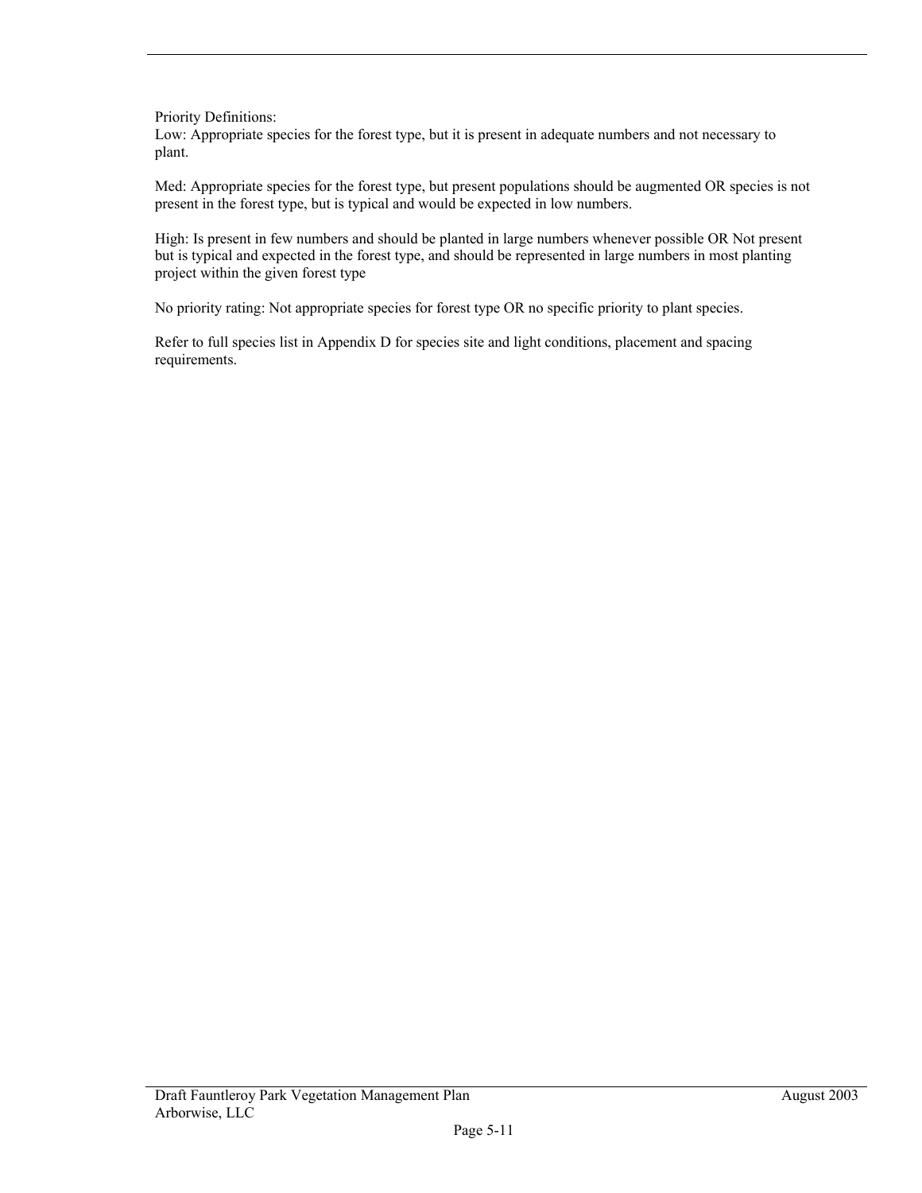Priority Definitions:
Low: Appropriate species for the forest type, but it is present in adequate numbers and not necessary to plant.

Med: Appropriate species for the forest type, but present populations should be augmented OR species is not present in the forest type, but is typical and would be expected in low numbers.

High: Is present in few numbers and should be planted in large numbers whenever possible OR Not present but is typical and expected in the forest type, and should be represented in large numbers in most planting project within the given forest type

No priority rating: Not appropriate species for forest type OR no specific priority to plant species.

Refer to full species list in Appendix D for species site and light conditions, placement and spacing requirements.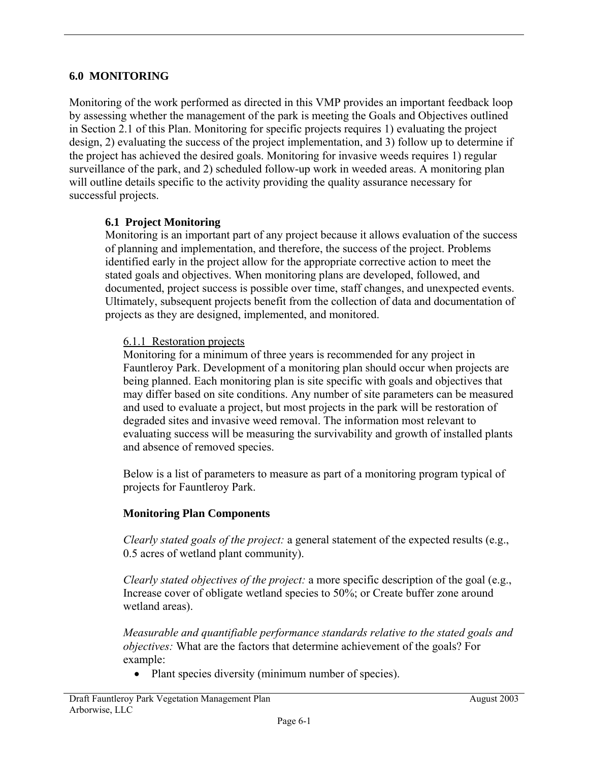## 6.0 MONITORING

Monitoring of the work performed as directed in this VMP provides an important feedback loop by assessing whether the management of the park is meeting the Goals and Objectives outlined in Section 2.1 of this Plan. Monitoring for specific projects requires 1) evaluating the project design, 2) evaluating the success of the project implementation, and 3) follow up to determine if the project has achieved the desired goals. Monitoring for invasive weeds requires 1) regular surveillance of the park, and 2) scheduled follow-up work in weeded areas. A monitoring plan will outline details specific to the activity providing the quality assurance necessary for successful projects.

### 6.1 Project Monitoring

Monitoring is an important part of any project because it allows evaluation of the success of planning and implementation, and therefore, the success of the project. Problems identified early in the project allow for the appropriate corrective action to meet the stated goals and objectives. When monitoring plans are developed, followed, and documented, project success is possible over time, staff changes, and unexpected events. Ultimately, subsequent projects benefit from the collection of data and documentation of projects as they are designed, implemented, and monitored.

#### 6.1.1 Restoration projects

Monitoring for a minimum of three years is recommended for any project in Fauntleroy Park. Development of a monitoring plan should occur when projects are being planned. Each monitoring plan is site specific with goals and objectives that may differ based on site conditions. Any number of site parameters can be measured and used to evaluate a project, but most projects in the park will be restoration of degraded sites and invasive weed removal. The information most relevant to evaluating success will be measuring the survivability and growth of installed plants and absence of removed species.

Below is a list of parameters to measure as part of a monitoring program typical of projects for Fauntleroy Park.

**Monitoring Plan Components**

*Clearly stated goals of the project:* a general statement of the expected results (e.g., 0.5 acres of wetland plant community).

*Clearly stated objectives of the project:* a more specific description of the goal (e.g., Increase cover of obligate wetland species to 50%; or Create buffer zone around wetland areas).

*Measurable and quantifiable performance standards relative to the stated goals and objectives:* What are the factors that determine achievement of the goals? For example:

- Plant species diversity (minimum number of species).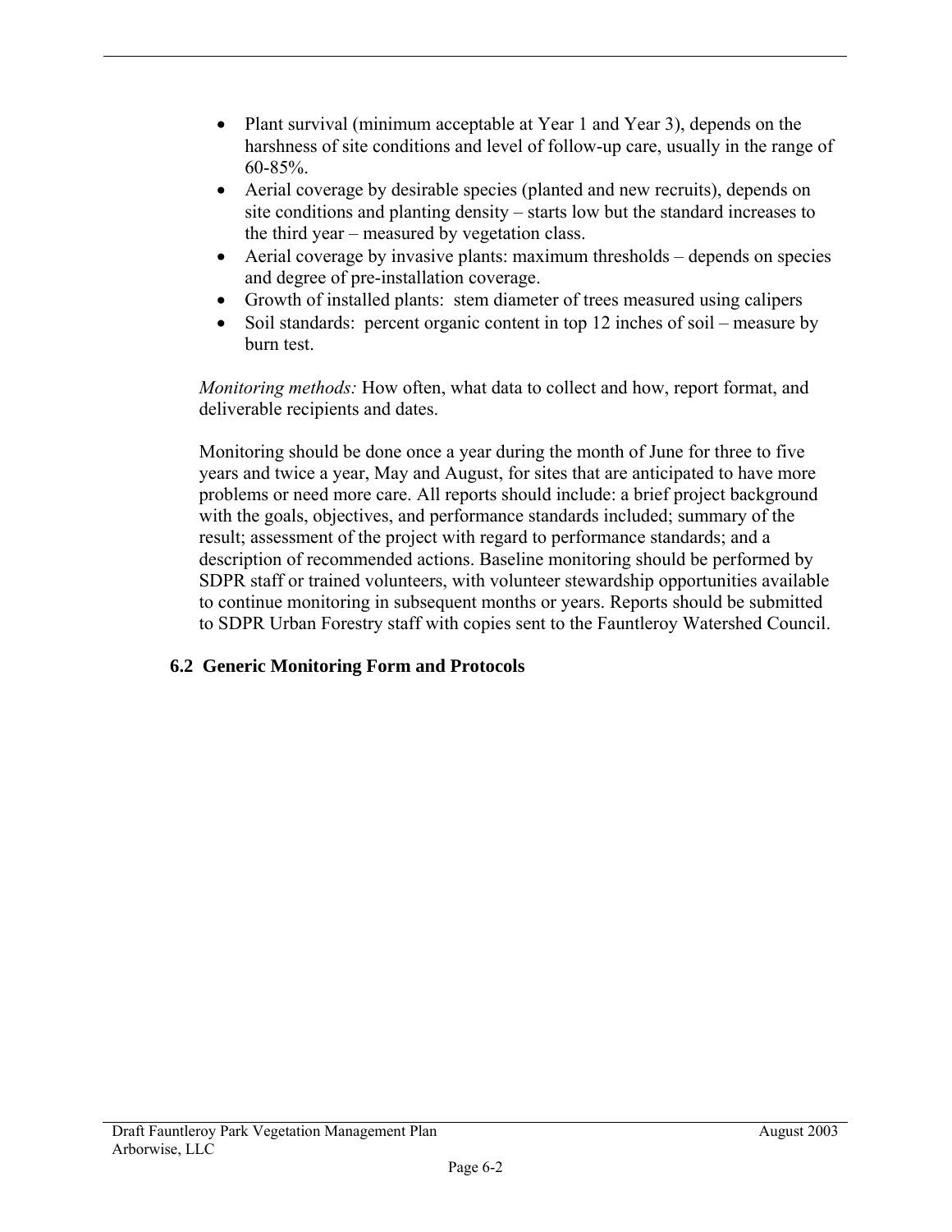- Plant survival (minimum acceptable at Year 1 and Year 3), depends on the harshness of site conditions and level of follow-up care, usually in the range of 60-85%.
- Aerial coverage by desirable species (planted and new recruits), depends on site conditions and planting density – starts low but the standard increases to the third year – measured by vegetation class.
- Aerial coverage by invasive plants: maximum thresholds – depends on species and degree of pre-installation coverage.
- Growth of installed plants: stem diameter of trees measured using calipers
- Soil standards: percent organic content in top 12 inches of soil – measure by burn test.

*Monitoring methods:* How often, what data to collect and how, report format, and deliverable recipients and dates.

Monitoring should be done once a year during the month of June for three to five years and twice a year, May and August, for sites that are anticipated to have more problems or need more care. All reports should include: a brief project background with the goals, objectives, and performance standards included; summary of the result; assessment of the project with regard to performance standards; and a description of recommended actions. Baseline monitoring should be performed by SDPR staff or trained volunteers, with volunteer stewardship opportunities available to continue monitoring in subsequent months or years. Reports should be submitted to SDPR Urban Forestry staff with copies sent to the Fauntleroy Watershed Council.

## 6.2 Generic Monitoring Form and Protocols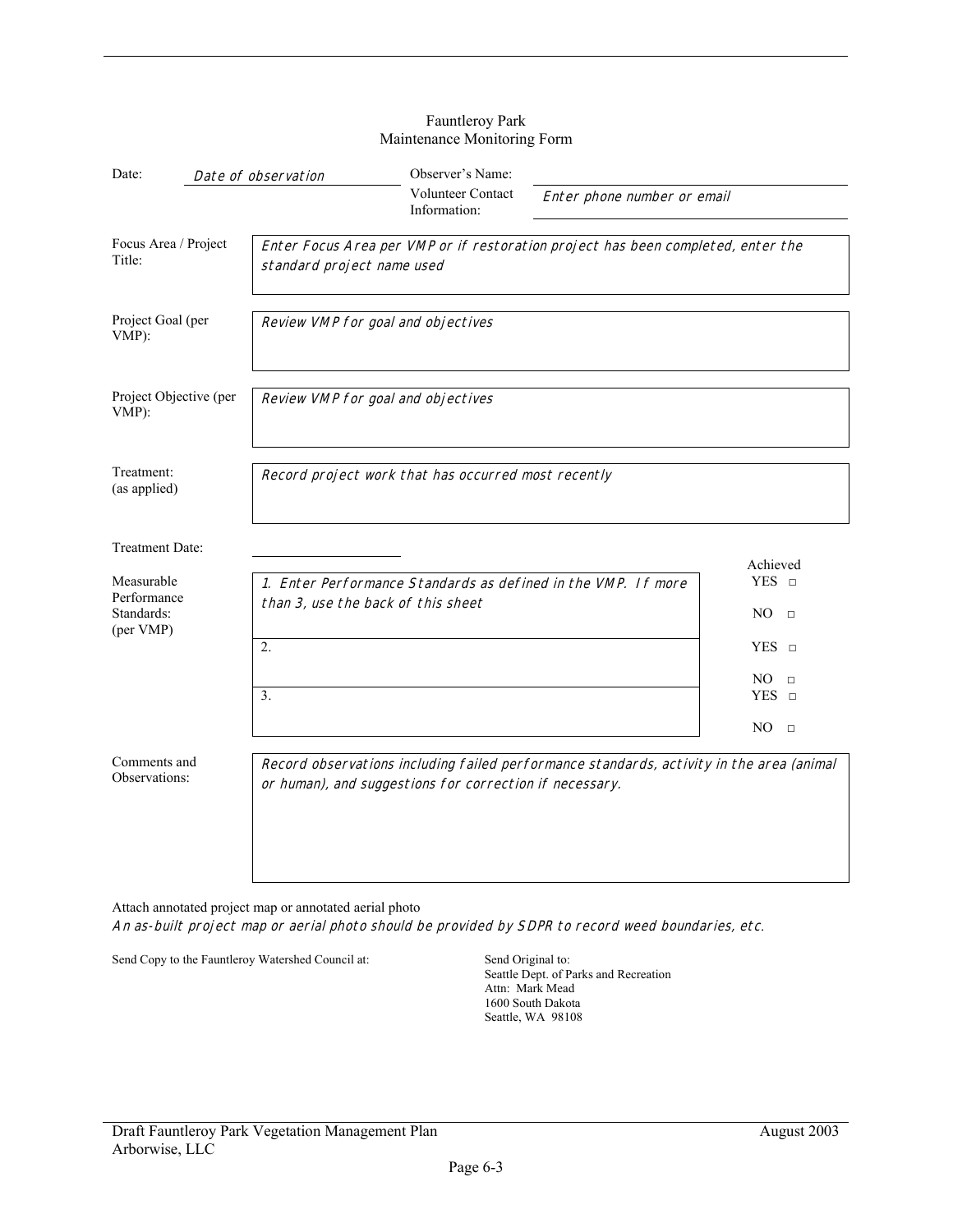# Fauntleroy Park
## Maintenance Monitoring Form

| | | | |
|---|---|---|---|
| Date: | *Date of observation* | Observer's Name: | |
| | | Volunteer Contact Information: | *Enter phone number or email* |

| | |
|---|---|
| Focus Area / Project Title: | *Enter Focus Area per VMP or if restoration project has been completed, enter the standard project name used* |
| Project Goal (per VMP): | *Review VMP for goal and objectives* |
| Project Objective (per VMP): | *Review VMP for goal and objectives* |
| Treatment: (as applied) | *Record project work that has occurred most recently* |
| Treatment Date: | |

| Measurable Performance Standards: (per VMP) | | Achieved |
|---|---|---|
| | 1. *Enter Performance Standards as defined in the VMP. If more than 3, use the back of this sheet* | YES □ NO □ |
| | 2. | YES □ NO □ |
| | 3. | YES □ NO □ |

| | |
|---|---|
| Comments and Observations: | *Record observations including failed performance standards, activity in the area (animal or human), and suggestions for correction if necessary.* |

Attach annotated project map or annotated aerial photo

*An as-built project map or aerial photo should be provided by SDPR to record weed boundaries, etc.*

Send Copy to the Fauntleroy Watershed Council at:

Send Original to:
Seattle Dept. of Parks and Recreation
Attn: Mark Mead
1600 South Dakota
Seattle, WA 98108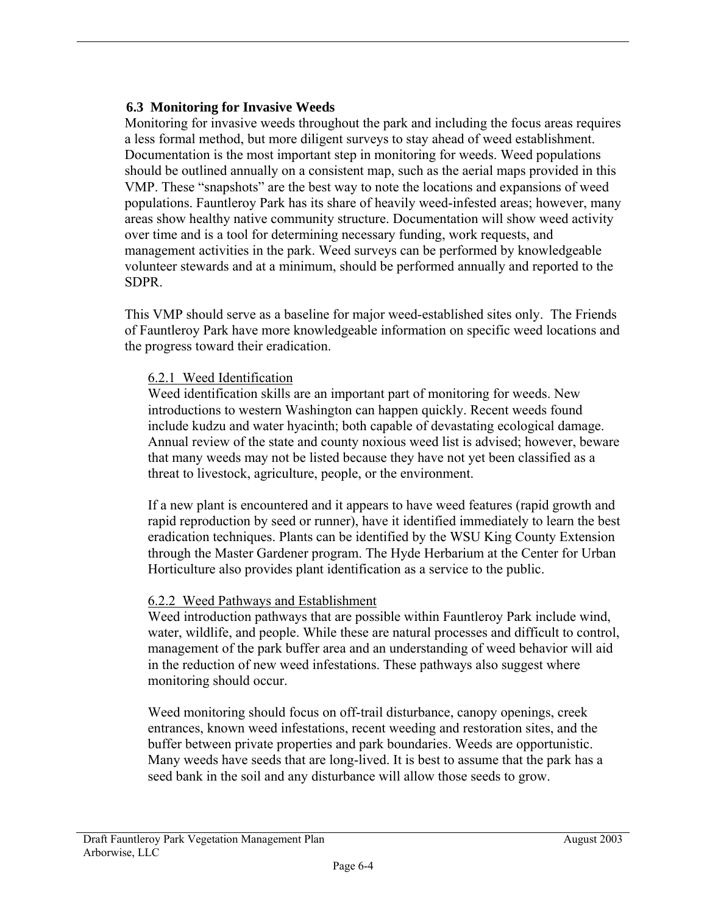## 6.3 Monitoring for Invasive Weeds

Monitoring for invasive weeds throughout the park and including the focus areas requires a less formal method, but more diligent surveys to stay ahead of weed establishment. Documentation is the most important step in monitoring for weeds. Weed populations should be outlined annually on a consistent map, such as the aerial maps provided in this VMP. These "snapshots" are the best way to note the locations and expansions of weed populations. Fauntleroy Park has its share of heavily weed-infested areas; however, many areas show healthy native community structure. Documentation will show weed activity over time and is a tool for determining necessary funding, work requests, and management activities in the park. Weed surveys can be performed by knowledgeable volunteer stewards and at a minimum, should be performed annually and reported to the SDPR.

This VMP should serve as a baseline for major weed-established sites only. The Friends of Fauntleroy Park have more knowledgeable information on specific weed locations and the progress toward their eradication.

### 6.2.1 Weed Identification

Weed identification skills are an important part of monitoring for weeds. New introductions to western Washington can happen quickly. Recent weeds found include kudzu and water hyacinth; both capable of devastating ecological damage. Annual review of the state and county noxious weed list is advised; however, beware that many weeds may not be listed because they have not yet been classified as a threat to livestock, agriculture, people, or the environment.

If a new plant is encountered and it appears to have weed features (rapid growth and rapid reproduction by seed or runner), have it identified immediately to learn the best eradication techniques. Plants can be identified by the WSU King County Extension through the Master Gardener program. The Hyde Herbarium at the Center for Urban Horticulture also provides plant identification as a service to the public.

### 6.2.2 Weed Pathways and Establishment

Weed introduction pathways that are possible within Fauntleroy Park include wind, water, wildlife, and people. While these are natural processes and difficult to control, management of the park buffer area and an understanding of weed behavior will aid in the reduction of new weed infestations. These pathways also suggest where monitoring should occur.

Weed monitoring should focus on off-trail disturbance, canopy openings, creek entrances, known weed infestations, recent weeding and restoration sites, and the buffer between private properties and park boundaries. Weeds are opportunistic. Many weeds have seeds that are long-lived. It is best to assume that the park has a seed bank in the soil and any disturbance will allow those seeds to grow.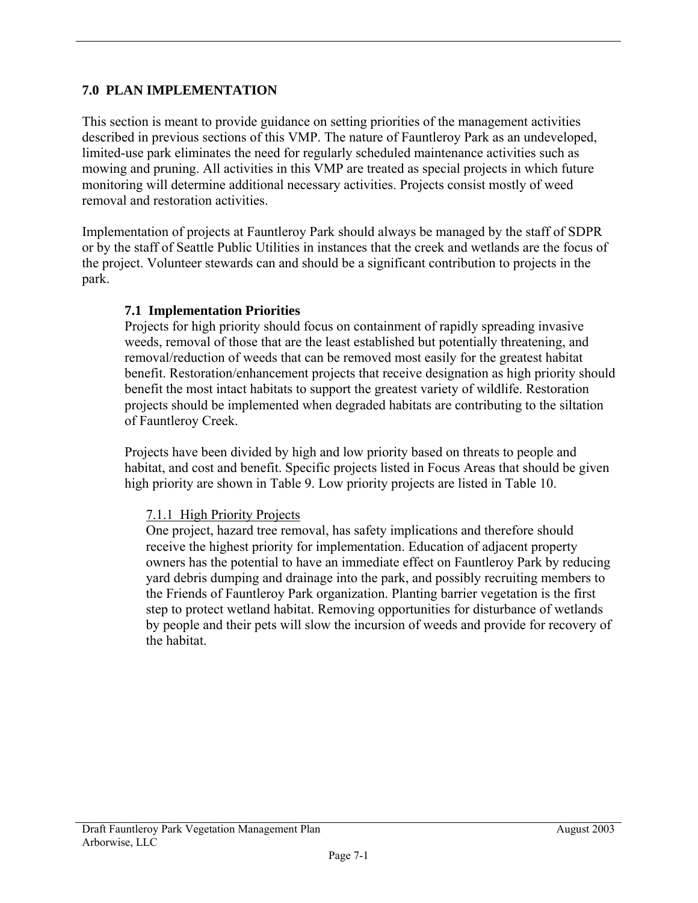## 7.0 PLAN IMPLEMENTATION

This section is meant to provide guidance on setting priorities of the management activities described in previous sections of this VMP. The nature of Fauntleroy Park as an undeveloped, limited-use park eliminates the need for regularly scheduled maintenance activities such as mowing and pruning. All activities in this VMP are treated as special projects in which future monitoring will determine additional necessary activities. Projects consist mostly of weed removal and restoration activities.

Implementation of projects at Fauntleroy Park should always be managed by the staff of SDPR or by the staff of Seattle Public Utilities in instances that the creek and wetlands are the focus of the project. Volunteer stewards can and should be a significant contribution to projects in the park.

### 7.1 Implementation Priorities

Projects for high priority should focus on containment of rapidly spreading invasive weeds, removal of those that are the least established but potentially threatening, and removal/reduction of weeds that can be removed most easily for the greatest habitat benefit. Restoration/enhancement projects that receive designation as high priority should benefit the most intact habitats to support the greatest variety of wildlife. Restoration projects should be implemented when degraded habitats are contributing to the siltation of Fauntleroy Creek.

Projects have been divided by high and low priority based on threats to people and habitat, and cost and benefit. Specific projects listed in Focus Areas that should be given high priority are shown in Table 9. Low priority projects are listed in Table 10.

#### 7.1.1 High Priority Projects

One project, hazard tree removal, has safety implications and therefore should receive the highest priority for implementation. Education of adjacent property owners has the potential to have an immediate effect on Fauntleroy Park by reducing yard debris dumping and drainage into the park, and possibly recruiting members to the Friends of Fauntleroy Park organization. Planting barrier vegetation is the first step to protect wetland habitat. Removing opportunities for disturbance of wetlands by people and their pets will slow the incursion of weeds and provide for recovery of the habitat.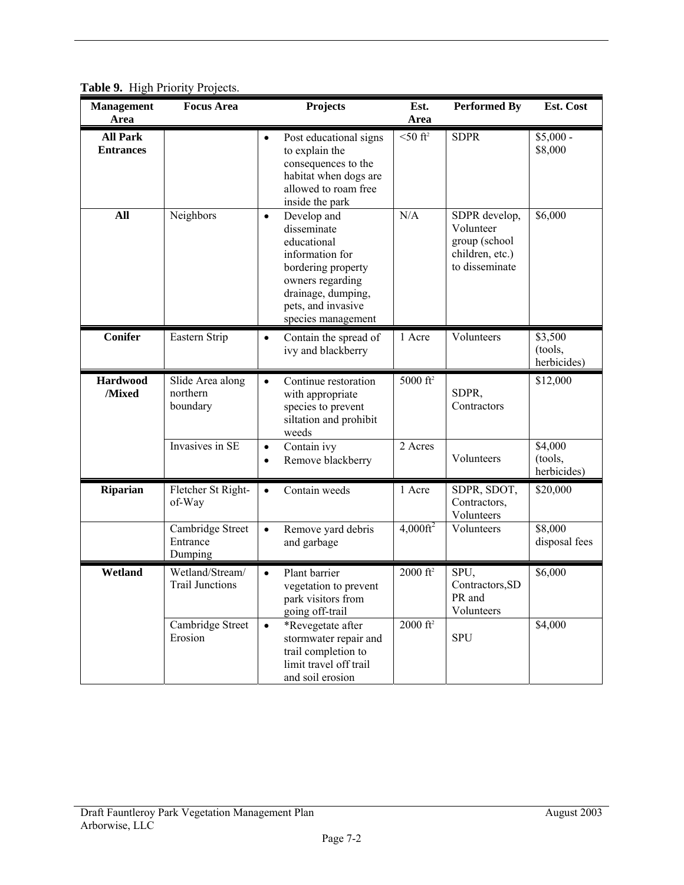**Table 9.** High Priority Projects.

| Management Area | Focus Area | Projects | Est. Area | Performed By | Est. Cost |
|---|---|---|---|---|---|
| **All Park Entrances** | | • Post educational signs to explain the consequences to the habitat when dogs are allowed to roam free inside the park | <50 $ft^2$ | SDPR | \$5,000 - \$8,000 |
| **All** | Neighbors | • Develop and disseminate educational information for bordering property owners regarding drainage, dumping, pets, and invasive species management | N/A | SDPR develop, Volunteer group (school children, etc.) to disseminate | \$6,000 |
| **Conifer** | Eastern Strip | • Contain the spread of ivy and blackberry | 1 Acre | Volunteers | \$3,500 (tools, herbicides) |
| **Hardwood /Mixed** | Slide Area along northern boundary | • Continue restoration with appropriate species to prevent siltation and prohibit weeds | 5000 $ft^2$ | SDPR, Contractors | \$12,000 |
| | Invasives in SE | • Contain ivy<br>• Remove blackberry | 2 Acres | Volunteers | \$4,000 (tools, herbicides) |
| **Riparian** | Fletcher St Right-of-Way | • Contain weeds | 1 Acre | SDPR, SDOT, Contractors, Volunteers | \$20,000 |
| | Cambridge Street Entrance Dumping | • Remove yard debris and garbage | 4,000$ft^2$ | Volunteers | \$8,000 disposal fees |
| **Wetland** | Wetland/Stream/ Trail Junctions | • Plant barrier vegetation to prevent park visitors from going off-trail | 2000 $ft^2$ | SPU, Contractors,SDPR and Volunteers | \$6,000 |
| | Cambridge Street Erosion | • *Revegetate after stormwater repair and trail completion to limit travel off trail and soil erosion | 2000 $ft^2$ | SPU | \$4,000 |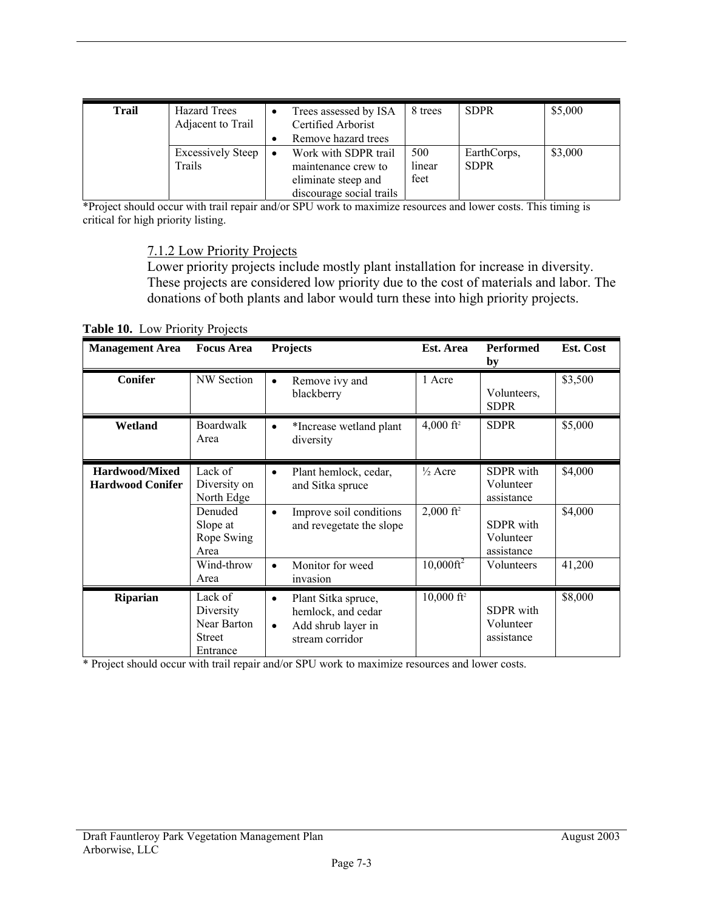| Trail | Hazard Trees Adjacent to Trail | • Trees assessed by ISA Certified Arborist<br>• Remove hazard trees | 8 trees | SDPR | $5,000 |
|---|---|---|---|---|---|
| | Excessively Steep Trails | • Work with SDPR trail maintenance crew to eliminate steep and discourage social trails | 500 linear feet | EarthCorps, SDPR | $3,000 |

*Project should occur with trail repair and/or SPU work to maximize resources and lower costs. This timing is critical for high priority listing.

### 7.1.2 Low Priority Projects

Lower priority projects include mostly plant installation for increase in diversity. These projects are considered low priority due to the cost of materials and labor. The donations of both plants and labor would turn these into high priority projects.

**Table 10.** Low Priority Projects

| Management Area | Focus Area | Projects | Est. Area | Performed by | Est. Cost |
|---|---|---|---|---|---|
| **Conifer** | NW Section | • Remove ivy and blackberry | 1 Acre | Volunteers, SDPR | $3,500 |
| **Wetland** | Boardwalk Area | • *Increase wetland plant diversity | 4,000 ft² | SDPR | $5,000 |
| **Hardwood/Mixed Hardwood Conifer** | Lack of Diversity on North Edge | • Plant hemlock, cedar, and Sitka spruce | ½ Acre | SDPR with Volunteer assistance | $4,000 |
| | Denuded Slope at Rope Swing Area | • Improve soil conditions and revegetate the slope | 2,000 ft² | SDPR with Volunteer assistance | $4,000 |
| | Wind-throw Area | • Monitor for weed invasion | 10,000ft² | Volunteers | 41,200 |
| **Riparian** | Lack of Diversity Near Barton Street Entrance | • Plant Sitka spruce, hemlock, and cedar<br>• Add shrub layer in stream corridor | 10,000 ft² | SDPR with Volunteer assistance | $8,000 |

* Project should occur with trail repair and/or SPU work to maximize resources and lower costs.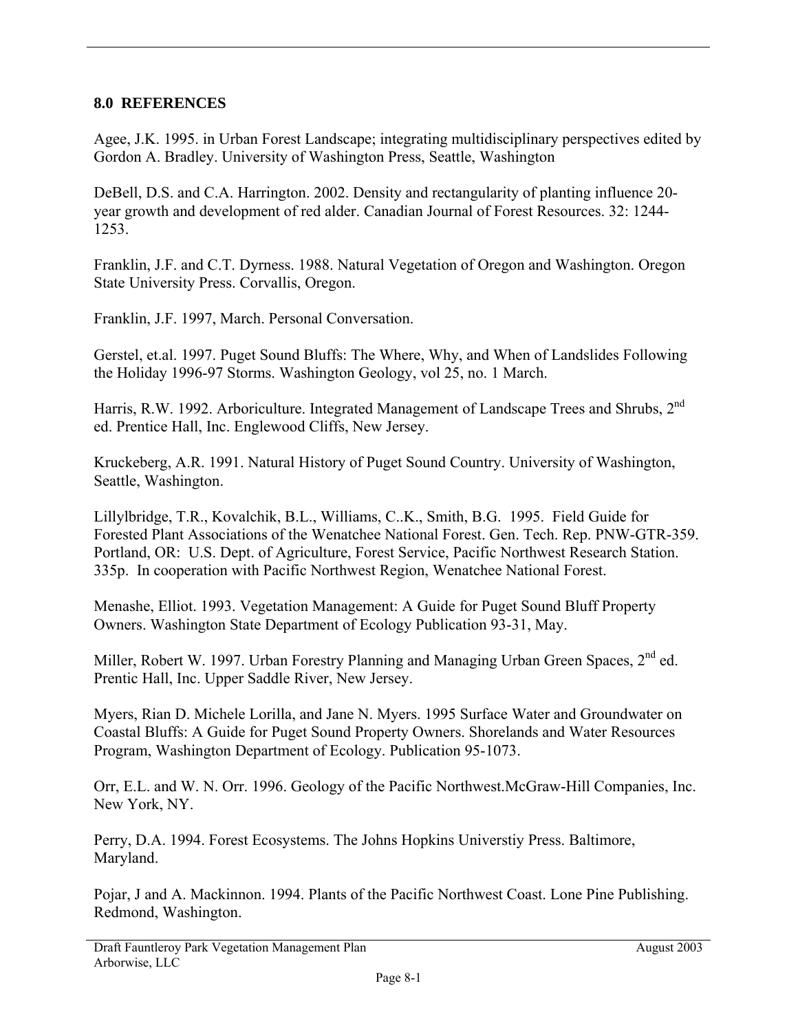## 8.0 REFERENCES

Agee, J.K. 1995. in Urban Forest Landscape; integrating multidisciplinary perspectives edited by Gordon A. Bradley. University of Washington Press, Seattle, Washington

DeBell, D.S. and C.A. Harrington. 2002. Density and rectangularity of planting influence 20-year growth and development of red alder. Canadian Journal of Forest Resources. 32: 1244-1253.

Franklin, J.F. and C.T. Dyrness. 1988. Natural Vegetation of Oregon and Washington. Oregon State University Press. Corvallis, Oregon.

Franklin, J.F. 1997, March. Personal Conversation.

Gerstel, et.al. 1997. Puget Sound Bluffs: The Where, Why, and When of Landslides Following the Holiday 1996-97 Storms. Washington Geology, vol 25, no. 1 March.

Harris, R.W. 1992. Arboriculture. Integrated Management of Landscape Trees and Shrubs, 2nd ed. Prentice Hall, Inc. Englewood Cliffs, New Jersey.

Kruckeberg, A.R. 1991. Natural History of Puget Sound Country. University of Washington, Seattle, Washington.

Lillylbridge, T.R., Kovalchik, B.L., Williams, C..K., Smith, B.G. 1995. Field Guide for Forested Plant Associations of the Wenatchee National Forest. Gen. Tech. Rep. PNW-GTR-359. Portland, OR: U.S. Dept. of Agriculture, Forest Service, Pacific Northwest Research Station. 335p. In cooperation with Pacific Northwest Region, Wenatchee National Forest.

Menashe, Elliot. 1993. Vegetation Management: A Guide for Puget Sound Bluff Property Owners. Washington State Department of Ecology Publication 93-31, May.

Miller, Robert W. 1997. Urban Forestry Planning and Managing Urban Green Spaces, 2nd ed. Prentic Hall, Inc. Upper Saddle River, New Jersey.

Myers, Rian D. Michele Lorilla, and Jane N. Myers. 1995 Surface Water and Groundwater on Coastal Bluffs: A Guide for Puget Sound Property Owners. Shorelands and Water Resources Program, Washington Department of Ecology. Publication 95-1073.

Orr, E.L. and W. N. Orr. 1996. Geology of the Pacific Northwest.McGraw-Hill Companies, Inc. New York, NY.

Perry, D.A. 1994. Forest Ecosystems. The Johns Hopkins Universtiy Press. Baltimore, Maryland.

Pojar, J and A. Mackinnon. 1994. Plants of the Pacific Northwest Coast. Lone Pine Publishing. Redmond, Washington.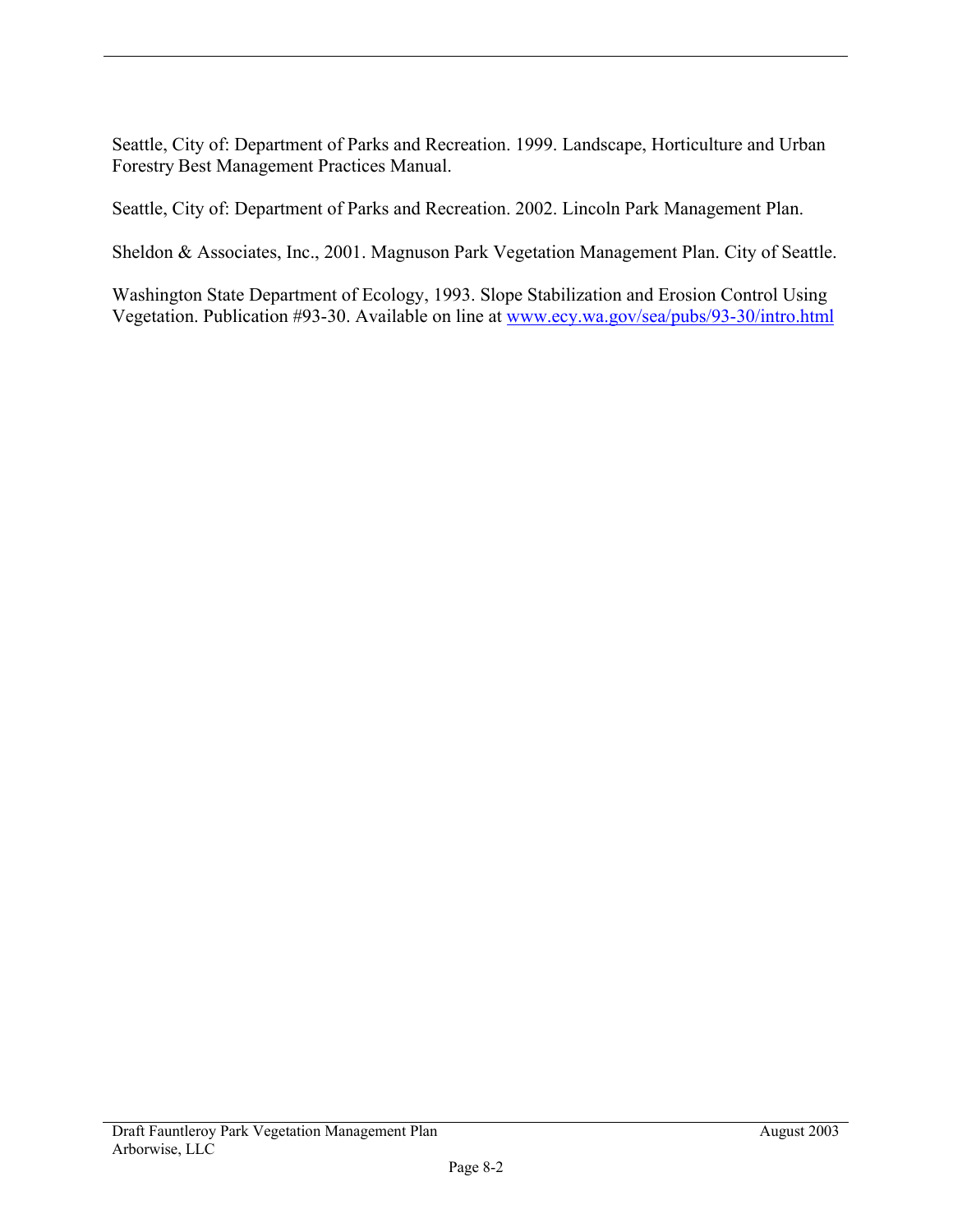Seattle, City of: Department of Parks and Recreation. 1999. Landscape, Horticulture and Urban Forestry Best Management Practices Manual.

Seattle, City of: Department of Parks and Recreation. 2002. Lincoln Park Management Plan.

Sheldon & Associates, Inc., 2001. Magnuson Park Vegetation Management Plan. City of Seattle.

Washington State Department of Ecology, 1993. Slope Stabilization and Erosion Control Using Vegetation. Publication #93-30. Available on line at [www.ecy.wa.gov/sea/pubs/93-30/intro.html](www.ecy.wa.gov/sea/pubs/93-30/intro.html)